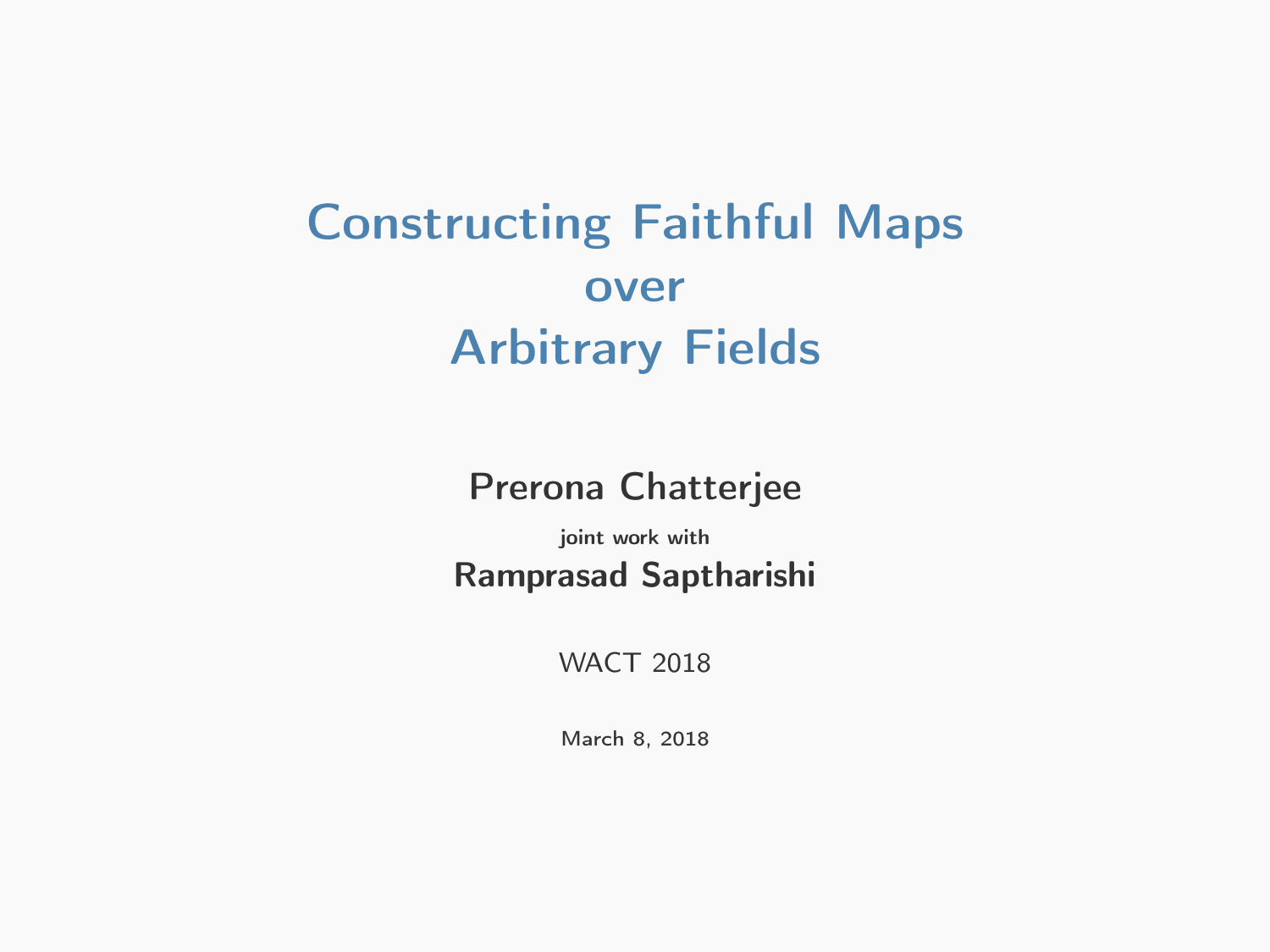# Constructing Faithful Maps over Arbitrary Fields

**Prerona Chatterjee**

joint work with

**Ramprasad Saptharishi**

WACT 2018

March 8, 2018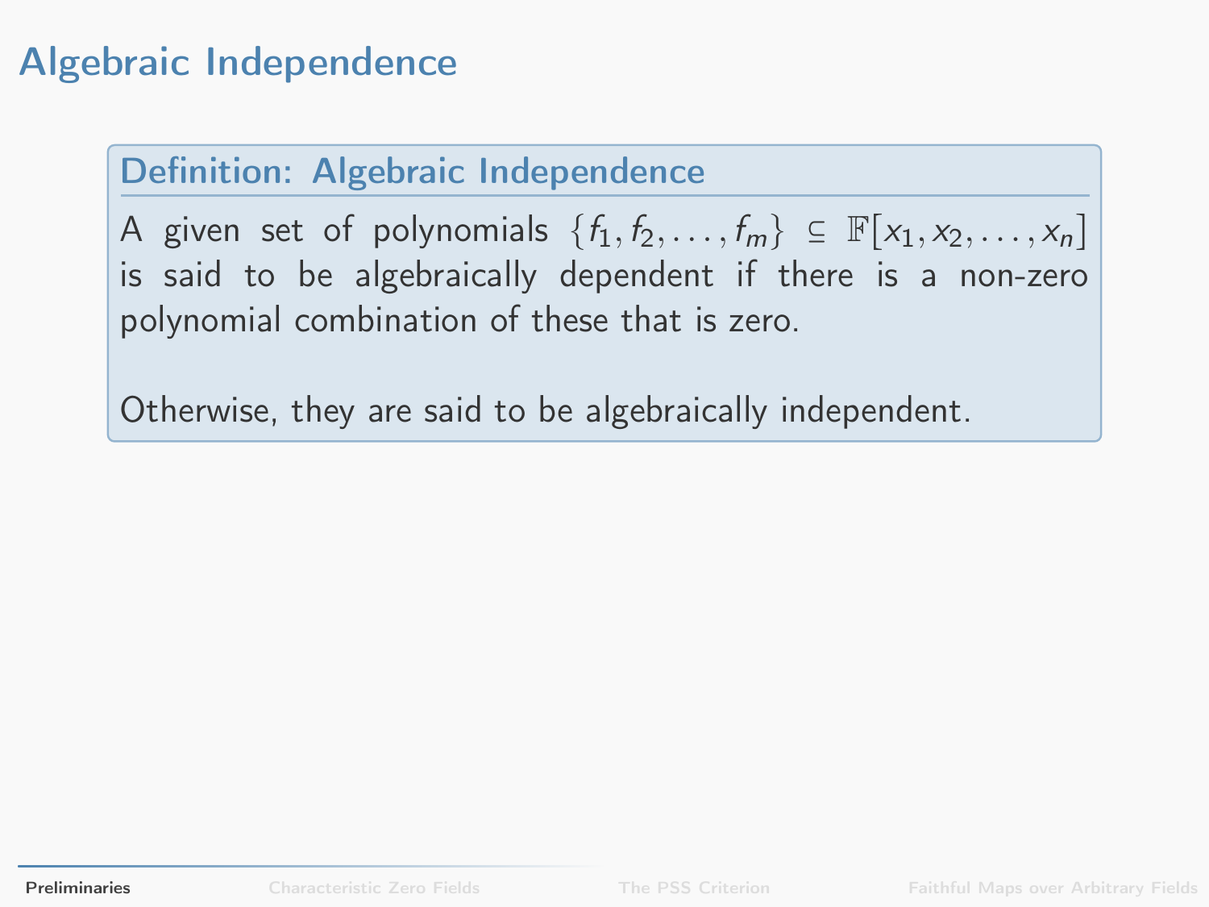# Algebraic Independence

## Definition: Algebraic Independence

A given set of polynomials $\{f_1, f_2, \ldots, f_m\} \subseteq \mathbb{F}[x_1, x_2, \ldots, x_n]$ is said to be algebraically dependent if there is a non-zero polynomial combination of these that is zero.

Otherwise, they are said to be algebraically independent.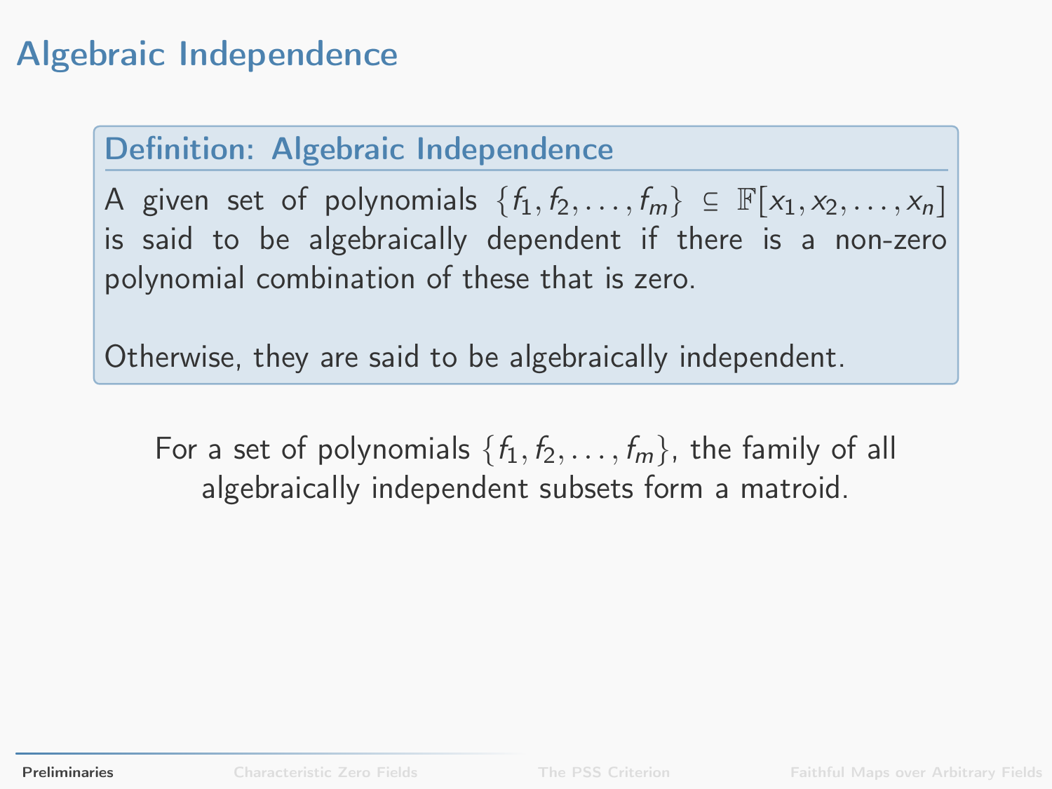# Algebraic Independence

## Definition: Algebraic Independence

A given set of polynomials $\{f_1, f_2, \ldots, f_m\} \subseteq \mathbb{F}[x_1, x_2, \ldots, x_n]$ is said to be algebraically dependent if there is a non-zero polynomial combination of these that is zero.

Otherwise, they are said to be algebraically independent.

For a set of polynomials $\{f_1, f_2, \ldots, f_m\}$, the family of all algebraically independent subsets form a matroid.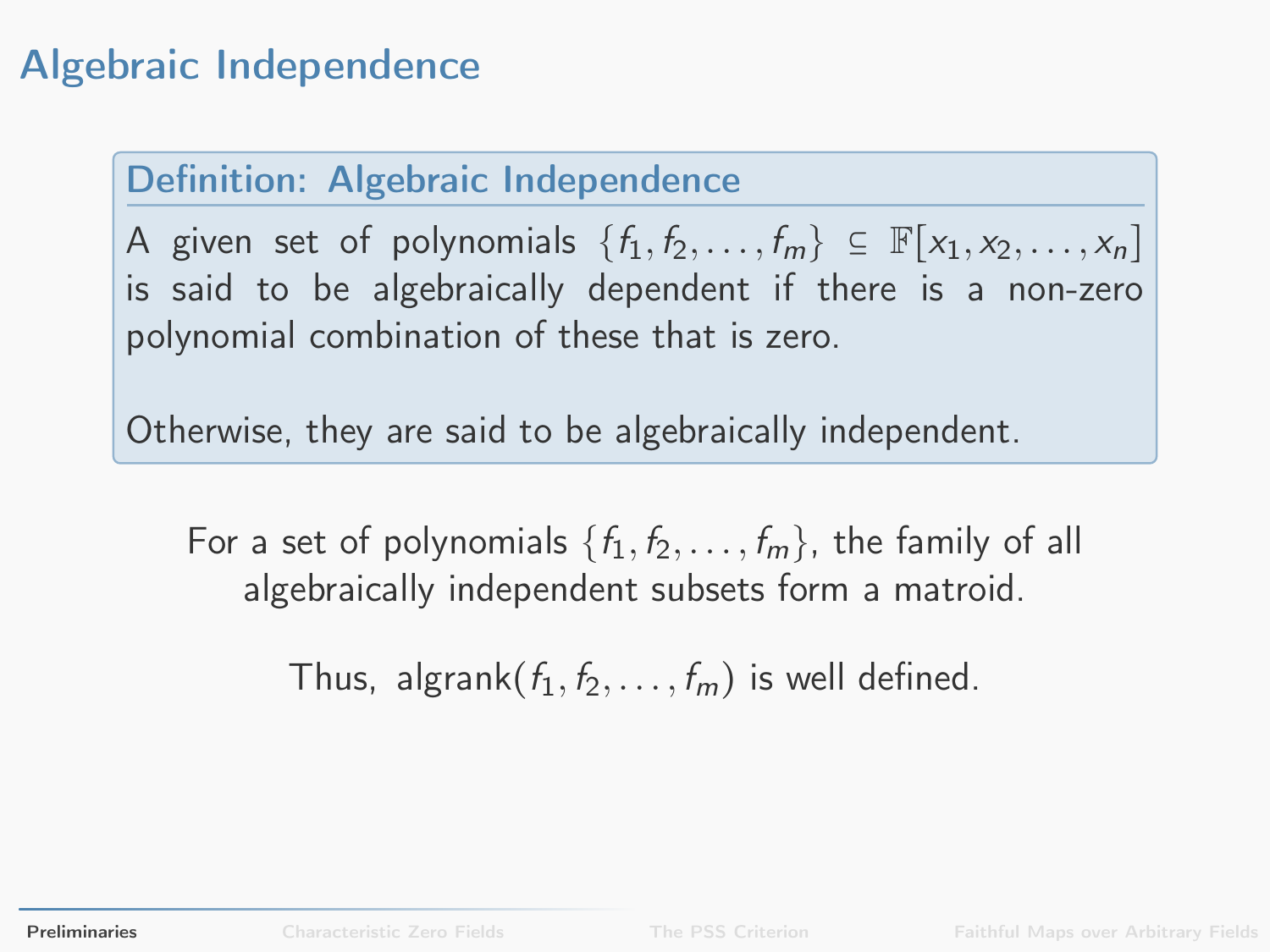# Algebraic Independence

**Definition: Algebraic Independence**

A given set of polynomials $\{f_1, f_2, \ldots, f_m\} \subseteq \mathbb{F}[x_1, x_2, \ldots, x_n]$ is said to be algebraically dependent if there is a non-zero polynomial combination of these that is zero.

Otherwise, they are said to be algebraically independent.

For a set of polynomials $\{f_1, f_2, \ldots, f_m\}$, the family of all algebraically independent subsets form a matroid.

Thus, $\text{algrank}(f_1, f_2, \ldots, f_m)$ is well defined.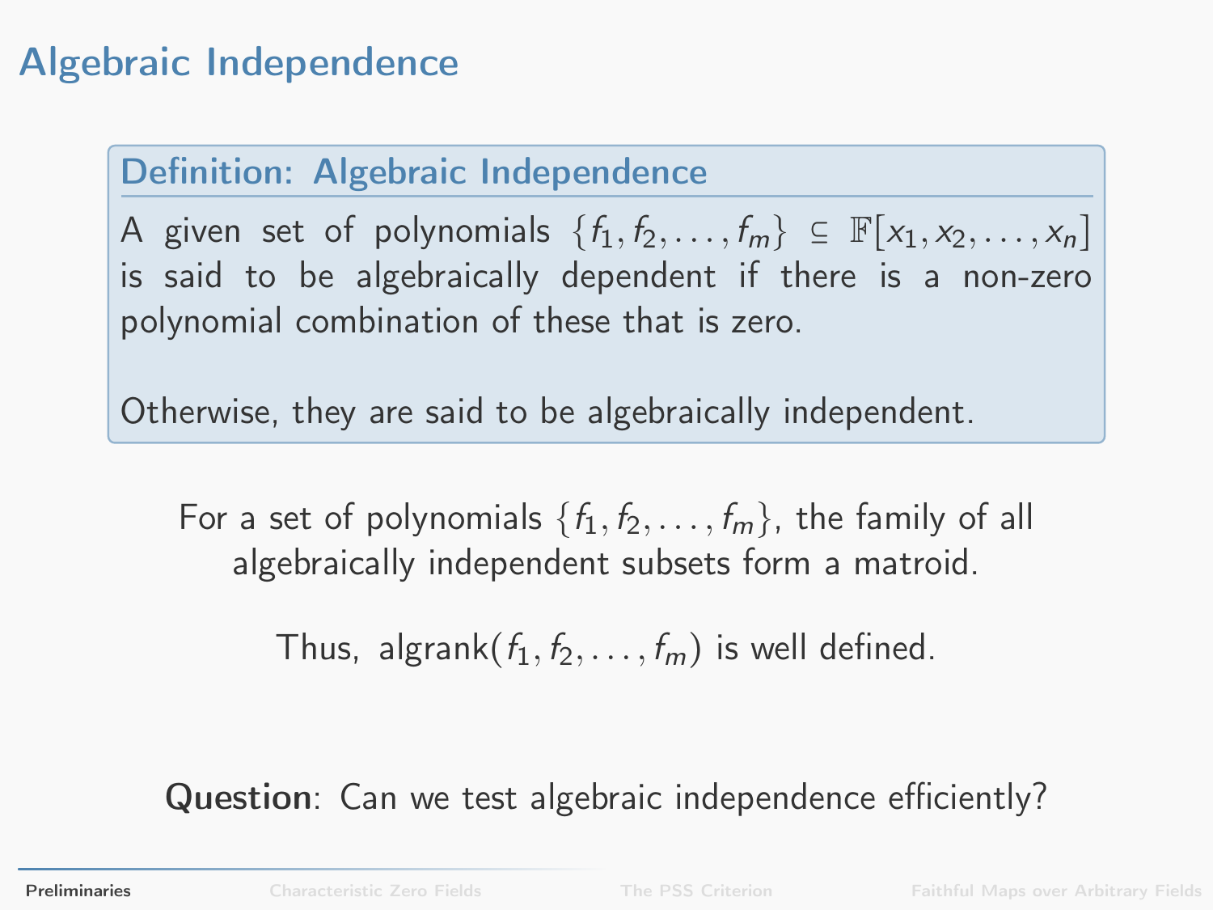# Algebraic Independence

### Definition: Algebraic Independence

A given set of polynomials $\{f_1, f_2, \ldots, f_m\} \subseteq \mathbb{F}[x_1, x_2, \ldots, x_n]$ is said to be algebraically dependent if there is a non-zero polynomial combination of these that is zero.

Otherwise, they are said to be algebraically independent.

For a set of polynomials $\{f_1, f_2, \ldots, f_m\}$, the family of all algebraically independent subsets form a matroid.

Thus, $\text{algrank}(f_1, f_2, \ldots, f_m)$ is well defined.

**Question**: Can we test algebraic independence efficiently?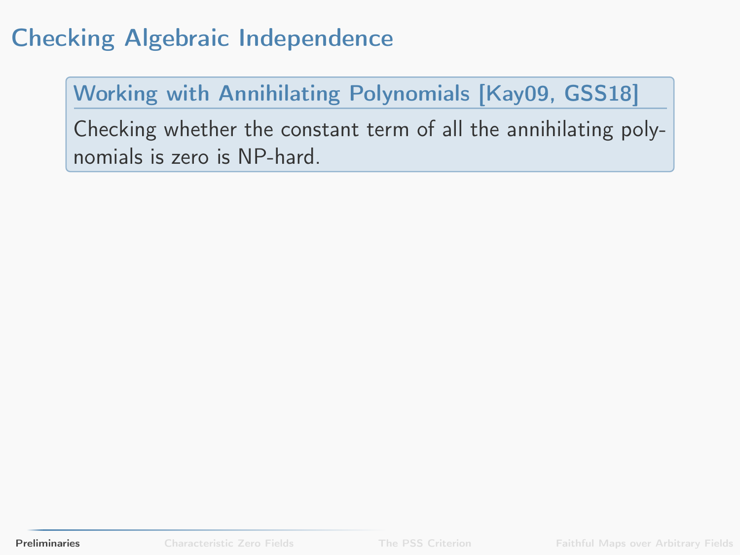# Checking Algebraic Independence

## Working with Annihilating Polynomials [Kay09, GSS18]

Checking whether the constant term of all the annihilating polynomials is zero is NP-hard.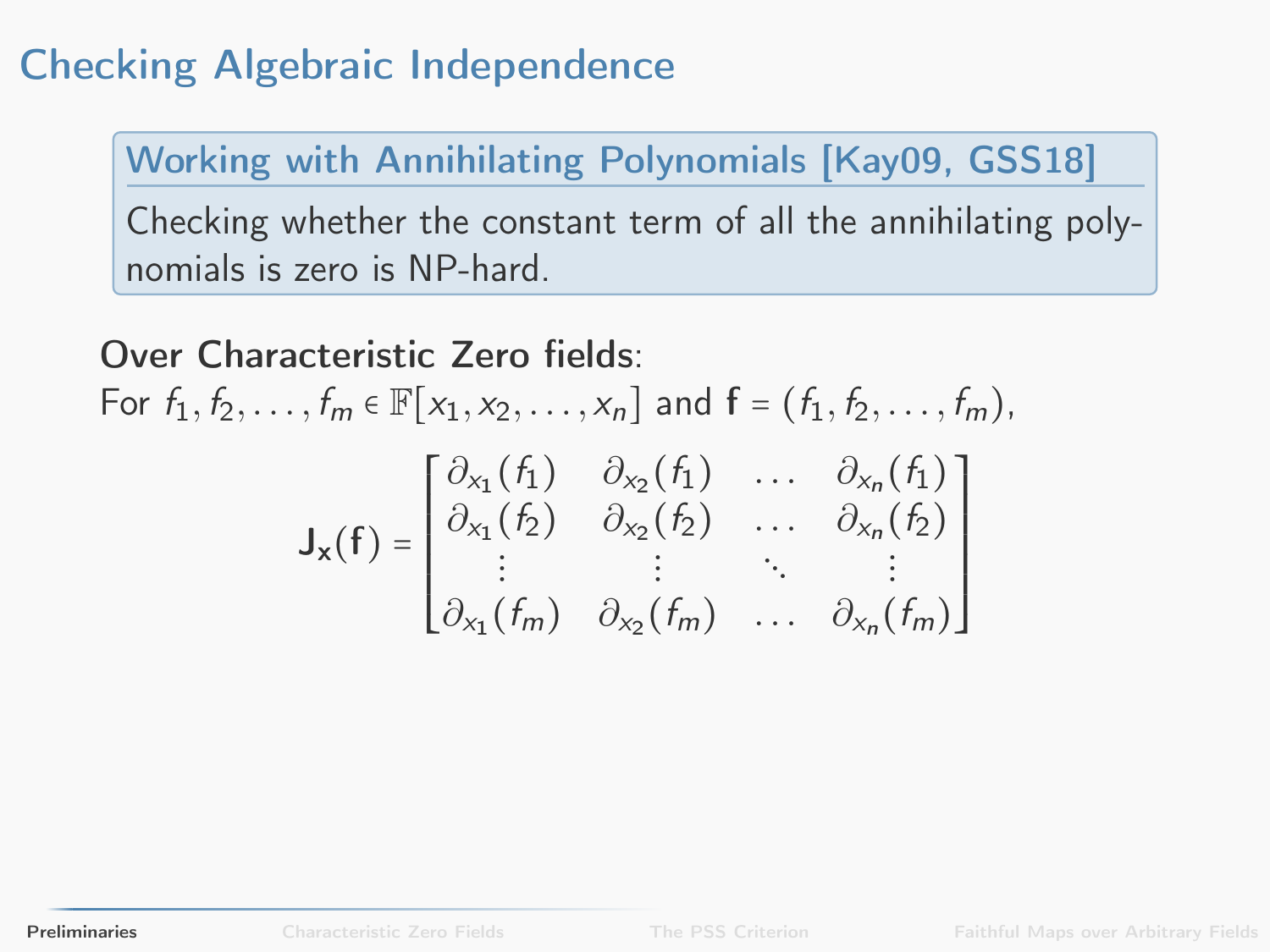# Checking Algebraic Independence

### Working with Annihilating Polynomials [Kay09, GSS18]

Checking whether the constant term of all the annihilating polynomials is zero is NP-hard.

**Over Characteristic Zero fields**:
For $f_1, f_2, \ldots, f_m \in \mathbb{F}[x_1, x_2, \ldots, x_n]$ and $\mathbf{f} = (f_1, f_2, \ldots, f_m)$,

$$\mathbf{J_x}(\mathbf{f}) = \begin{bmatrix} \partial_{x_1}(f_1) & \partial_{x_2}(f_1) & \ldots & \partial_{x_n}(f_1) \\ \partial_{x_1}(f_2) & \partial_{x_2}(f_2) & \ldots & \partial_{x_n}(f_2) \\ \vdots & \vdots & \ddots & \vdots \\ \partial_{x_1}(f_m) & \partial_{x_2}(f_m) & \ldots & \partial_{x_n}(f_m) \end{bmatrix}$$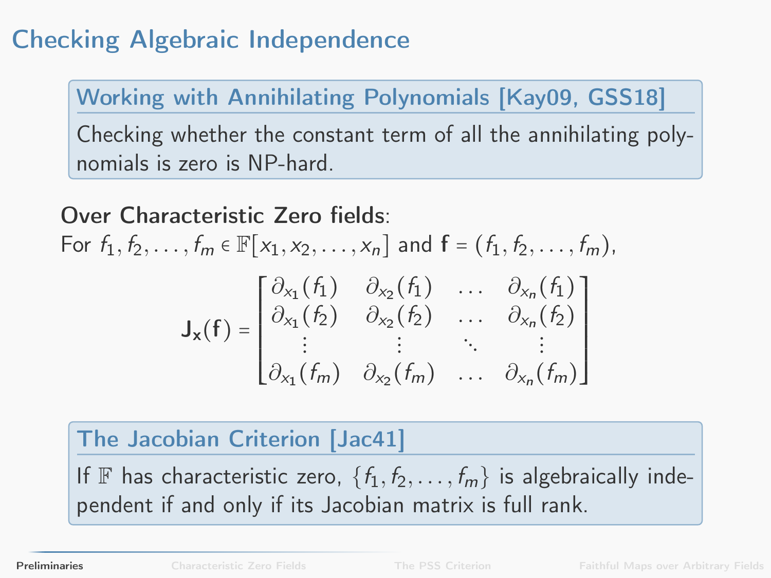# Checking Algebraic Independence

### Working with Annihilating Polynomials [Kay09, GSS18]

Checking whether the constant term of all the annihilating polynomials is zero is NP-hard.

**Over Characteristic Zero fields**:
For $f_1, f_2, \ldots, f_m \in \mathbb{F}[x_1, x_2, \ldots, x_n]$ and $\mathbf{f} = (f_1, f_2, \ldots, f_m)$,

$$\mathbf{J_x}(\mathbf{f}) = \begin{bmatrix} \partial_{x_1}(f_1) & \partial_{x_2}(f_1) & \ldots & \partial_{x_n}(f_1) \\ \partial_{x_1}(f_2) & \partial_{x_2}(f_2) & \ldots & \partial_{x_n}(f_2) \\ \vdots & \vdots & \ddots & \vdots \\ \partial_{x_1}(f_m) & \partial_{x_2}(f_m) & \ldots & \partial_{x_n}(f_m) \end{bmatrix}$$

### The Jacobian Criterion [Jac41]

If $\mathbb{F}$ has characteristic zero, $\{f_1, f_2, \ldots, f_m\}$ is algebraically independent if and only if its Jacobian matrix is full rank.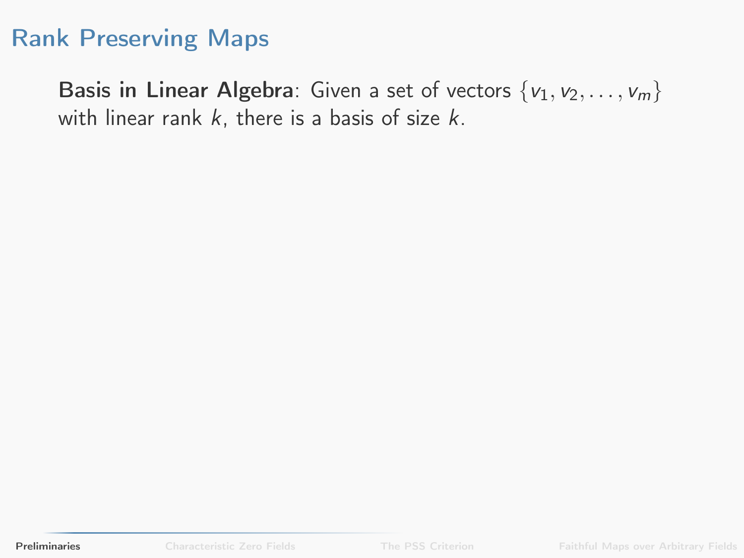# Rank Preserving Maps

**Basis in Linear Algebra**: Given a set of vectors $\{v_1, v_2, \ldots, v_m\}$ with linear rank $k$, there is a basis of size $k$.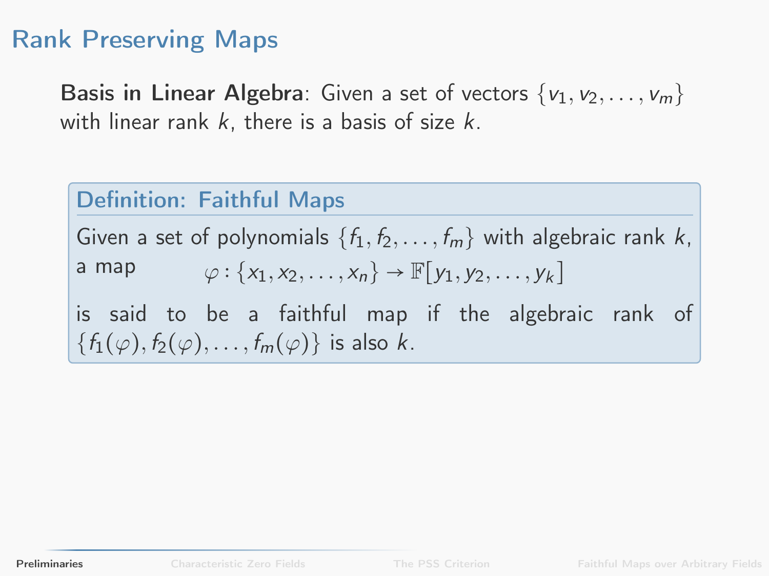# Rank Preserving Maps

**Basis in Linear Algebra**: Given a set of vectors $\{v_1, v_2, \ldots, v_m\}$ with linear rank $k$, there is a basis of size $k$.

### Definition: Faithful Maps

Given a set of polynomials $\{f_1, f_2, \ldots, f_m\}$ with algebraic rank $k$, a map

$$\varphi : \{x_1, x_2, \ldots, x_n\} \to \mathbb{F}[y_1, y_2, \ldots, y_k]$$

is said to be a faithful map if the algebraic rank of $\{f_1(\varphi), f_2(\varphi), \ldots, f_m(\varphi)\}$ is also $k$.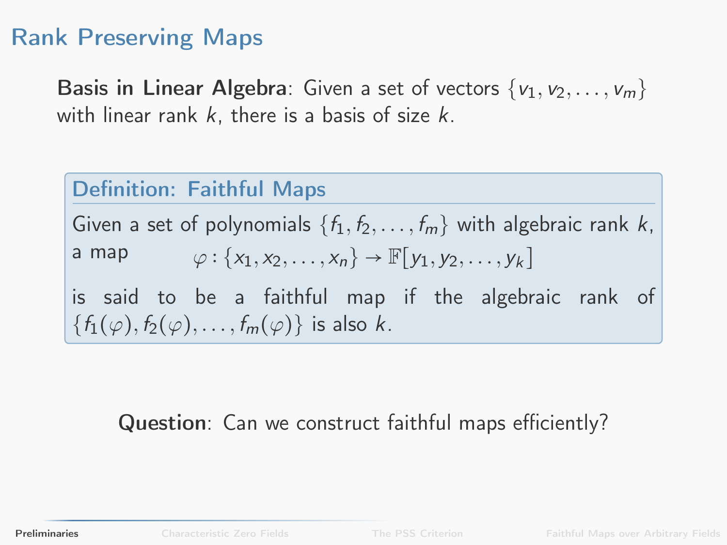# Rank Preserving Maps

**Basis in Linear Algebra**: Given a set of vectors $\{v_1, v_2, \ldots, v_m\}$ with linear rank $k$, there is a basis of size $k$.

### Definition: Faithful Maps

Given a set of polynomials $\{f_1, f_2, \ldots, f_m\}$ with algebraic rank $k$, a map

$$\varphi : \{x_1, x_2, \ldots, x_n\} \to \mathbb{F}[y_1, y_2, \ldots, y_k]$$

is said to be a faithful map if the algebraic rank of $\{f_1(\varphi), f_2(\varphi), \ldots, f_m(\varphi)\}$ is also $k$.

**Question**: Can we construct faithful maps efficiently?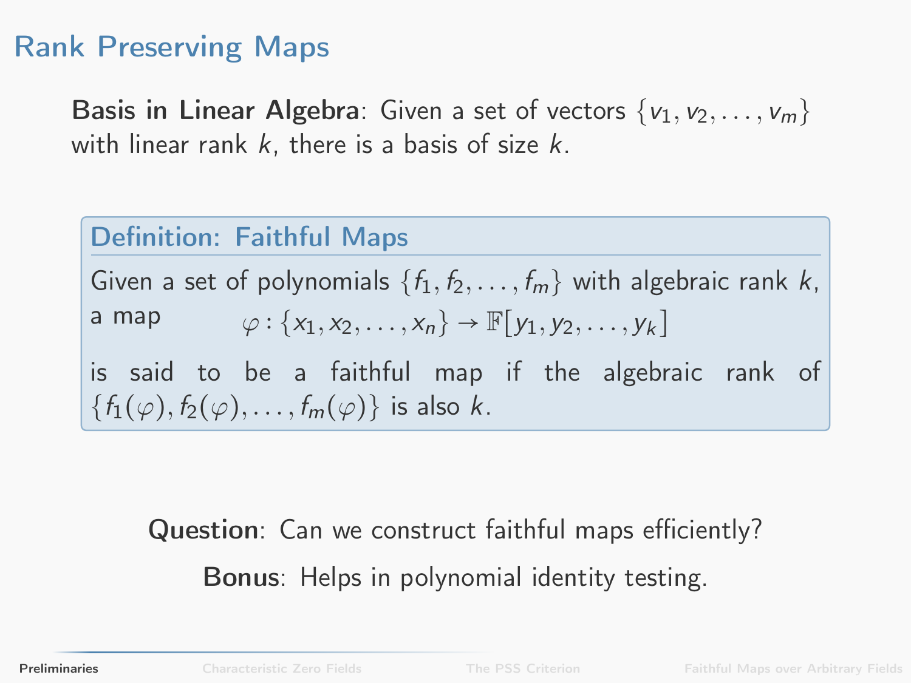# Rank Preserving Maps

**Basis in Linear Algebra**: Given a set of vectors $\{v_1, v_2, \ldots, v_m\}$ with linear rank $k$, there is a basis of size $k$.

### Definition: Faithful Maps

Given a set of polynomials $\{f_1, f_2, \ldots, f_m\}$ with algebraic rank $k$, a map

$$\varphi : \{x_1, x_2, \ldots, x_n\} \to \mathbb{F}[y_1, y_2, \ldots, y_k]$$

is said to be a faithful map if the algebraic rank of $\{f_1(\varphi), f_2(\varphi), \ldots, f_m(\varphi)\}$ is also $k$.

**Question**: Can we construct faithful maps efficiently?

**Bonus**: Helps in polynomial identity testing.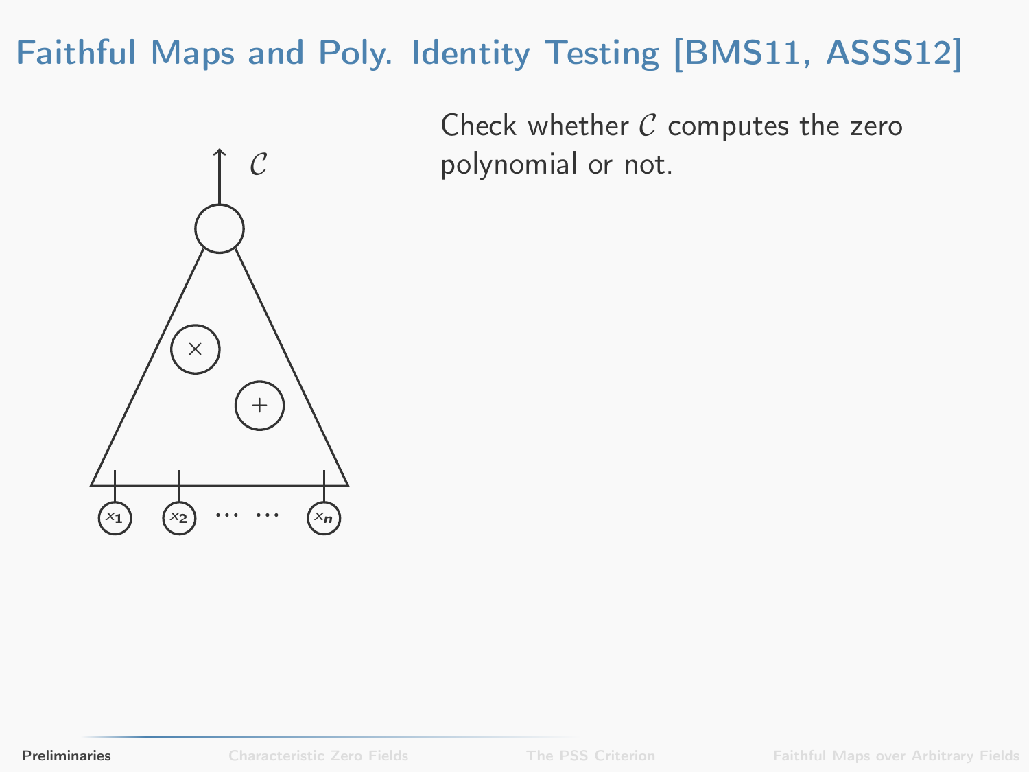# Faithful Maps and Poly. Identity Testing [BMS11, ASSS12]

Check whether $\mathcal{C}$ computes the zero polynomial or not.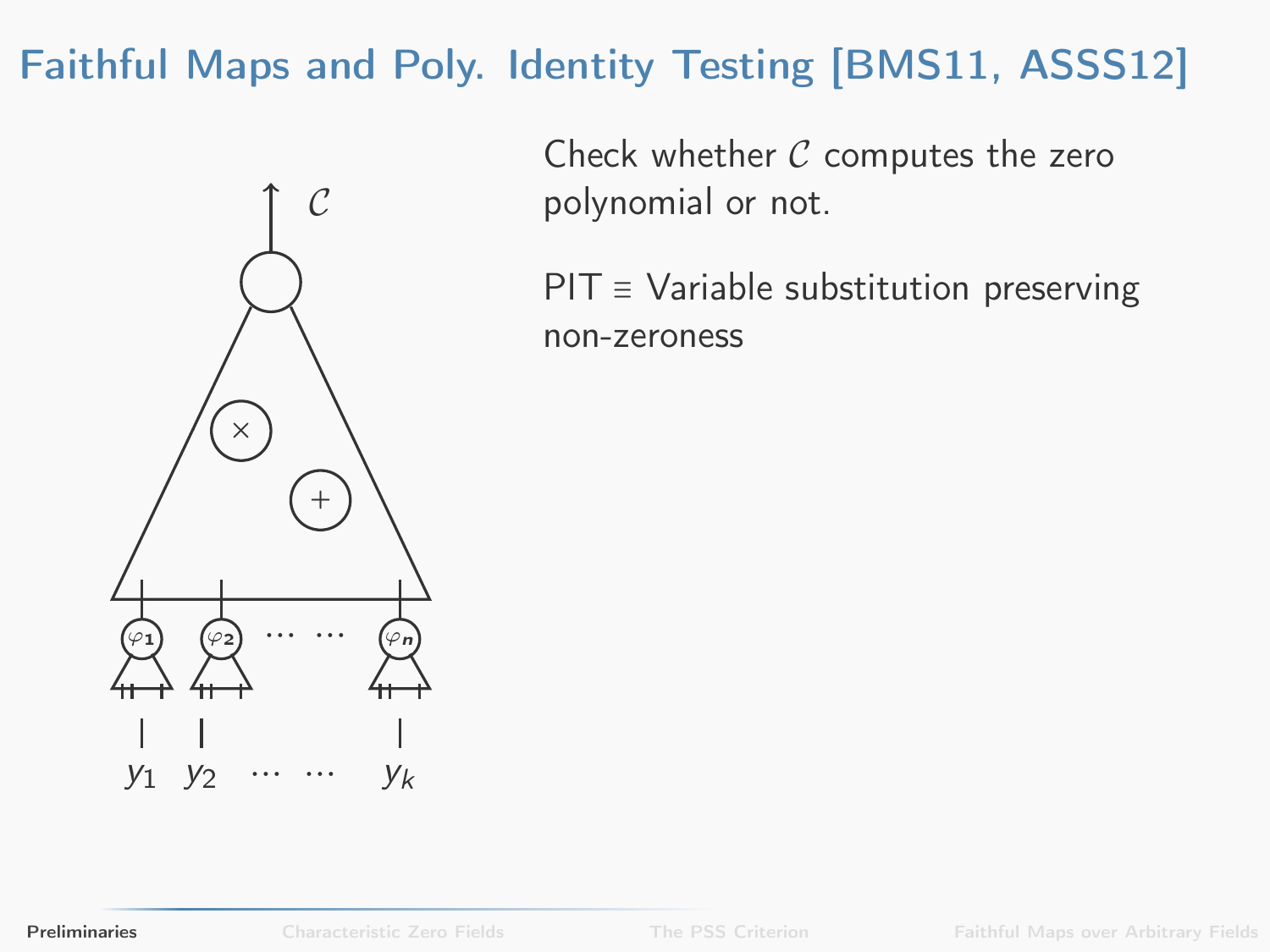# Faithful Maps and Poly. Identity Testing [BMS11, ASSS12]

Check whether $\mathcal{C}$ computes the zero polynomial or not.

PIT ≡ Variable substitution preserving non-zeroness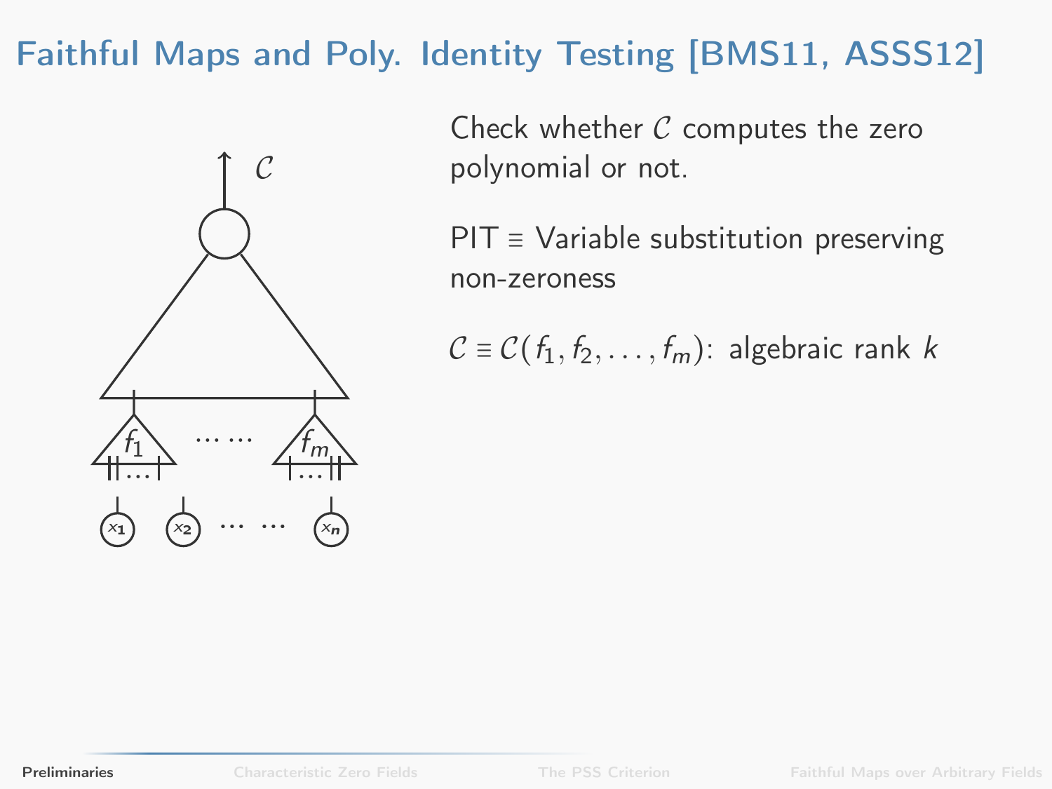# Faithful Maps and Poly. Identity Testing [BMS11, ASSS12]

Check whether $\mathcal{C}$ computes the zero polynomial or not.

PIT $\equiv$ Variable substitution preserving non-zeroness

$\mathcal{C} \equiv \mathcal{C}(f_1, f_2, \ldots, f_m)$: algebraic rank $k$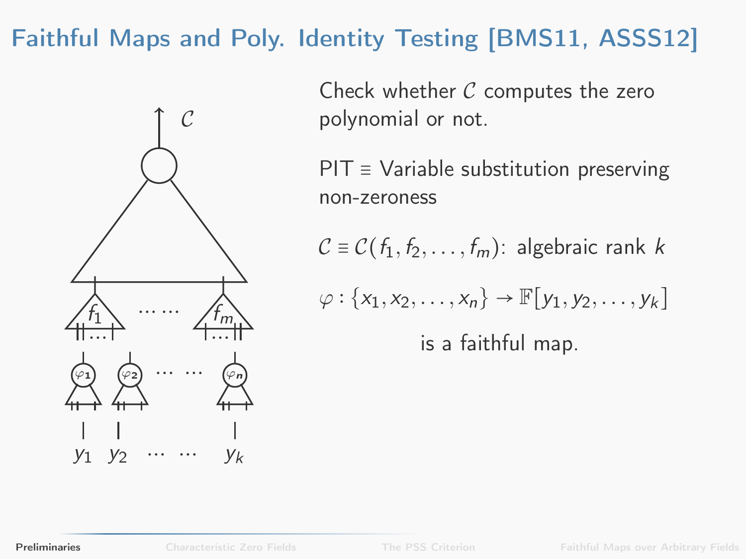# Faithful Maps and Poly. Identity Testing [BMS11, ASSS12]

Check whether $\mathcal{C}$ computes the zero polynomial or not.

PIT $\equiv$ Variable substitution preserving non-zeroness

$\mathcal{C} \equiv \mathcal{C}(f_1, f_2, \ldots, f_m)$: algebraic rank $k$

$\varphi : \{x_1, x_2, \ldots, x_n\} \to \mathbb{F}[y_1, y_2, \ldots, y_k]$

is a faithful map.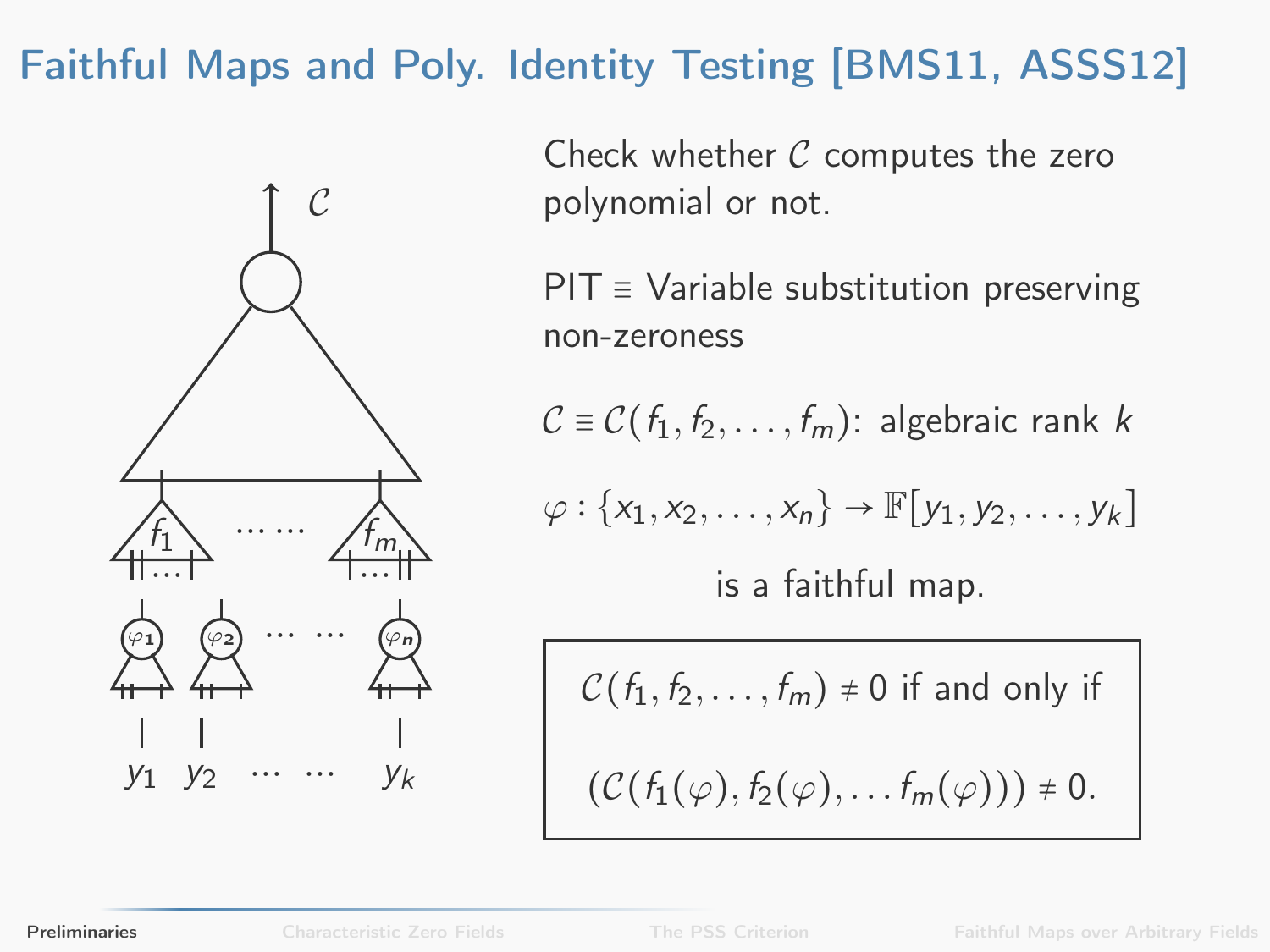# Faithful Maps and Poly. Identity Testing [BMS11, ASSS12]

Check whether $\mathcal{C}$ computes the zero polynomial or not.

PIT $\equiv$ Variable substitution preserving non-zeroness

$\mathcal{C} \equiv \mathcal{C}(f_1, f_2, \ldots, f_m)$: algebraic rank $k$

$\varphi : \{x_1, x_2, \ldots, x_n\} \to \mathbb{F}[y_1, y_2, \ldots, y_k]$

is a faithful map.

$\mathcal{C}(f_1, f_2, \ldots, f_m) \neq 0$ if and only if

$(\mathcal{C}(f_1(\varphi), f_2(\varphi), \ldots f_m(\varphi))) \neq 0.$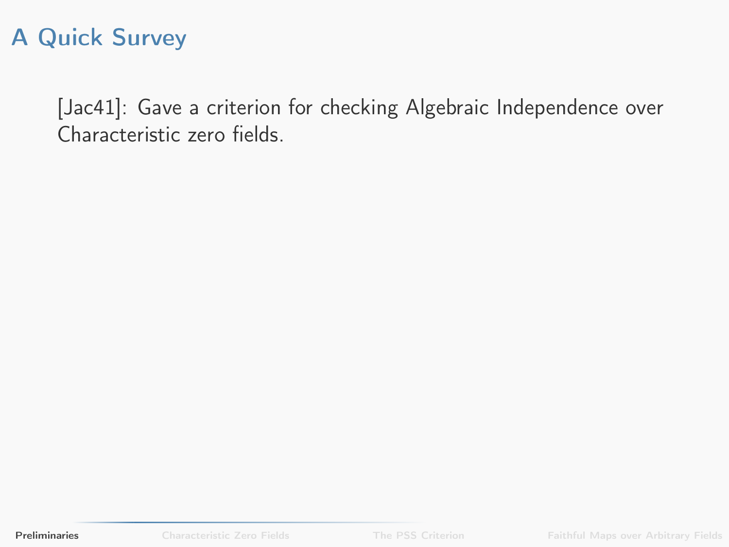# A Quick Survey

[Jac41]: Gave a criterion for checking Algebraic Independence over Characteristic zero fields.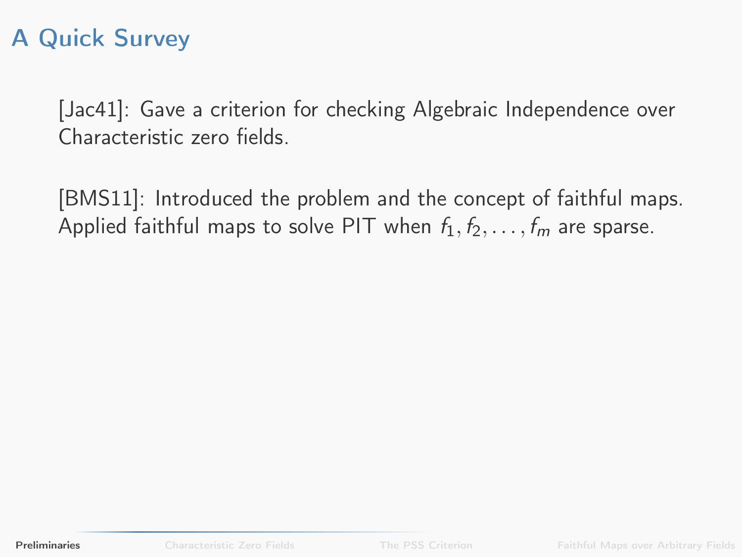# A Quick Survey

[Jac41]: Gave a criterion for checking Algebraic Independence over Characteristic zero fields.

[BMS11]: Introduced the problem and the concept of faithful maps. Applied faithful maps to solve PIT when $f_1, f_2, \ldots, f_m$ are sparse.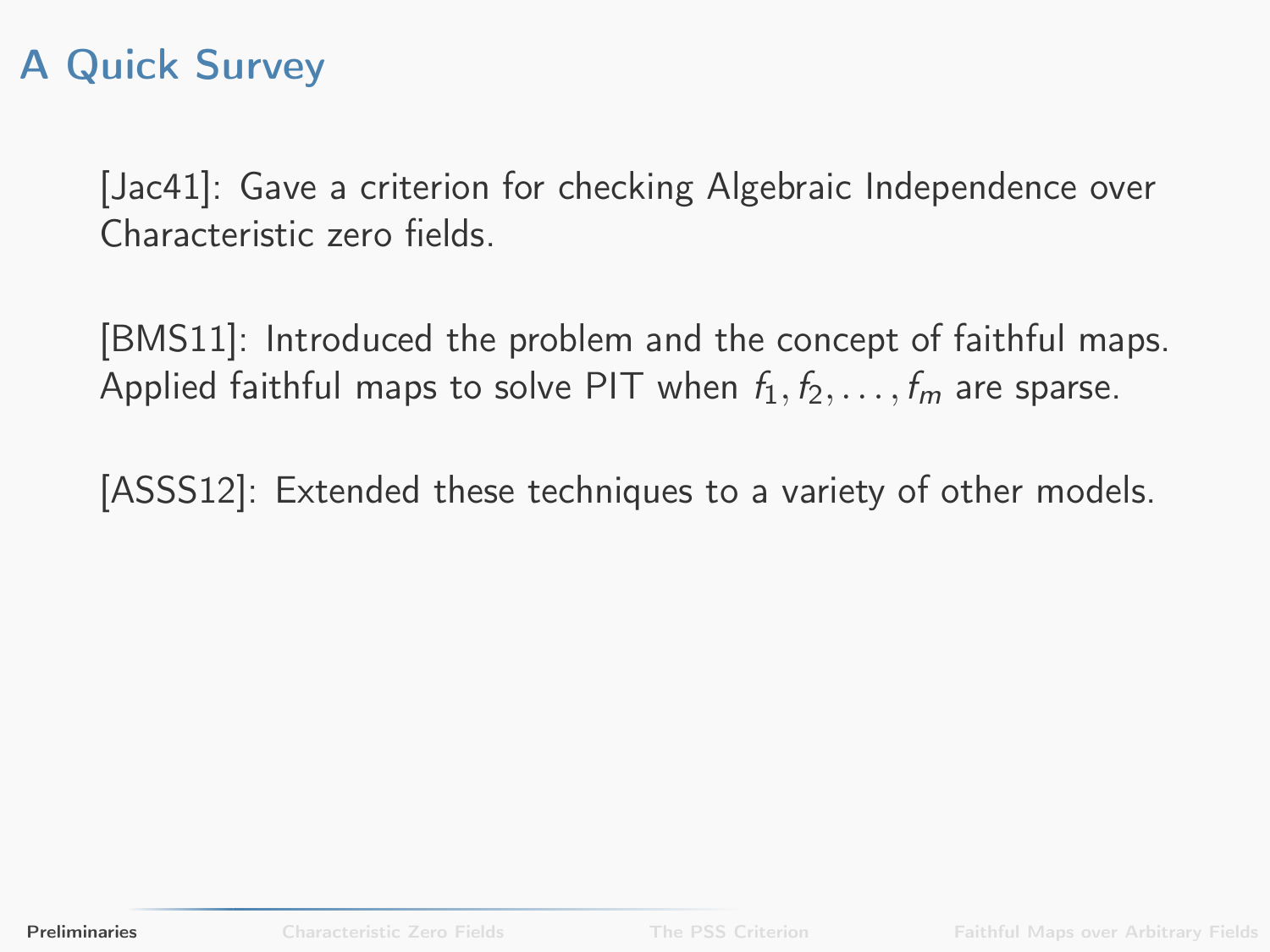# A Quick Survey

[Jac41]: Gave a criterion for checking Algebraic Independence over Characteristic zero fields.

[BMS11]: Introduced the problem and the concept of faithful maps. Applied faithful maps to solve PIT when $f_1, f_2, \ldots, f_m$ are sparse.

[ASSS12]: Extended these techniques to a variety of other models.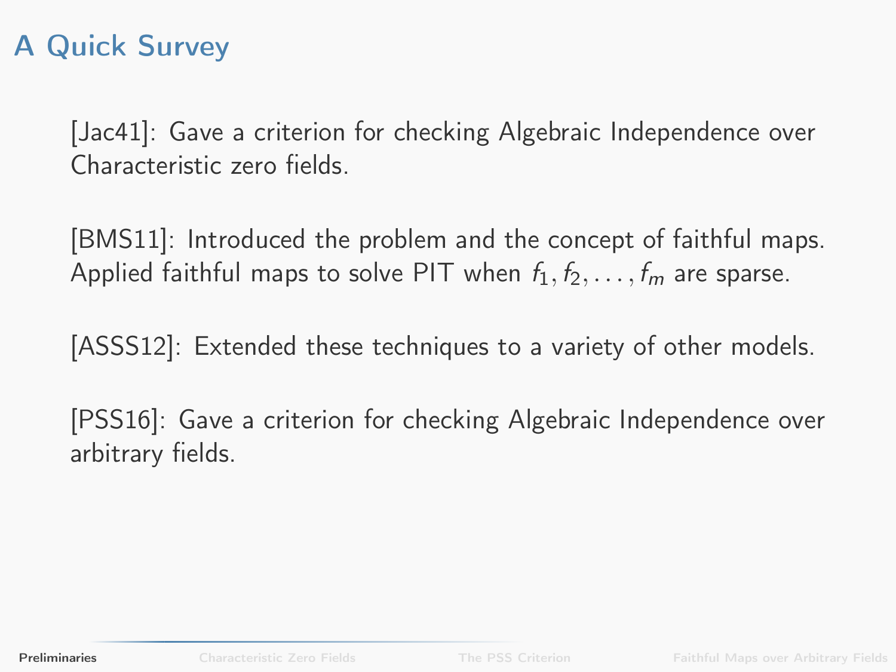# A Quick Survey

[Jac41]: Gave a criterion for checking Algebraic Independence over Characteristic zero fields.

[BMS11]: Introduced the problem and the concept of faithful maps. Applied faithful maps to solve PIT when $f_1, f_2, \ldots, f_m$ are sparse.

[ASSS12]: Extended these techniques to a variety of other models.

[PSS16]: Gave a criterion for checking Algebraic Independence over arbitrary fields.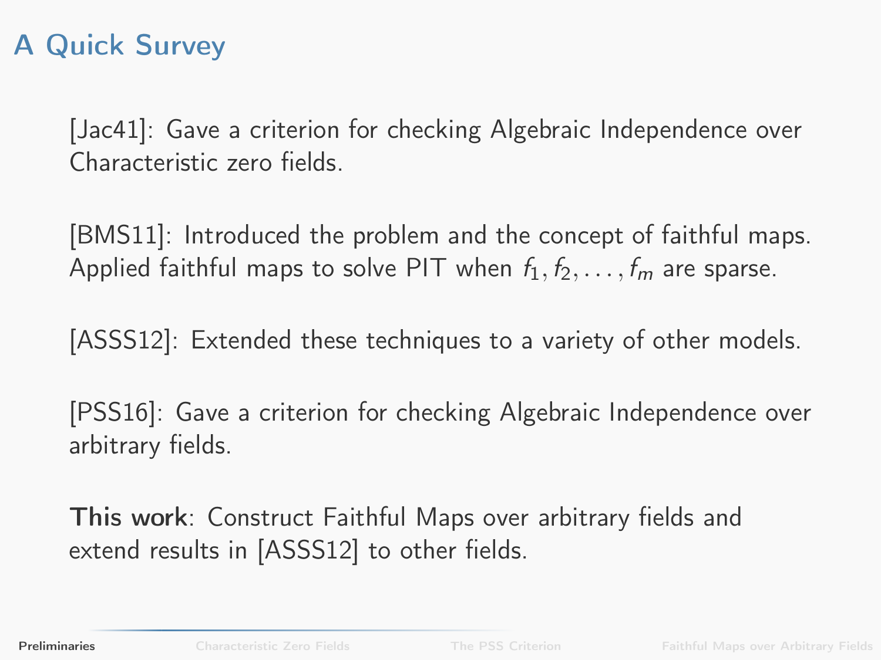# A Quick Survey

[Jac41]: Gave a criterion for checking Algebraic Independence over Characteristic zero fields.

[BMS11]: Introduced the problem and the concept of faithful maps. Applied faithful maps to solve PIT when $f_1, f_2, \ldots, f_m$ are sparse.

[ASSS12]: Extended these techniques to a variety of other models.

[PSS16]: Gave a criterion for checking Algebraic Independence over arbitrary fields.

**This work**: Construct Faithful Maps over arbitrary fields and extend results in [ASSS12] to other fields.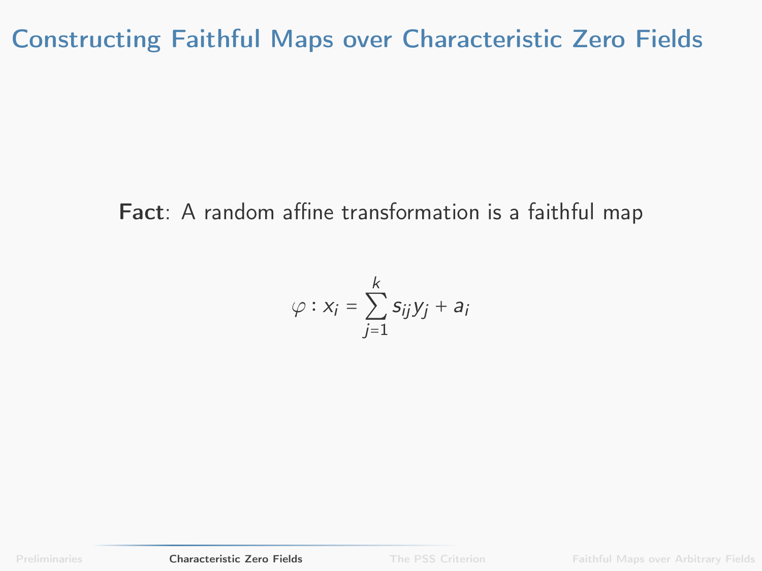# Constructing Faithful Maps over Characteristic Zero Fields

**Fact**: A random affine transformation is a faithful map

$$\varphi : x_i = \sum_{j=1}^{k} s_{ij} y_j + a_i$$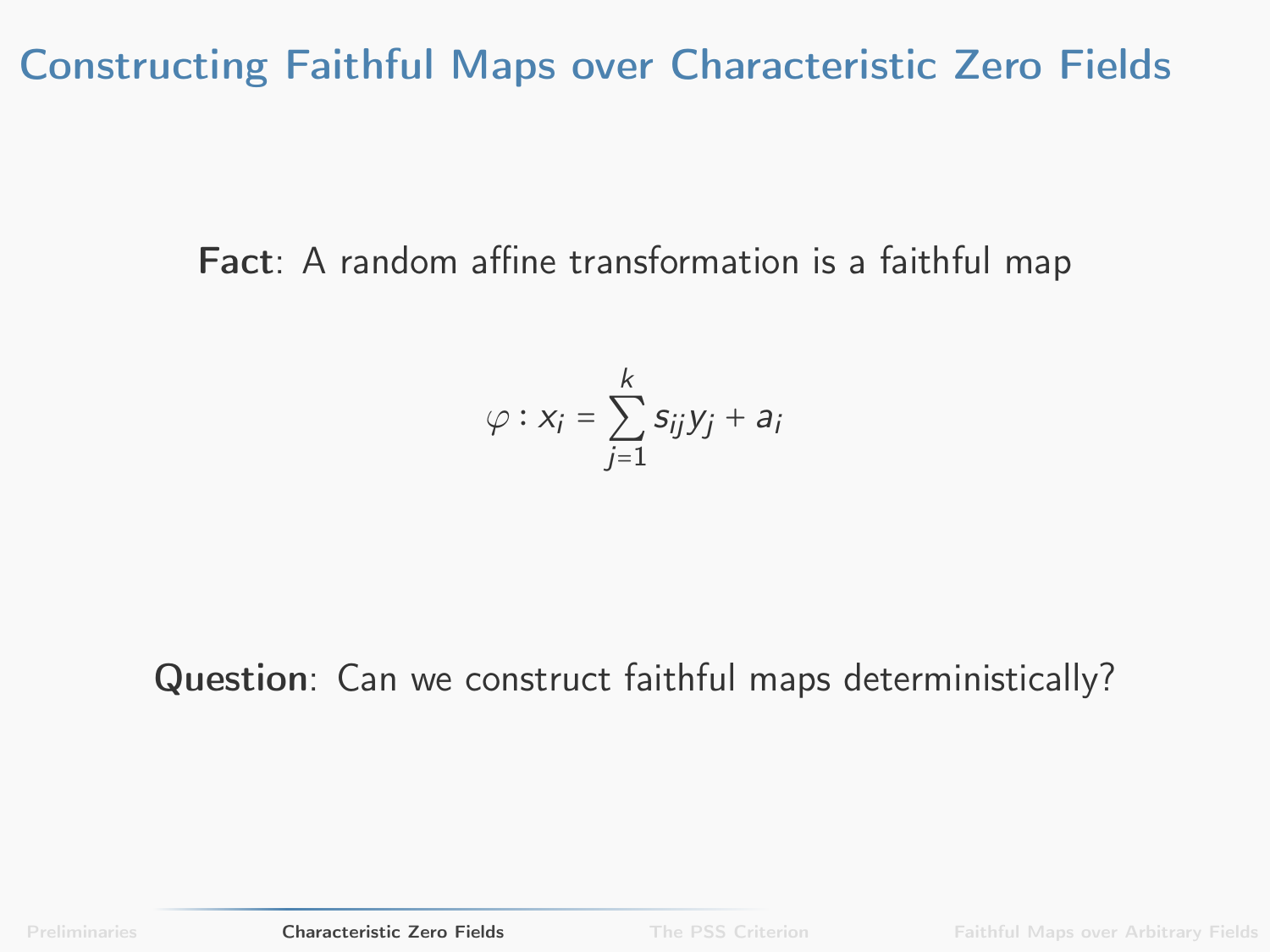# Constructing Faithful Maps over Characteristic Zero Fields

**Fact**: A random affine transformation is a faithful map

$$\varphi : x_i = \sum_{j=1}^{k} s_{ij} y_j + a_i$$

**Question**: Can we construct faithful maps deterministically?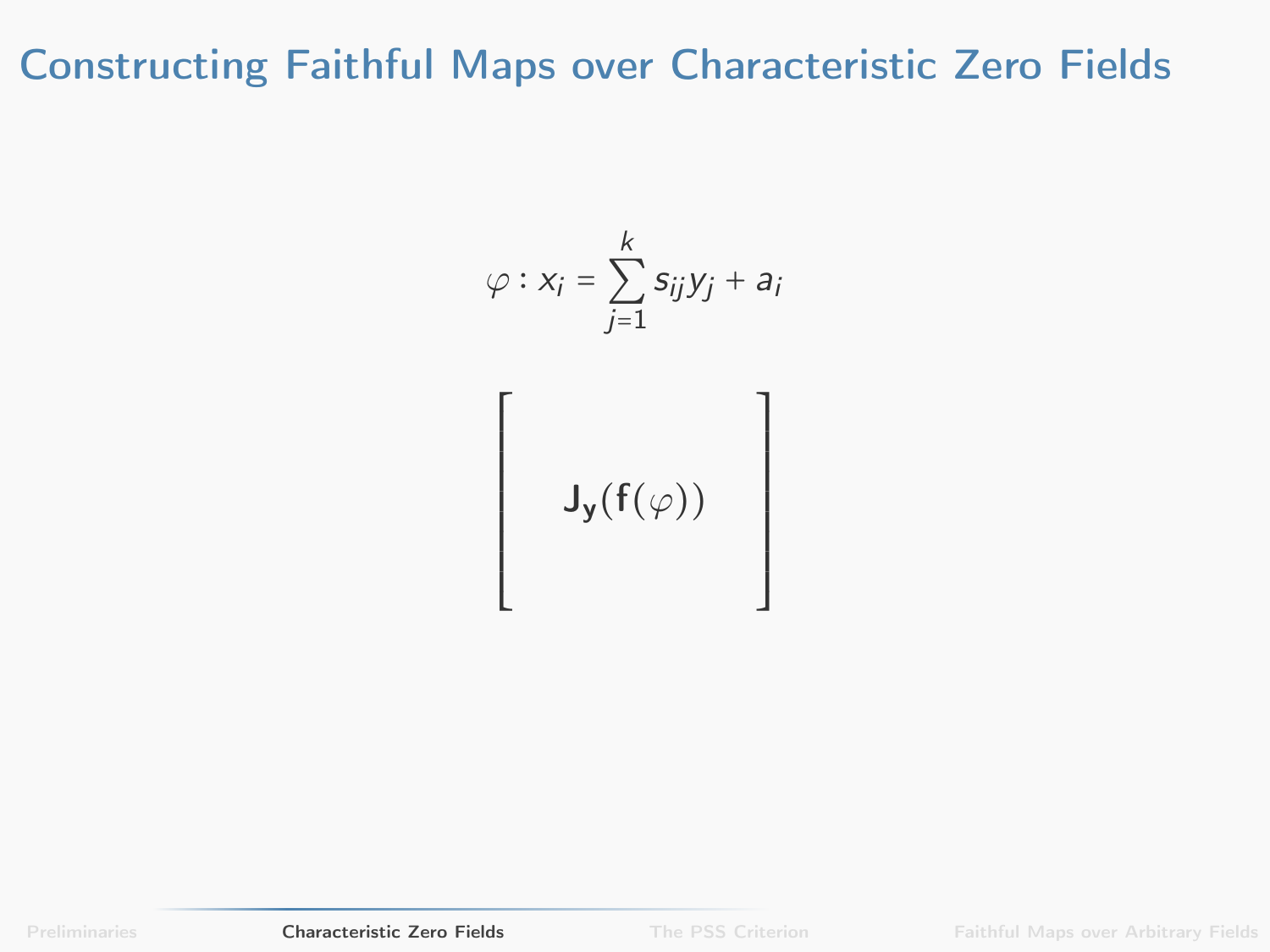# Constructing Faithful Maps over Characteristic Zero Fields

$$\varphi : x_i = \sum_{j=1}^{k} s_{ij} y_j + a_i$$

$$\begin{bmatrix} \\ \mathbf{J_y}(\mathbf{f}(\varphi)) \\ \\ \end{bmatrix}$$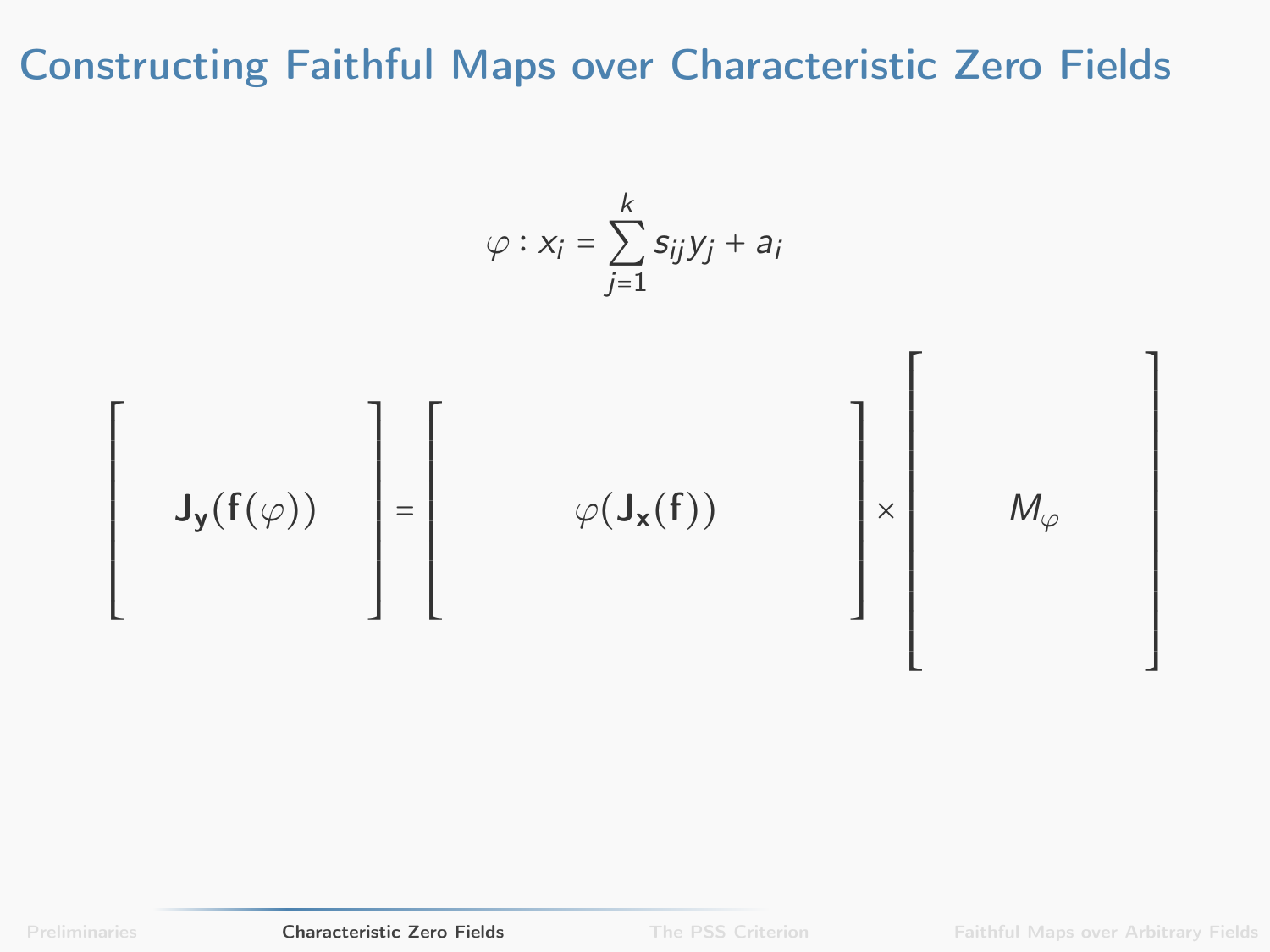# Constructing Faithful Maps over Characteristic Zero Fields

$$\varphi : x_i = \sum_{j=1}^{k} s_{ij} y_j + a_i$$

$$\begin{bmatrix} \mathbf{J_y}(\mathbf{f}(\varphi)) \end{bmatrix} = \begin{bmatrix} \varphi(\mathbf{J_x}(\mathbf{f})) \end{bmatrix} \times \begin{bmatrix} M_\varphi \end{bmatrix}$$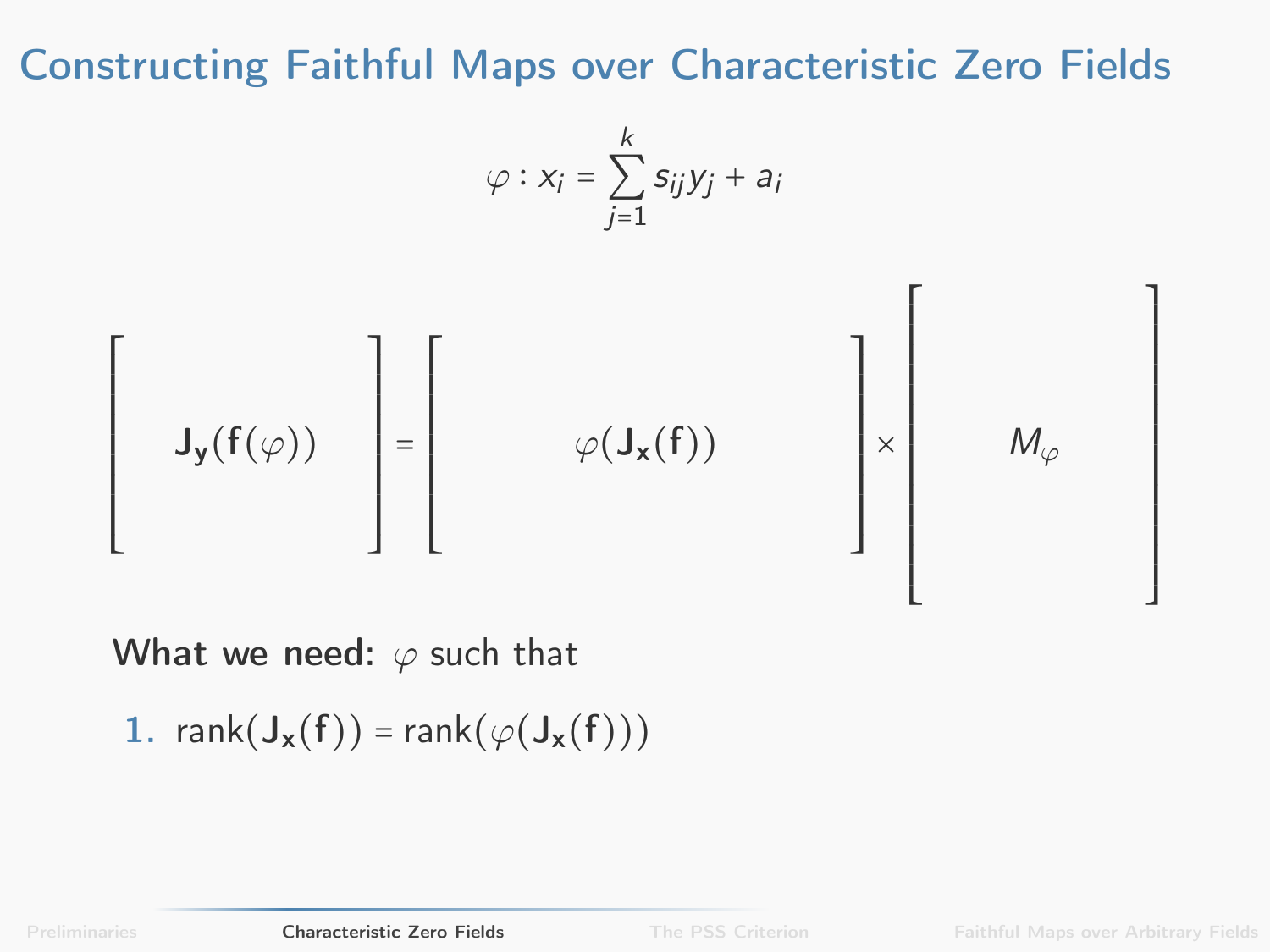# Constructing Faithful Maps over Characteristic Zero Fields

$$\varphi : x_i = \sum_{j=1}^{k} s_{ij} y_j + a_i$$

$$\left[ \; \mathbf{J}_{\mathbf{y}}(\mathbf{f}(\varphi)) \; \right] = \left[ \; \varphi(\mathbf{J}_{\mathbf{x}}(\mathbf{f})) \; \right] \times \left[ \; M_{\varphi} \; \right]$$

**What we need:** $\varphi$ such that

1. $\text{rank}(\mathbf{J}_{\mathbf{x}}(\mathbf{f})) = \text{rank}(\varphi(\mathbf{J}_{\mathbf{x}}(\mathbf{f})))$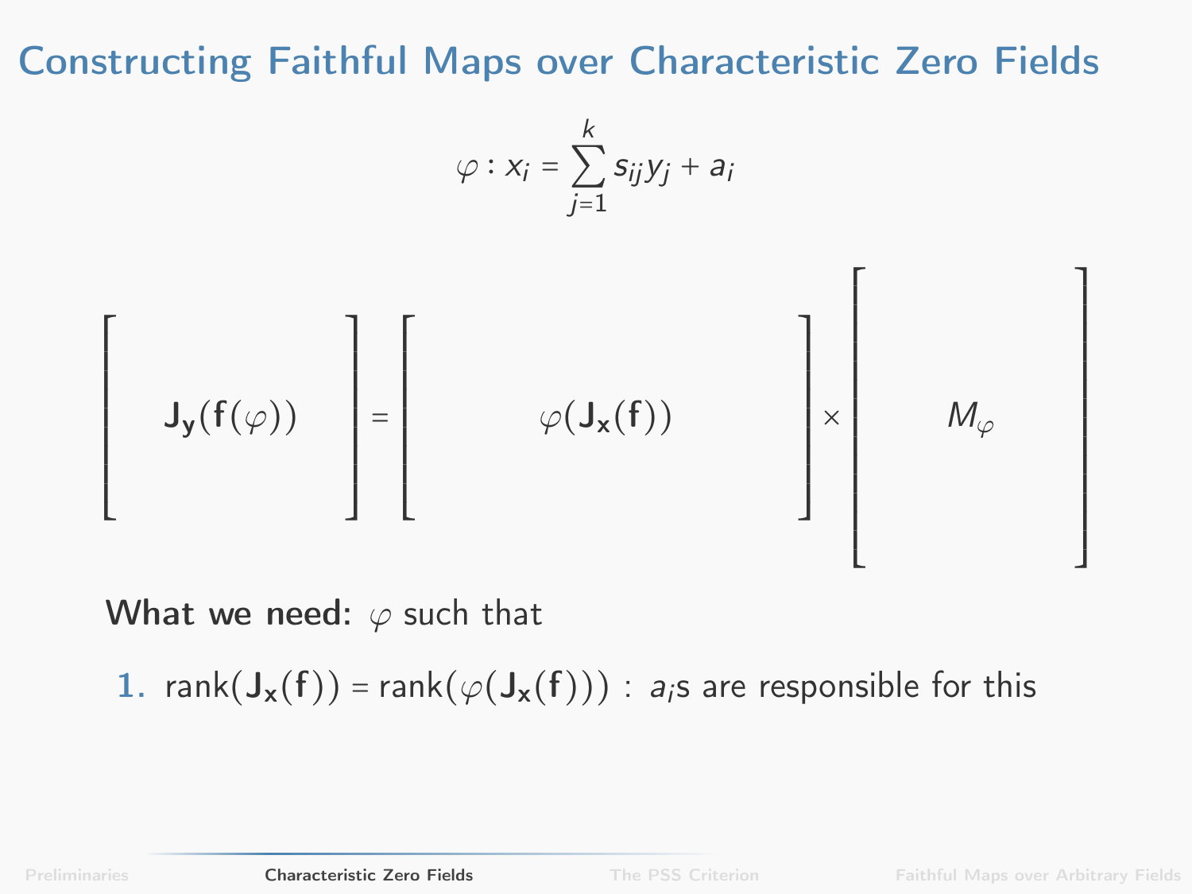# Constructing Faithful Maps over Characteristic Zero Fields

$$\varphi : x_i = \sum_{j=1}^{k} s_{ij} y_j + a_i$$

$$\begin{bmatrix} \mathbf{J_y}(\mathbf{f}(\varphi)) \end{bmatrix} = \begin{bmatrix} \varphi(\mathbf{J_x}(\mathbf{f})) \end{bmatrix} \times \begin{bmatrix} M_\varphi \end{bmatrix}$$

**What we need:** $\varphi$ such that

1. $\operatorname{rank}(\mathbf{J_x}(\mathbf{f})) = \operatorname{rank}(\varphi(\mathbf{J_x}(\mathbf{f})))$ : $a_i$s are responsible for this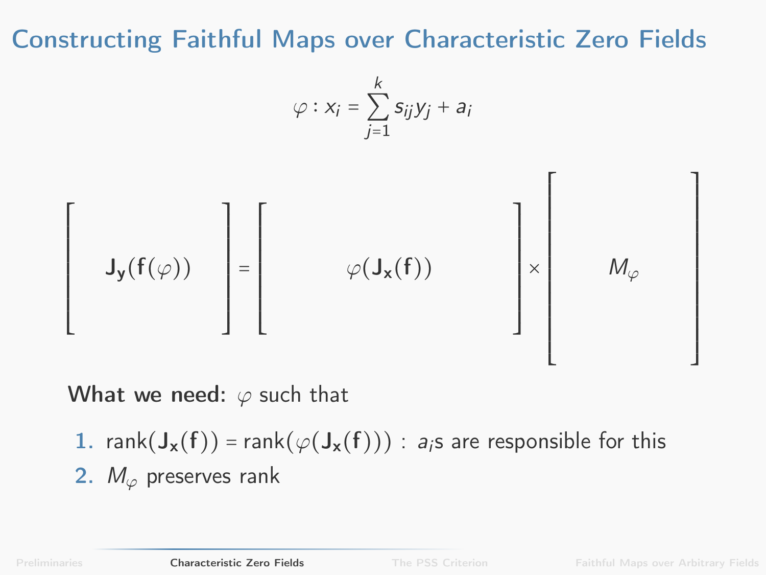# Constructing Faithful Maps over Characteristic Zero Fields

$$\varphi : x_i = \sum_{j=1}^{k} s_{ij} y_j + a_i$$

$$\Big[\ \mathbf{J_y}(\mathbf{f}(\varphi))\ \Big] = \Big[\ \varphi(\mathbf{J_x}(\mathbf{f}))\ \Big] \times \Big[\ M_\varphi\ \Big]$$

**What we need:** $\varphi$ such that

1. $\text{rank}(\mathbf{J_x}(\mathbf{f})) = \text{rank}(\varphi(\mathbf{J_x}(\mathbf{f})))$ : $a_i$s are responsible for this
2. $M_\varphi$ preserves rank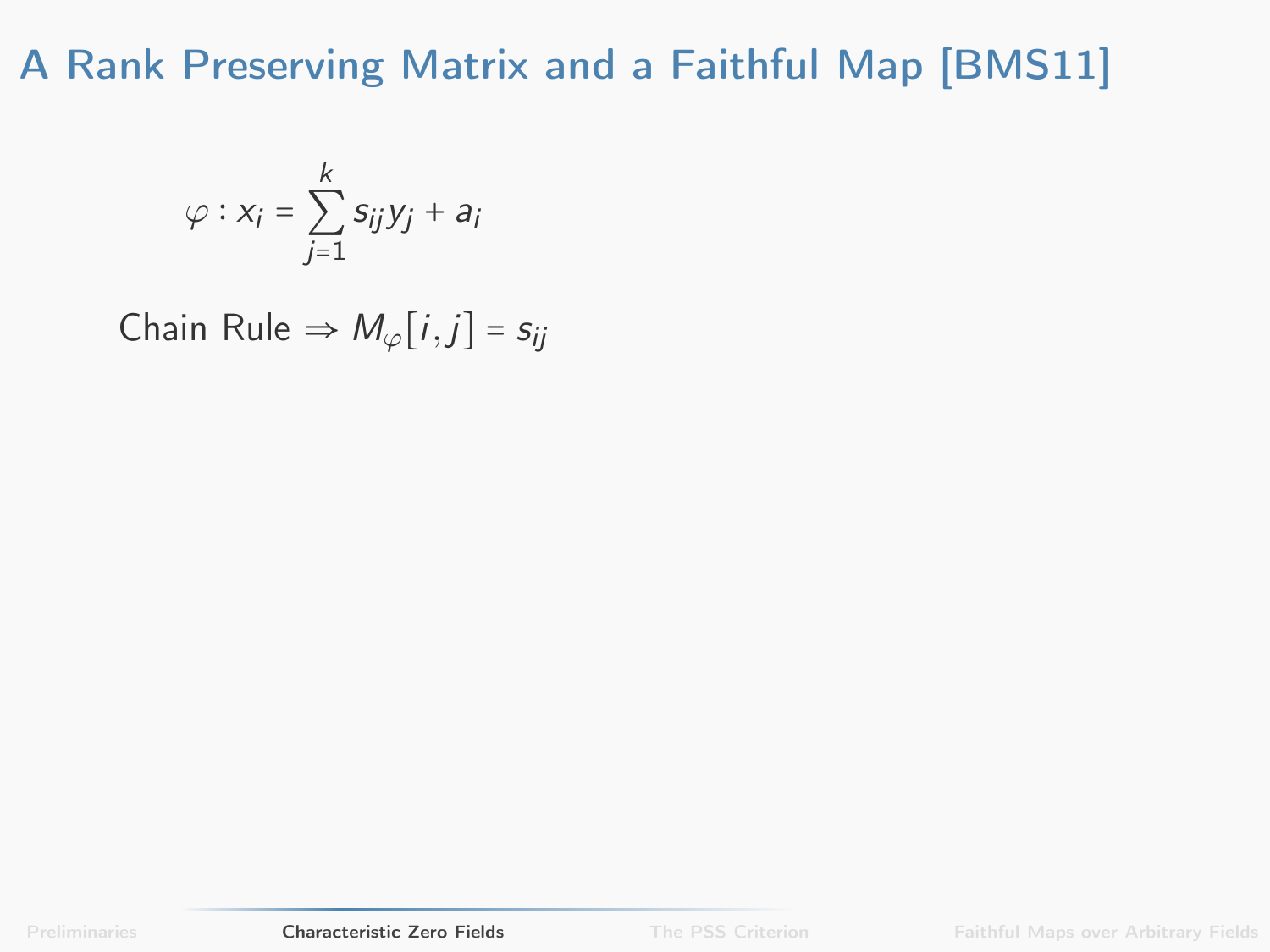# A Rank Preserving Matrix and a Faithful Map [BMS11]

$$\varphi : x_i = \sum_{j=1}^{k} s_{ij} y_j + a_i$$

Chain Rule $\Rightarrow M_\varphi[i, j] = s_{ij}$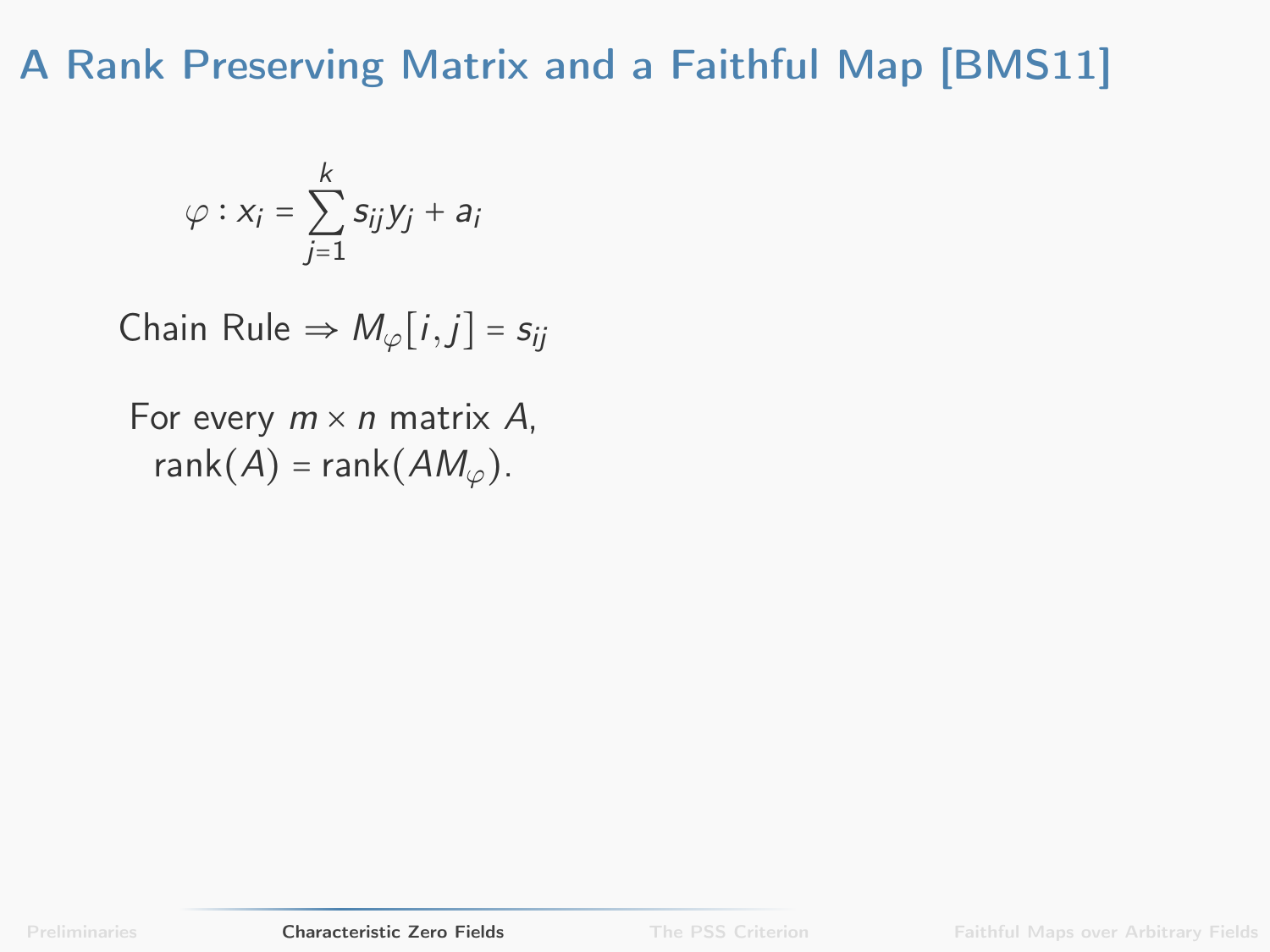# A Rank Preserving Matrix and a Faithful Map [BMS11]

$$\varphi : x_i = \sum_{j=1}^{k} s_{ij} y_j + a_i$$

Chain Rule $\Rightarrow M_\varphi[i,j] = s_{ij}$

For every $m \times n$ matrix $A$,
$\text{rank}(A) = \text{rank}(AM_\varphi)$.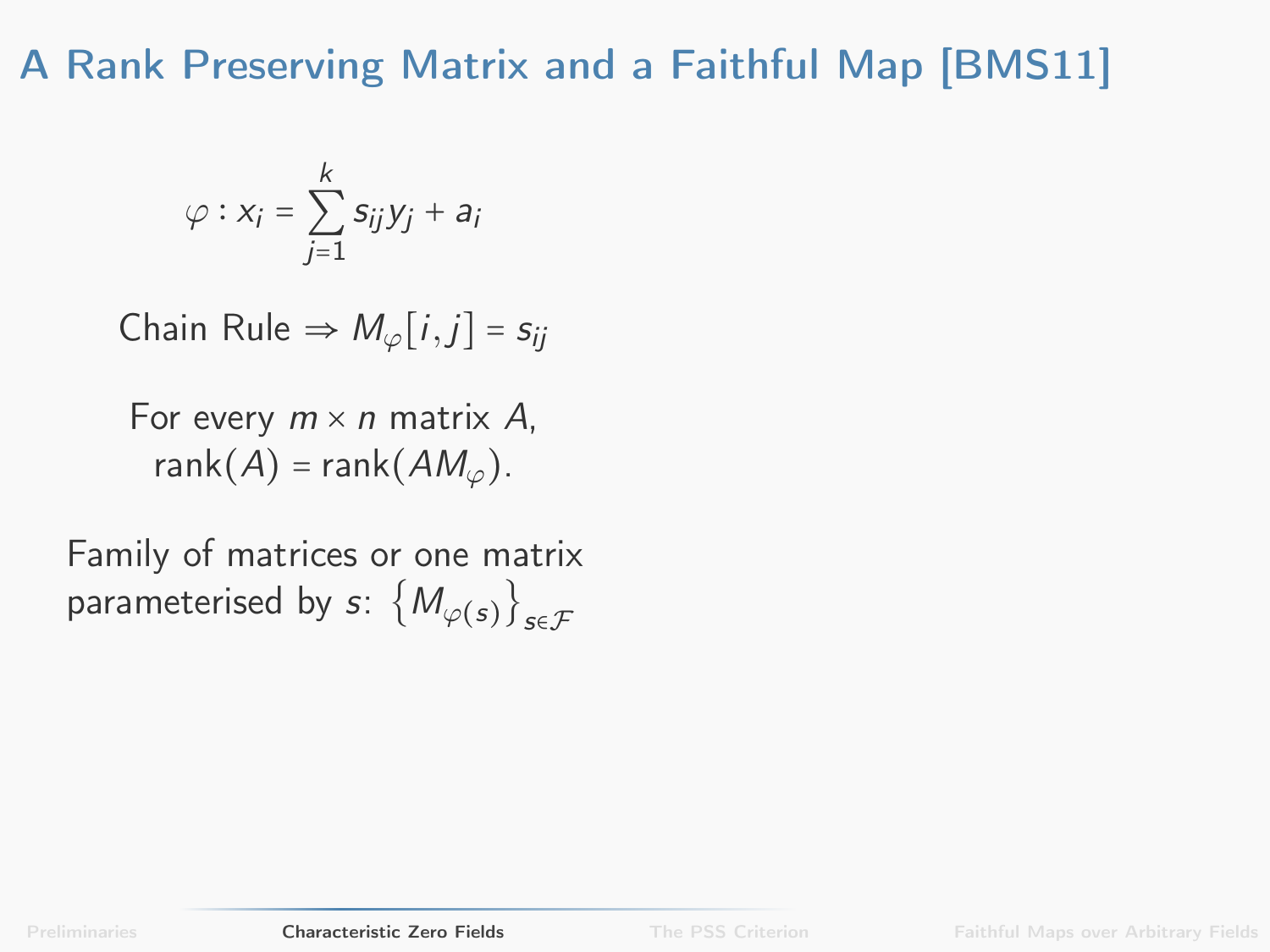# A Rank Preserving Matrix and a Faithful Map [BMS11]

$$\varphi : x_i = \sum_{j=1}^{k} s_{ij} y_j + a_i$$

Chain Rule $\Rightarrow M_\varphi[i,j] = s_{ij}$

For every $m \times n$ matrix $A$,
$\text{rank}(A) = \text{rank}(AM_\varphi)$.

Family of matrices or one matrix parameterised by $s$: $\left\{M_{\varphi(s)}\right\}_{s \in \mathcal{F}}$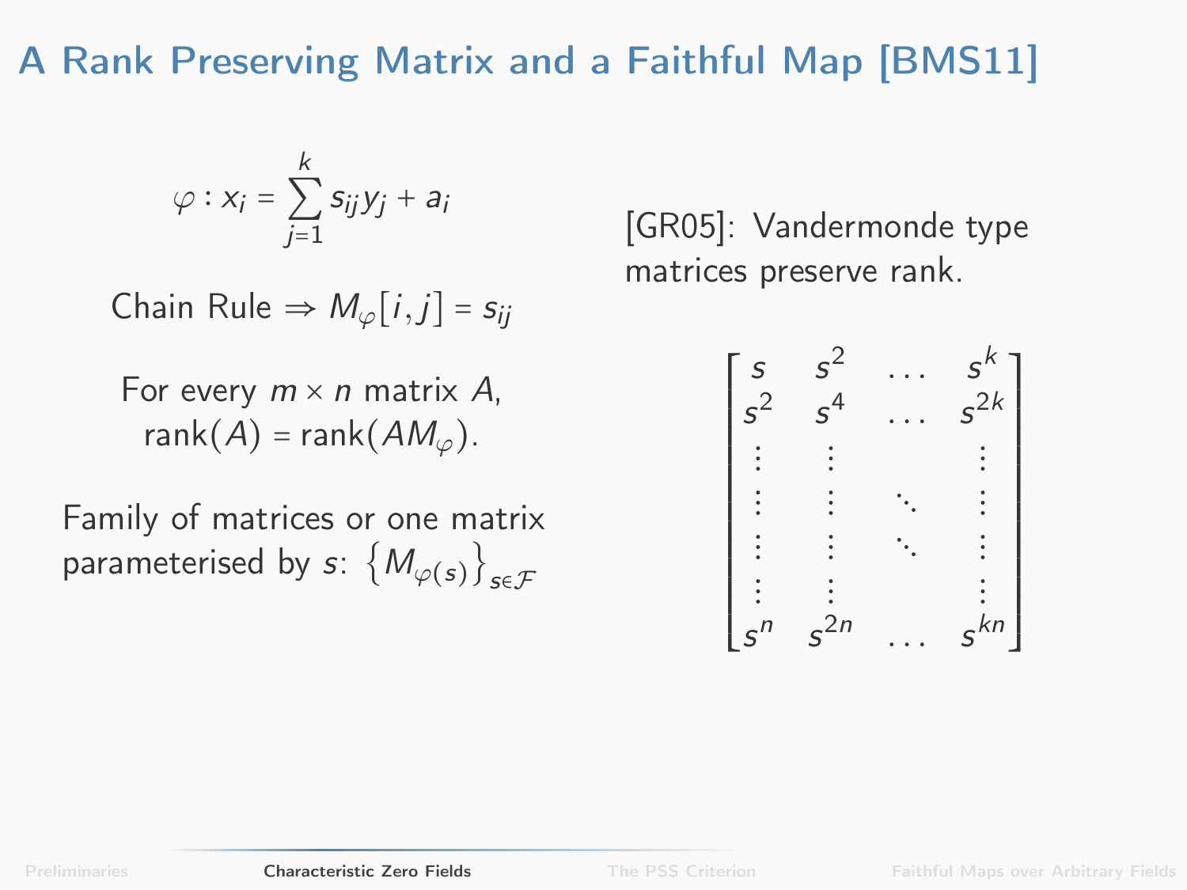# A Rank Preserving Matrix and a Faithful Map [BMS11]

$$\varphi : x_i = \sum_{j=1}^{k} s_{ij} y_j + a_i$$

Chain Rule $\Rightarrow M_\varphi[i,j] = s_{ij}$

For every $m \times n$ matrix $A$,
$\text{rank}(A) = \text{rank}(AM_\varphi)$.

Family of matrices or one matrix parameterised by $s$: $\left\{M_{\varphi(s)}\right\}_{s \in \mathcal{F}}$

[GR05]: Vandermonde type matrices preserve rank.

$$\begin{bmatrix} s & s^2 & \dots & s^k \\ s^2 & s^4 & \dots & s^{2k} \\ \vdots & \vdots & & \vdots \\ \vdots & \vdots & \ddots & \vdots \\ \vdots & \vdots & \ddots & \vdots \\ \vdots & \vdots & & \vdots \\ s^n & s^{2n} & \dots & s^{kn} \end{bmatrix}$$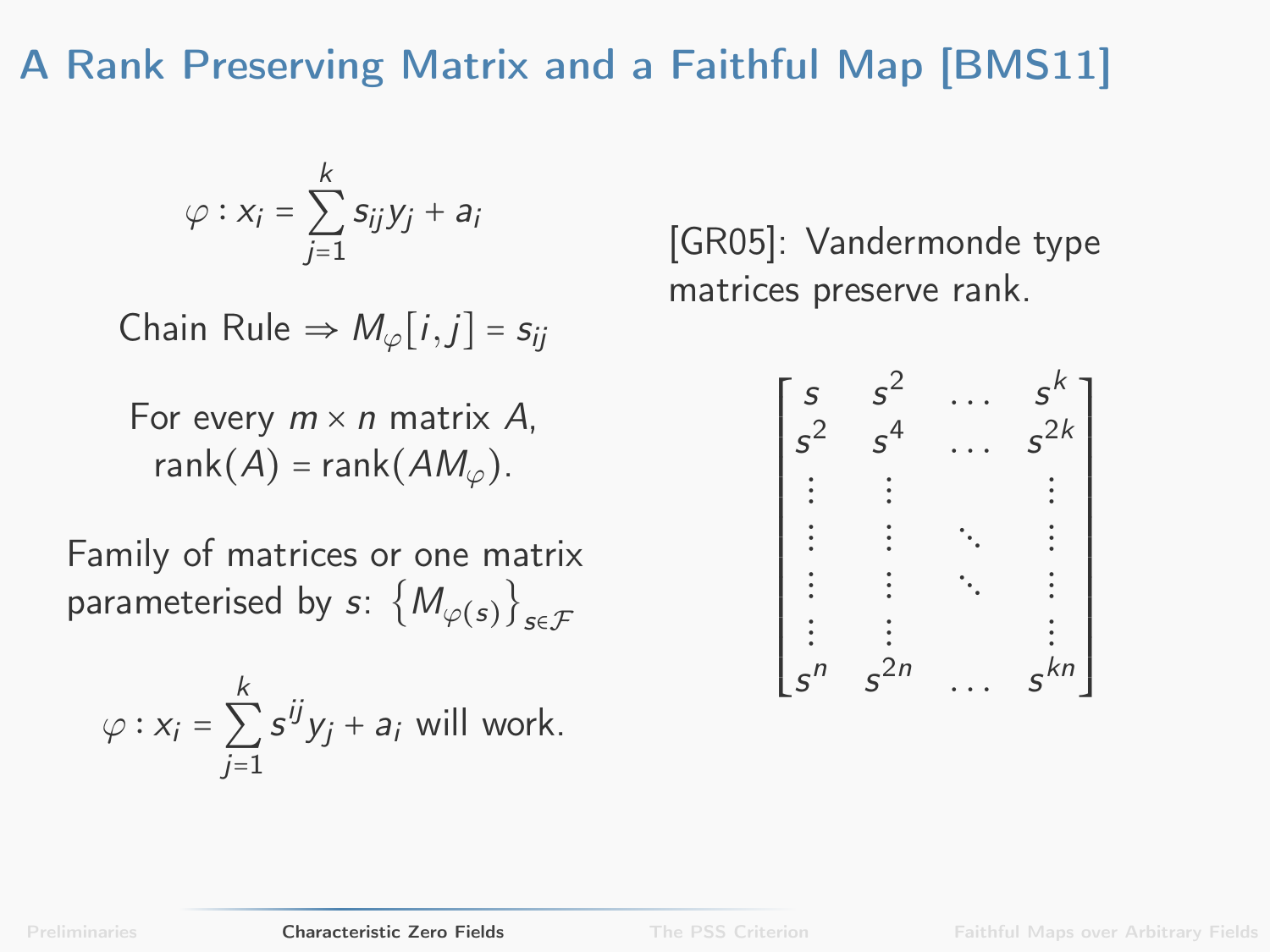# A Rank Preserving Matrix and a Faithful Map [BMS11]

$$\varphi : x_i = \sum_{j=1}^{k} s_{ij} y_j + a_i$$

Chain Rule $\Rightarrow M_\varphi[i,j] = s_{ij}$

For every $m \times n$ matrix $A$,
$\text{rank}(A) = \text{rank}(AM_\varphi)$.

Family of matrices or one matrix parameterised by $s$: $\left\{M_{\varphi(s)}\right\}_{s \in \mathcal{F}}$

$$\varphi : x_i = \sum_{j=1}^{k} s^{ij} y_j + a_i \text{ will work.}$$

[GR05]: Vandermonde type matrices preserve rank.

$$\begin{bmatrix} s & s^2 & \dots & s^k \\ s^2 & s^4 & \dots & s^{2k} \\ \vdots & \vdots & & \vdots \\ \vdots & \vdots & \ddots & \vdots \\ \vdots & \vdots & \ddots & \vdots \\ \vdots & \vdots & & \vdots \\ s^n & s^{2n} & \dots & s^{kn} \end{bmatrix}$$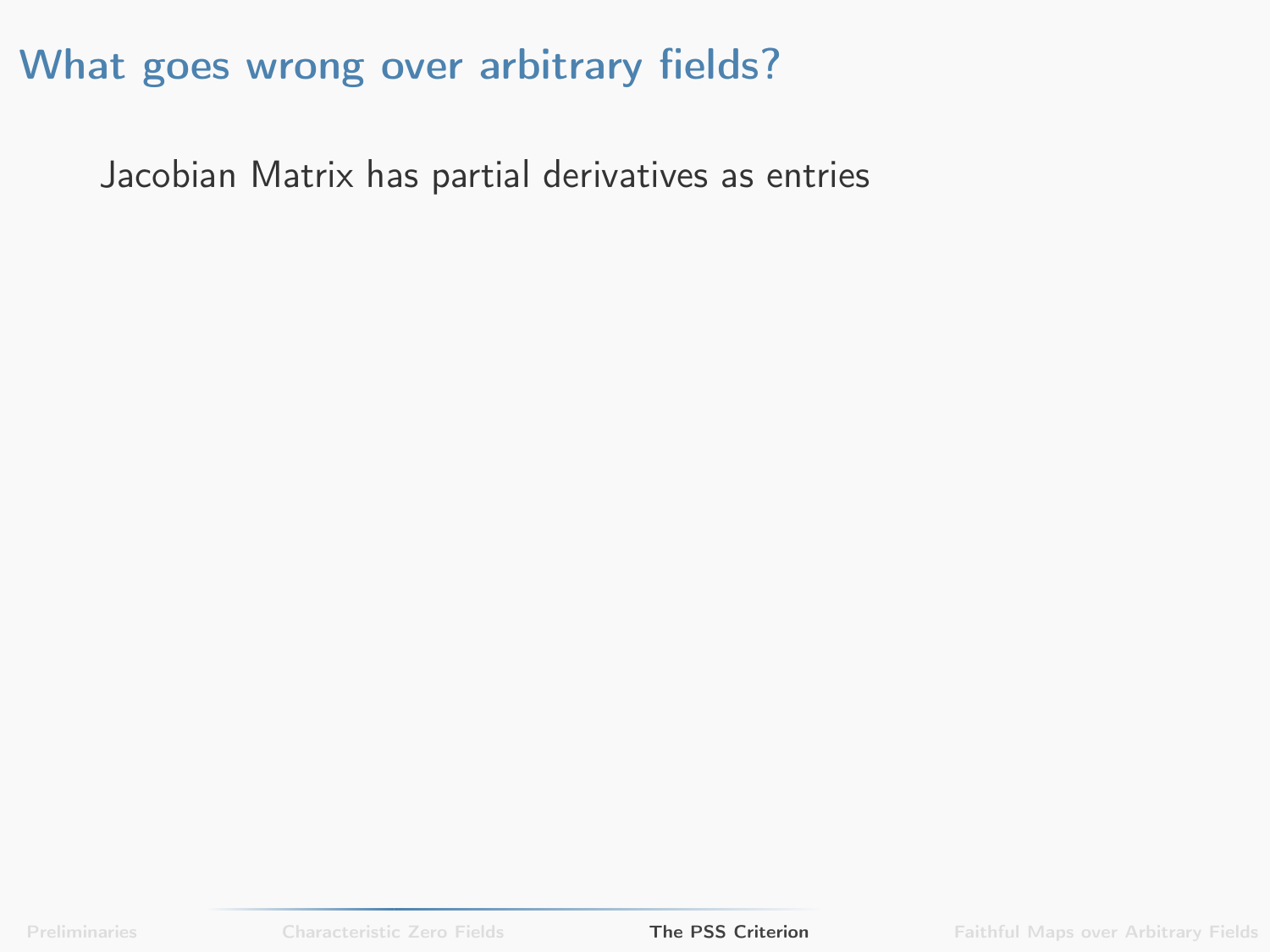# What goes wrong over arbitrary fields?

Jacobian Matrix has partial derivatives as entries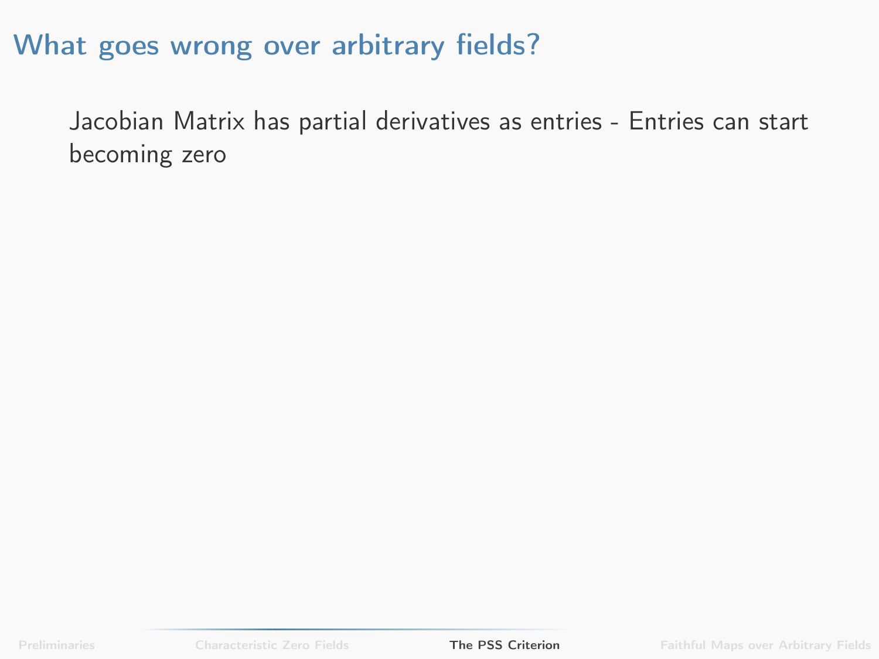# What goes wrong over arbitrary fields?

Jacobian Matrix has partial derivatives as entries - Entries can start becoming zero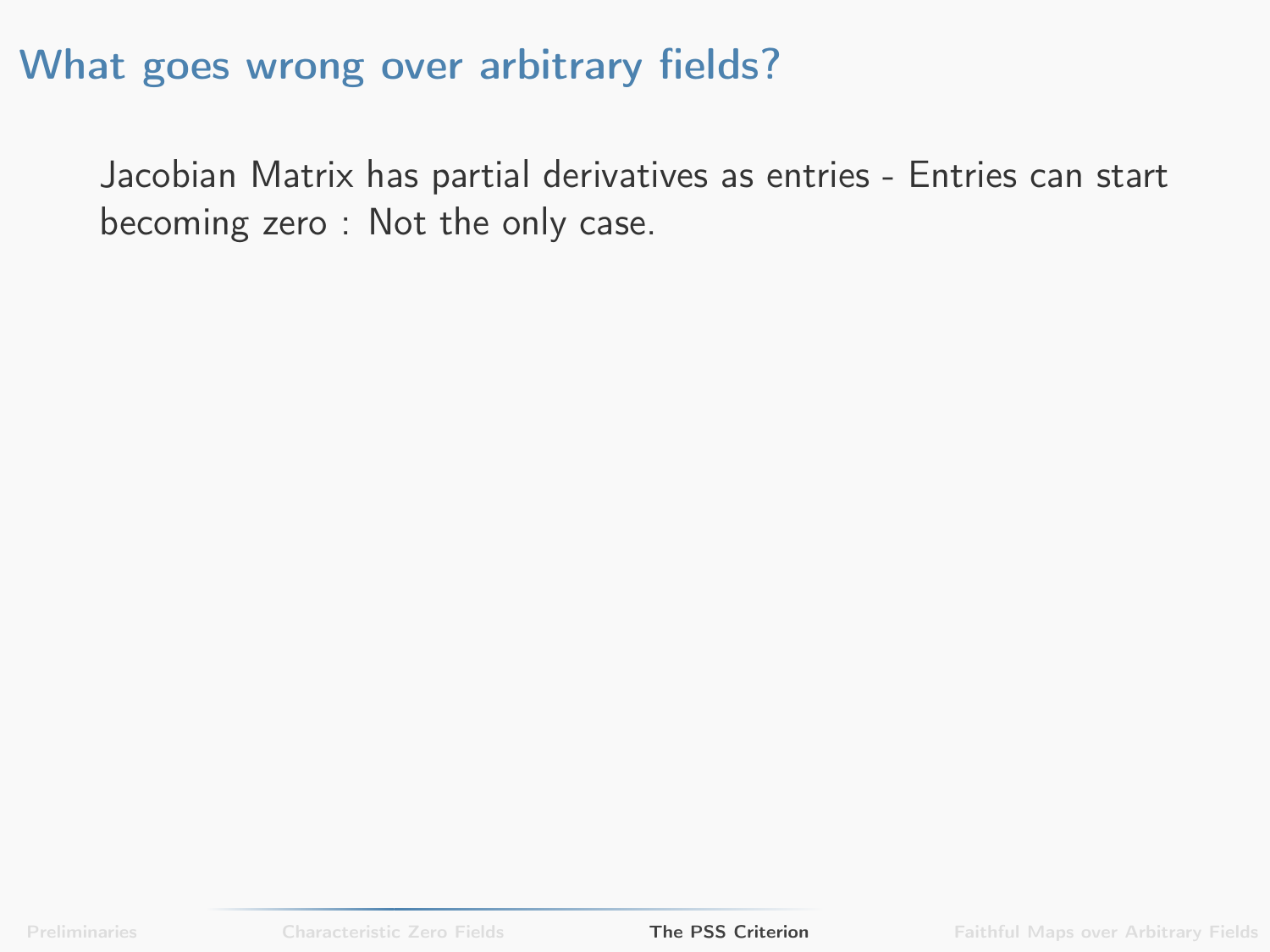# What goes wrong over arbitrary fields?

Jacobian Matrix has partial derivatives as entries - Entries can start becoming zero : Not the only case.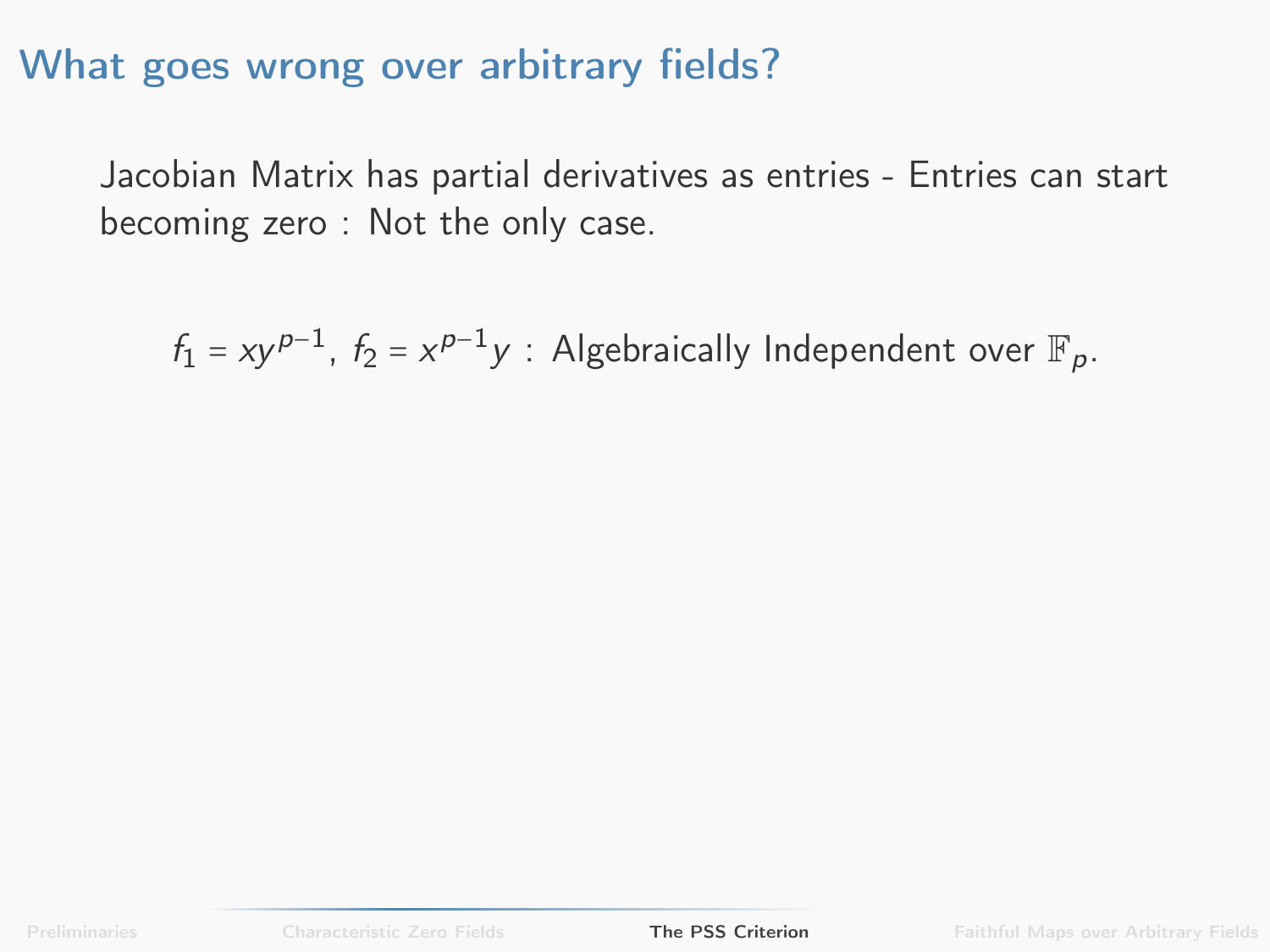# What goes wrong over arbitrary fields?

Jacobian Matrix has partial derivatives as entries - Entries can start becoming zero : Not the only case.

$$f_1 = xy^{p-1},\ f_2 = x^{p-1}y \text{ : Algebraically Independent over } \mathbb{F}_p.$$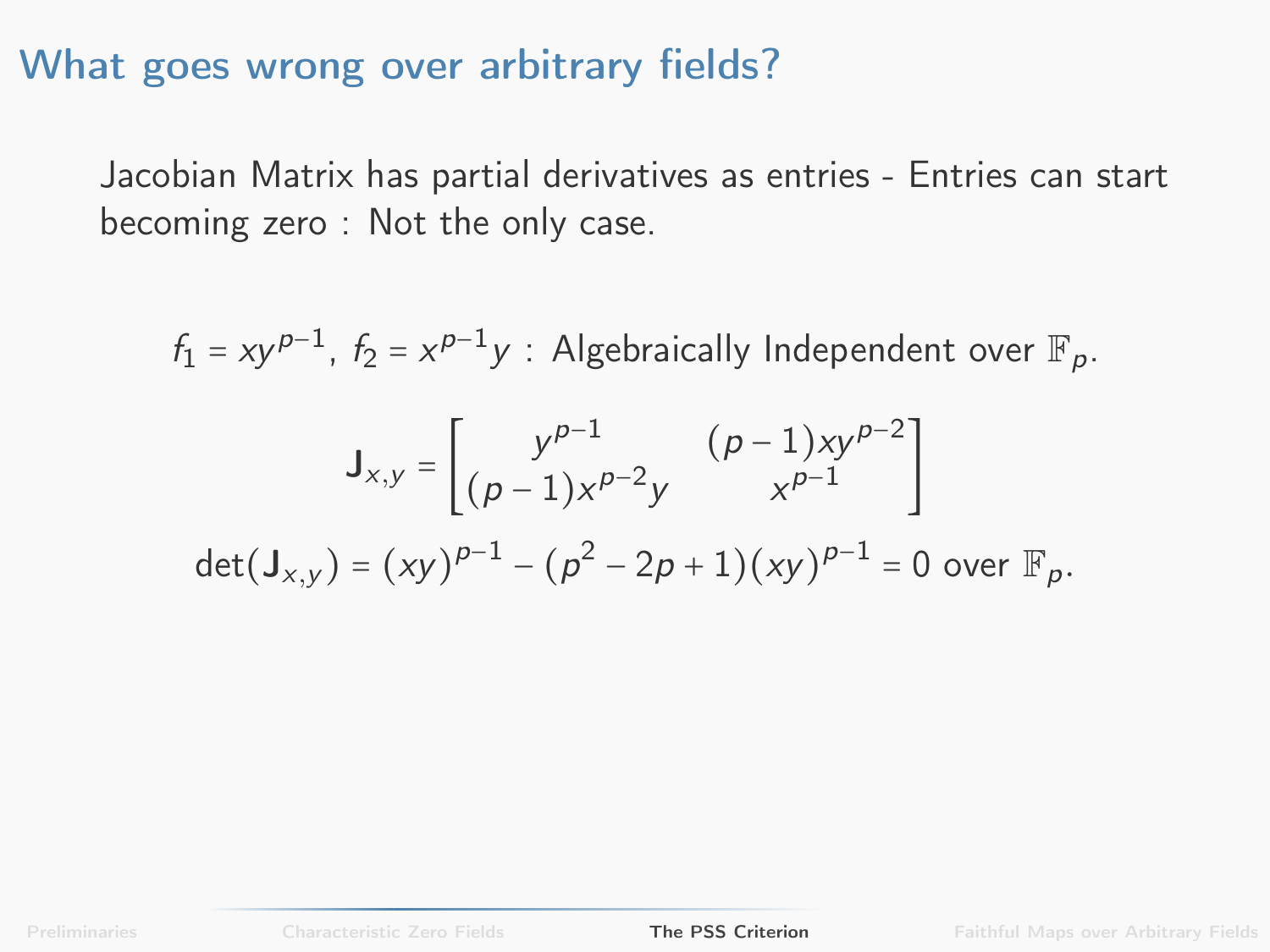# What goes wrong over arbitrary fields?

Jacobian Matrix has partial derivatives as entries - Entries can start becoming zero : Not the only case.

$f_1 = xy^{p-1}$, $f_2 = x^{p-1}y$ : Algebraically Independent over $\mathbb{F}_p$.

$$\mathbf{J}_{x,y} = \begin{bmatrix} y^{p-1} & (p-1)xy^{p-2} \\ (p-1)x^{p-2}y & x^{p-1} \end{bmatrix}$$

$$\det(\mathbf{J}_{x,y}) = (xy)^{p-1} - (p^2 - 2p + 1)(xy)^{p-1} = 0 \text{ over } \mathbb{F}_p.$$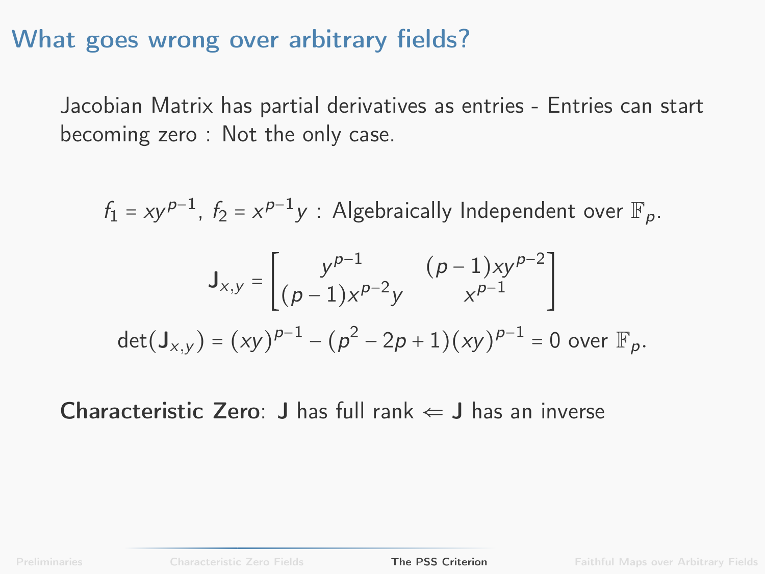# What goes wrong over arbitrary fields?

Jacobian Matrix has partial derivatives as entries - Entries can start becoming zero : Not the only case.

$f_1 = xy^{p-1}$, $f_2 = x^{p-1}y$ : Algebraically Independent over $\mathbb{F}_p$.

$$\mathbf{J}_{x,y} = \begin{bmatrix} y^{p-1} & (p-1)xy^{p-2} \\ (p-1)x^{p-2}y & x^{p-1} \end{bmatrix}$$

$$\det(\mathbf{J}_{x,y}) = (xy)^{p-1} - (p^2 - 2p + 1)(xy)^{p-1} = 0 \text{ over } \mathbb{F}_p.$$

**Characteristic Zero**: $\mathbf{J}$ has full rank $\Leftarrow$ $\mathbf{J}$ has an inverse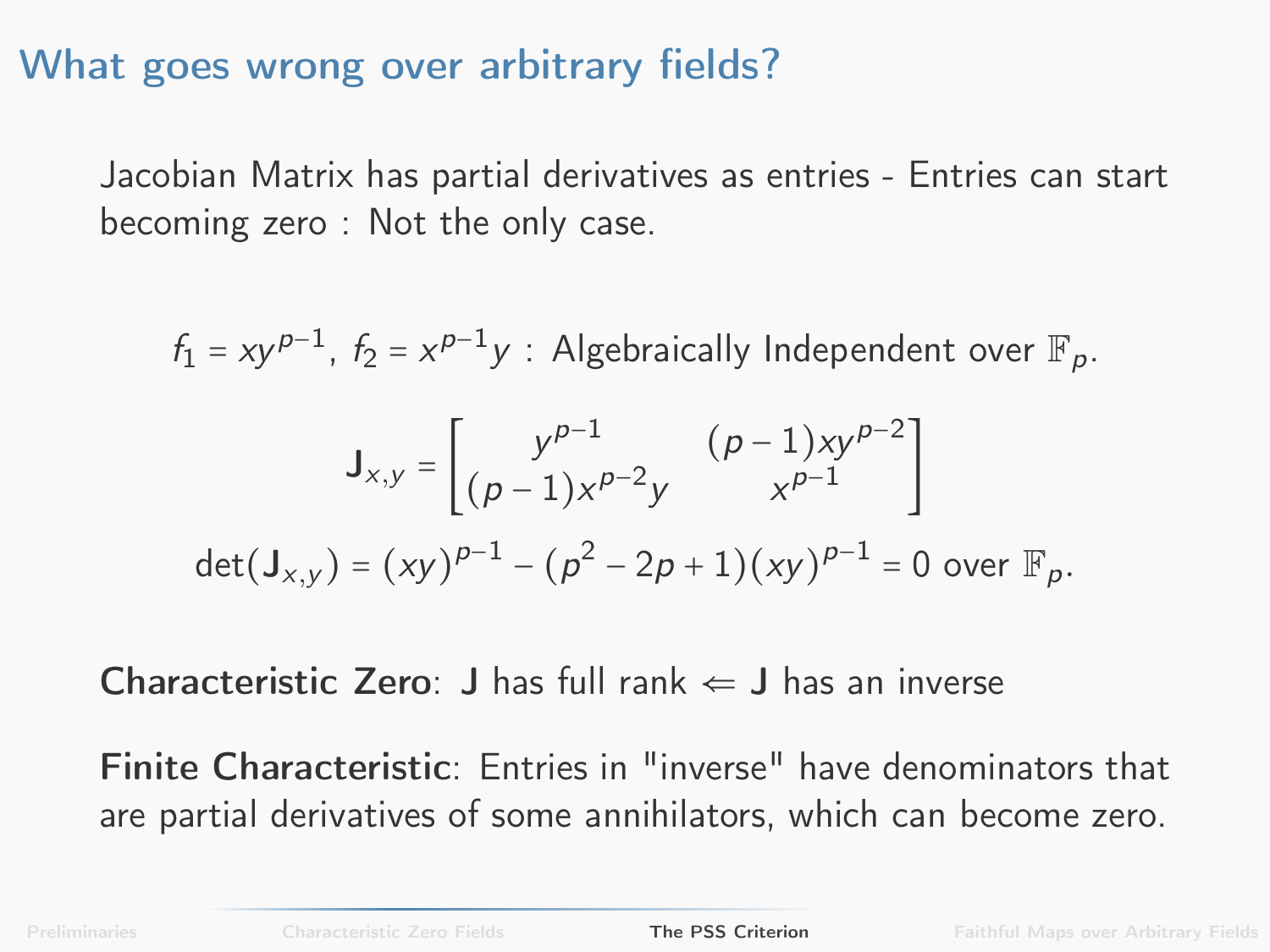# What goes wrong over arbitrary fields?

Jacobian Matrix has partial derivatives as entries - Entries can start becoming zero : Not the only case.

$f_1 = xy^{p-1},\ f_2 = x^{p-1}y$ : Algebraically Independent over $\mathbb{F}_p$.

$$\mathbf{J}_{x,y} = \begin{bmatrix} y^{p-1} & (p-1)xy^{p-2} \\ (p-1)x^{p-2}y & x^{p-1} \end{bmatrix}$$

$$\det(\mathbf{J}_{x,y}) = (xy)^{p-1} - (p^2 - 2p + 1)(xy)^{p-1} = 0 \text{ over } \mathbb{F}_p.$$

**Characteristic Zero**: $\mathbf{J}$ has full rank $\Leftarrow$ $\mathbf{J}$ has an inverse

**Finite Characteristic**: Entries in "inverse" have denominators that are partial derivatives of some annihilators, which can become zero.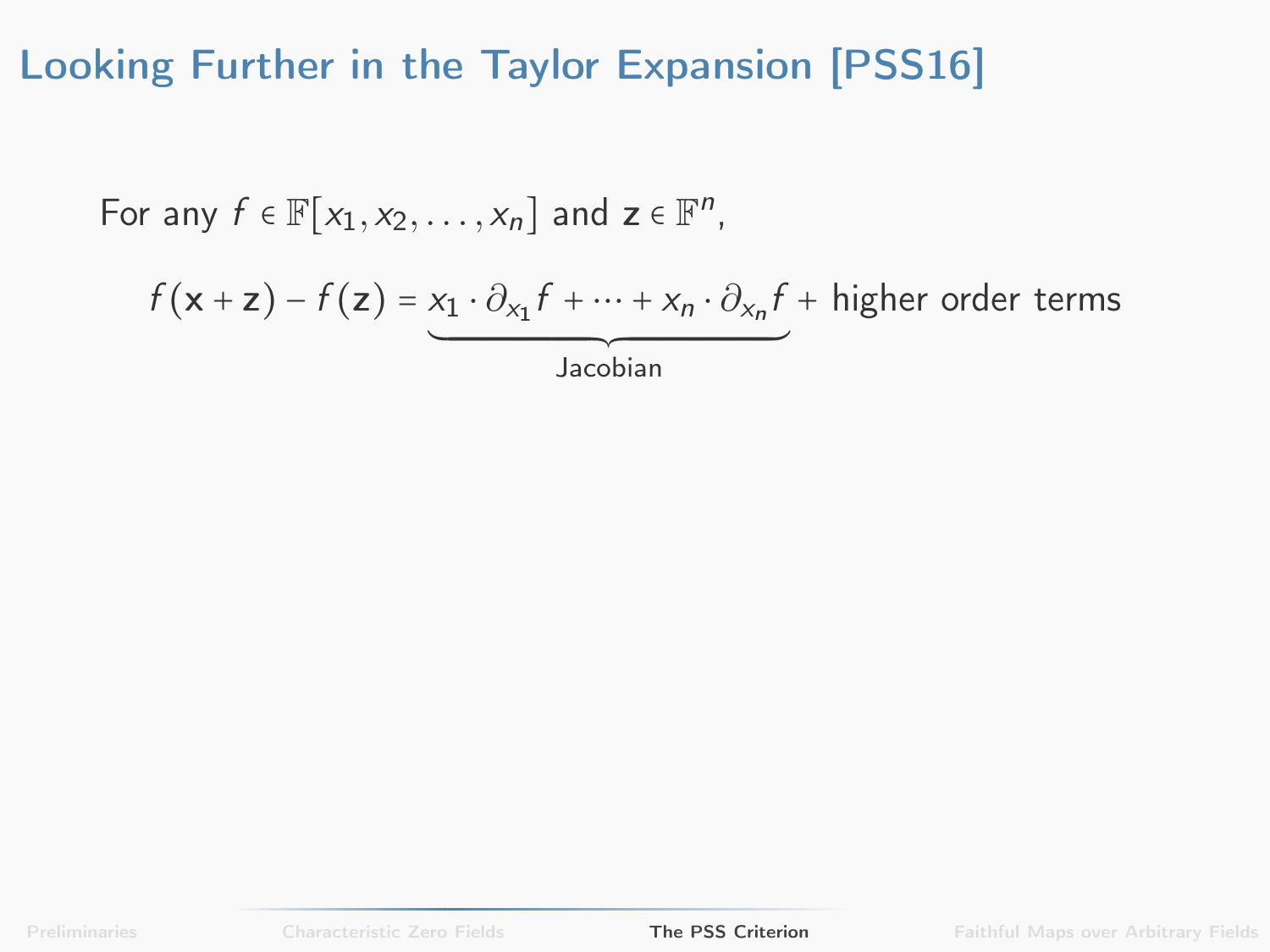# Looking Further in the Taylor Expansion [PSS16]

For any $f \in \mathbb{F}[x_1, x_2, \ldots, x_n]$ and $\mathbf{z} \in \mathbb{F}^n$,

$$f(\mathbf{x} + \mathbf{z}) - f(\mathbf{z}) = \underbrace{x_1 \cdot \partial_{x_1} f + \cdots + x_n \cdot \partial_{x_n} f}_{\text{Jacobian}} + \text{higher order terms}$$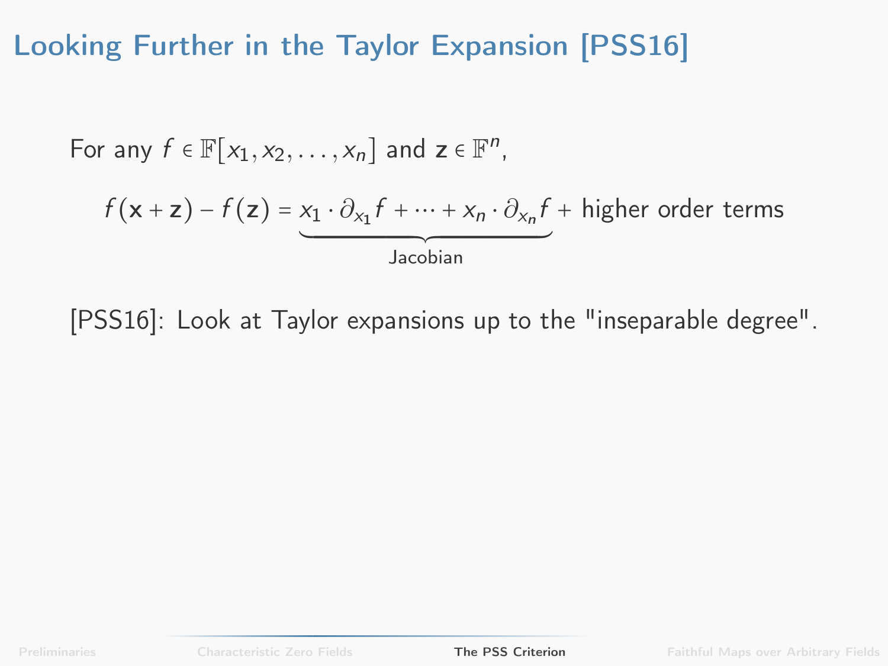# Looking Further in the Taylor Expansion [PSS16]

For any $f \in \mathbb{F}[x_1, x_2, \ldots, x_n]$ and $\mathbf{z} \in \mathbb{F}^n$,

$$f(\mathbf{x} + \mathbf{z}) - f(\mathbf{z}) = \underbrace{x_1 \cdot \partial_{x_1} f + \cdots + x_n \cdot \partial_{x_n} f}_{\text{Jacobian}} + \text{higher order terms}$$

[PSS16]: Look at Taylor expansions up to the "inseparable degree".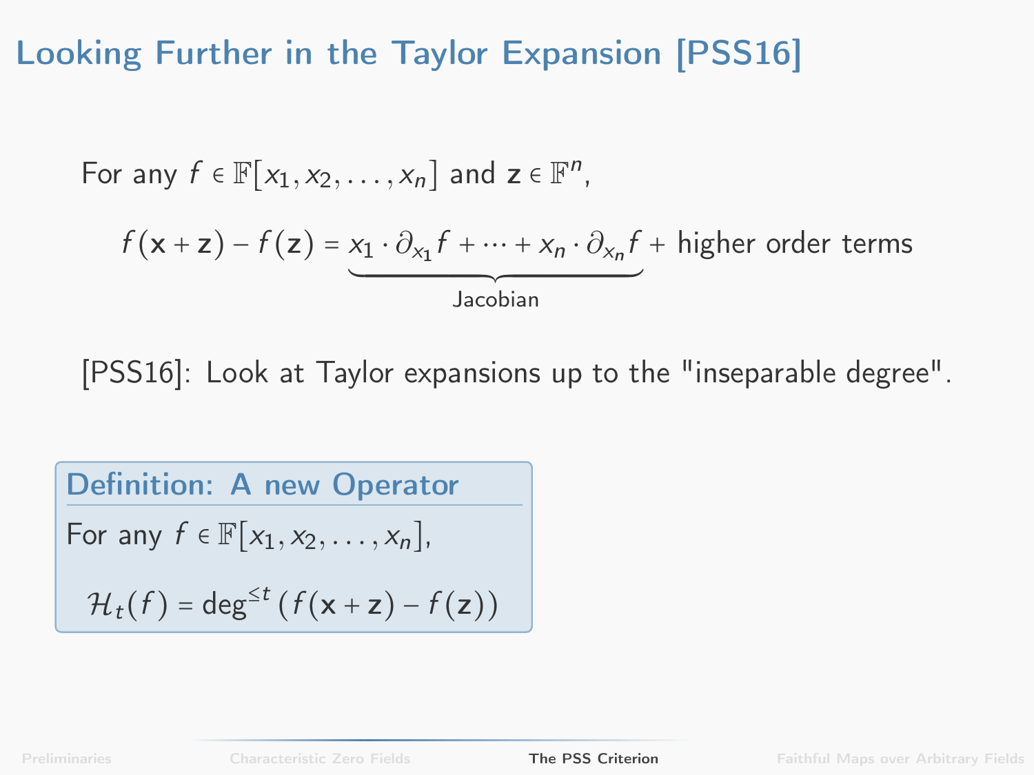# Looking Further in the Taylor Expansion [PSS16]

For any $f \in \mathbb{F}[x_1, x_2, \ldots, x_n]$ and $\mathbf{z} \in \mathbb{F}^n$,

$$f(\mathbf{x} + \mathbf{z}) - f(\mathbf{z}) = \underbrace{x_1 \cdot \partial_{x_1} f + \cdots + x_n \cdot \partial_{x_n} f}_{\text{Jacobian}} + \text{higher order terms}$$

[PSS16]: Look at Taylor expansions up to the "inseparable degree".

**Definition: A new Operator**

For any $f \in \mathbb{F}[x_1, x_2, \ldots, x_n]$,

$$\mathcal{H}_t(f) = \deg^{\leq t}\left(f(\mathbf{x} + \mathbf{z}) - f(\mathbf{z})\right)$$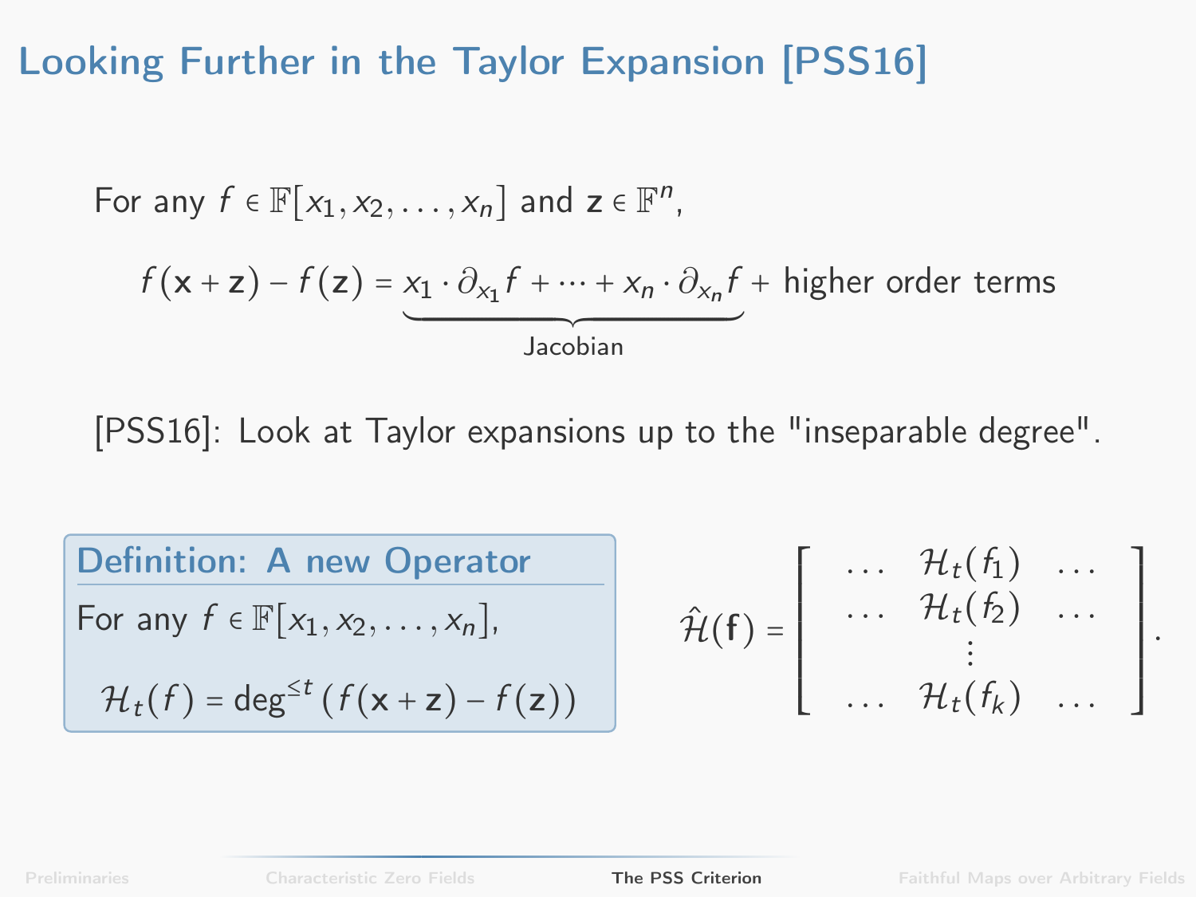# Looking Further in the Taylor Expansion [PSS16]

For any $f \in \mathbb{F}[x_1, x_2, \ldots, x_n]$ and $\mathbf{z} \in \mathbb{F}^n$,

$$f(\mathbf{x} + \mathbf{z}) - f(\mathbf{z}) = \underbrace{x_1 \cdot \partial_{x_1} f + \cdots + x_n \cdot \partial_{x_n} f}_{\text{Jacobian}} + \text{higher order terms}$$

[PSS16]: Look at Taylor expansions up to the "inseparable degree".

**Definition: A new Operator**

For any $f \in \mathbb{F}[x_1, x_2, \ldots, x_n]$,

$$\mathcal{H}_t(f) = \deg^{\leq t}\left(f(\mathbf{x} + \mathbf{z}) - f(\mathbf{z})\right)$$

$$\hat{\mathcal{H}}(\mathbf{f}) = \begin{bmatrix} \ldots & \mathcal{H}_t(f_1) & \ldots \\ \ldots & \mathcal{H}_t(f_2) & \ldots \\ & \vdots & \\ \ldots & \mathcal{H}_t(f_k) & \ldots \end{bmatrix}.$$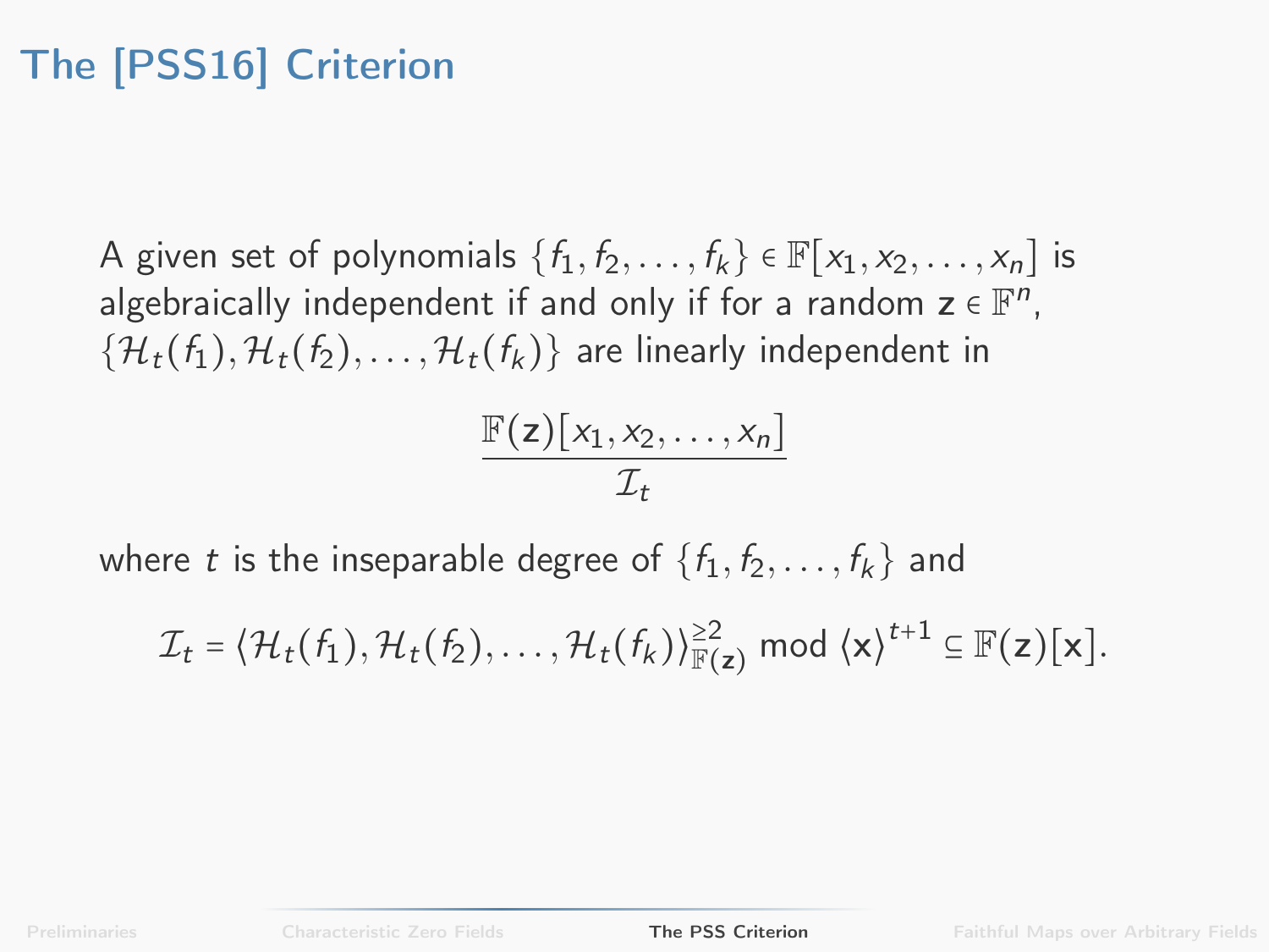# The [PSS16] Criterion

A given set of polynomials $\{f_1, f_2, \ldots, f_k\} \in \mathbb{F}[x_1, x_2, \ldots, x_n]$ is algebraically independent if and only if for a random $\mathbf{z} \in \mathbb{F}^n$, $\{\mathcal{H}_t(f_1), \mathcal{H}_t(f_2), \ldots, \mathcal{H}_t(f_k)\}$ are linearly independent in

$$\frac{\mathbb{F}(\mathbf{z})[x_1, x_2, \ldots, x_n]}{\mathcal{I}_t}$$

where $t$ is the inseparable degree of $\{f_1, f_2, \ldots, f_k\}$ and

$$\mathcal{I}_t = \langle \mathcal{H}_t(f_1), \mathcal{H}_t(f_2), \ldots, \mathcal{H}_t(f_k) \rangle^{\geq 2}_{\mathbb{F}(\mathbf{z})} \bmod \langle \mathbf{x} \rangle^{t+1} \subseteq \mathbb{F}(\mathbf{z})[\mathbf{x}].$$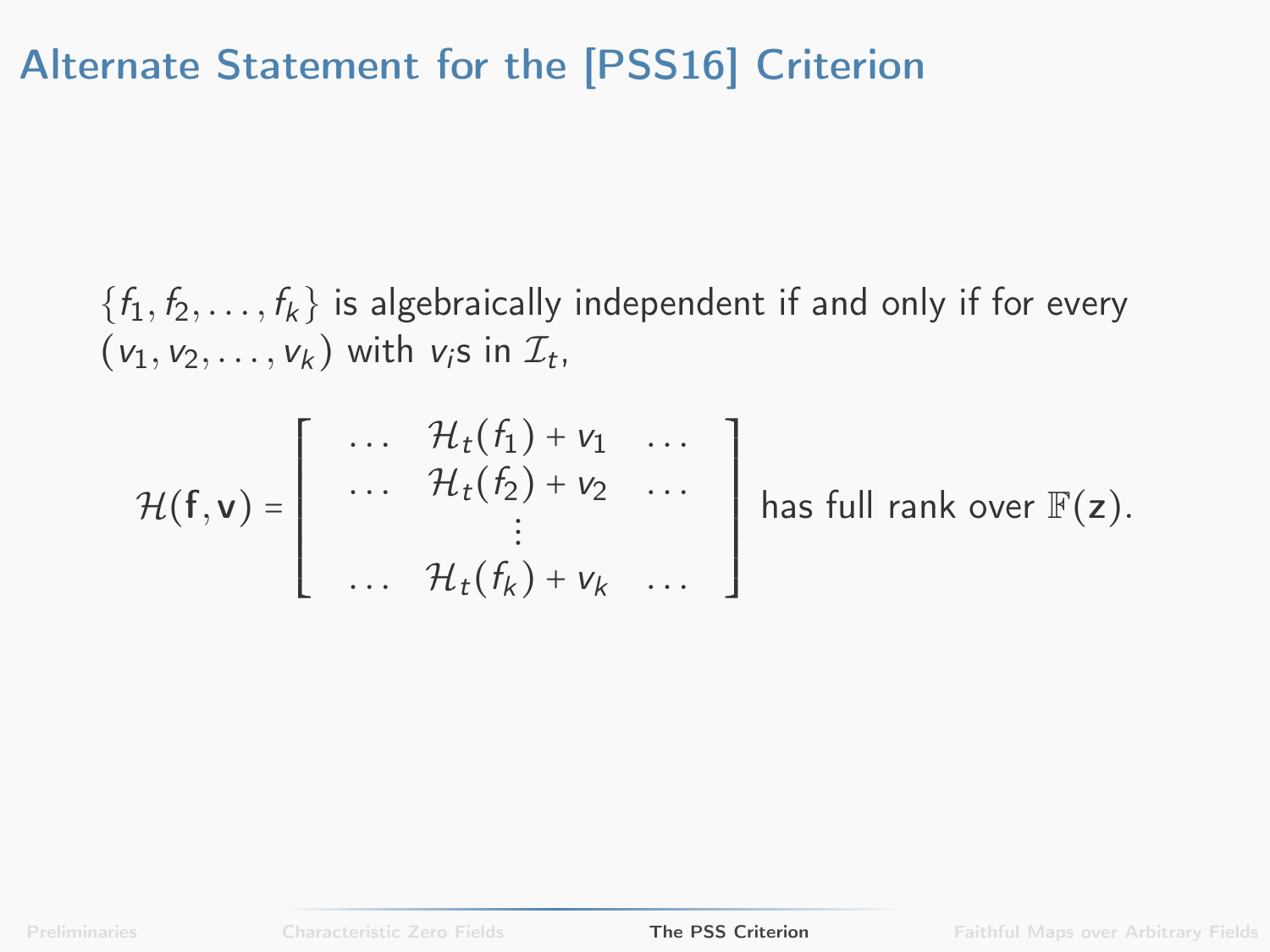# Alternate Statement for the [PSS16] Criterion

$\{f_1, f_2, \ldots, f_k\}$ is algebraically independent if and only if for every $(v_1, v_2, \ldots, v_k)$ with $v_i$s in $\mathcal{I}_t$,

$$\mathcal{H}(\mathbf{f}, \mathbf{v}) = \begin{bmatrix} \ldots & \mathcal{H}_t(f_1) + v_1 & \ldots \\ \ldots & \mathcal{H}_t(f_2) + v_2 & \ldots \\ & \vdots & \\ \ldots & \mathcal{H}_t(f_k) + v_k & \ldots \end{bmatrix} \text{ has full rank over } \mathbb{F}(\mathbf{z}).$$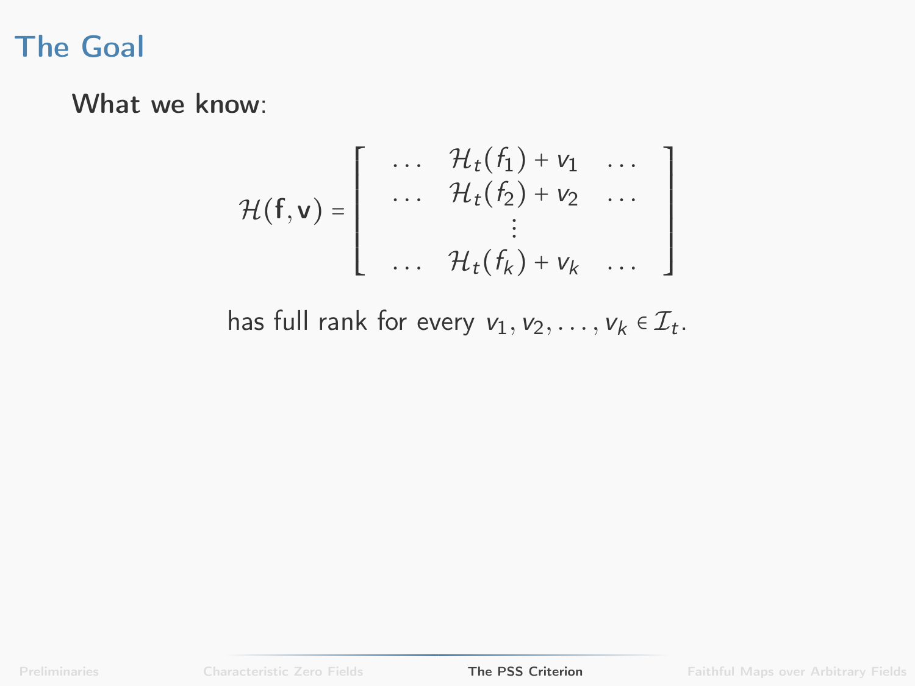# The Goal

**What we know**:

$$\mathcal{H}(\mathbf{f}, \mathbf{v}) = \begin{bmatrix} \dots & \mathcal{H}_t(f_1) + v_1 & \dots \\ \dots & \mathcal{H}_t(f_2) + v_2 & \dots \\ & \vdots & \\ \dots & \mathcal{H}_t(f_k) + v_k & \dots \end{bmatrix}$$

has full rank for every $v_1, v_2, \dots, v_k \in \mathcal{I}_t$.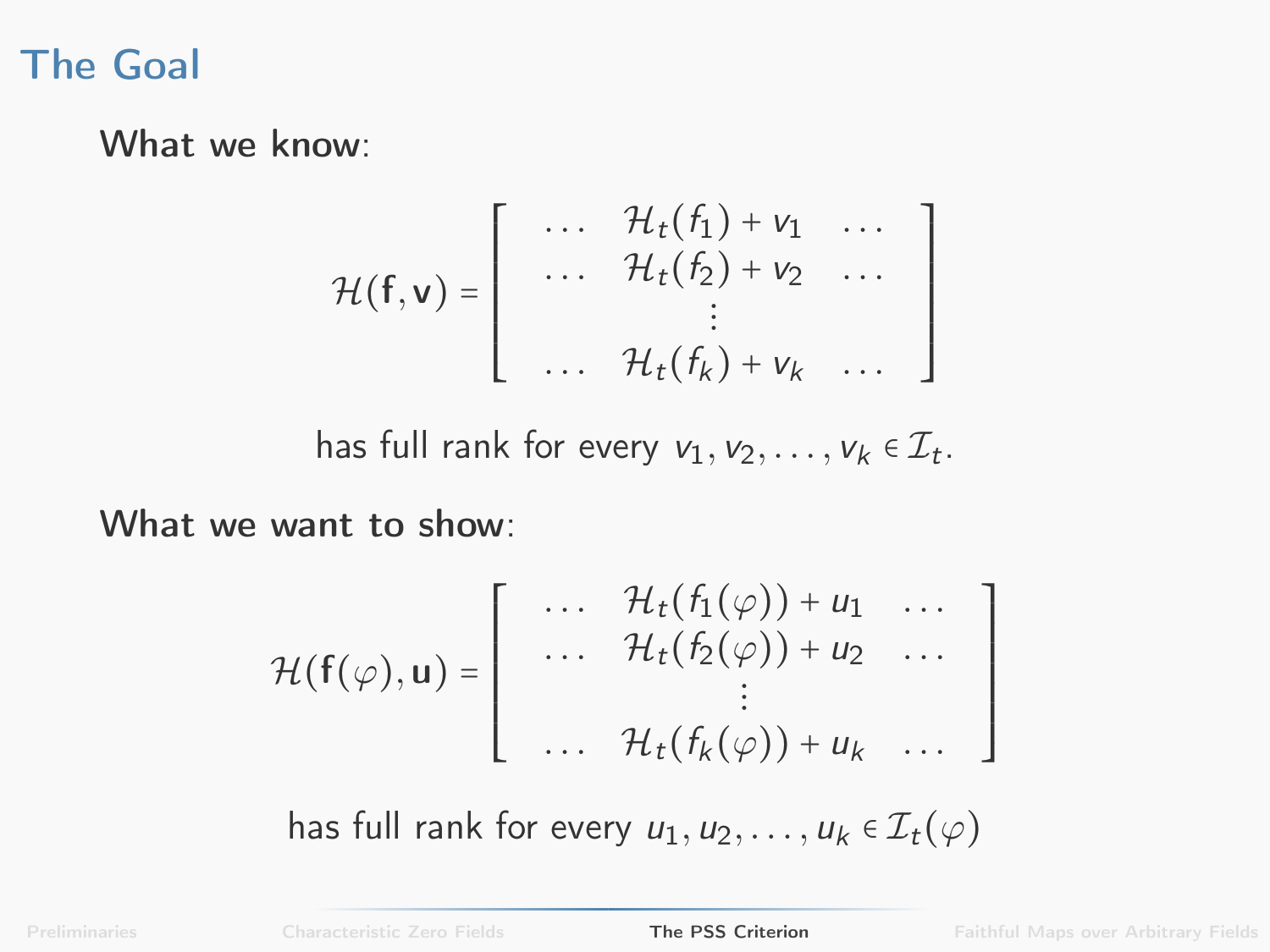# The Goal

**What we know**:

$$
\mathcal{H}(\mathbf{f}, \mathbf{v}) = \begin{bmatrix} \dots & \mathcal{H}_t(f_1) + v_1 & \dots \\ \dots & \mathcal{H}_t(f_2) + v_2 & \dots \\ & \vdots & \\ \dots & \mathcal{H}_t(f_k) + v_k & \dots \end{bmatrix}
$$

has full rank for every $v_1, v_2, \dots, v_k \in \mathcal{I}_t$.

**What we want to show**:

$$
\mathcal{H}(\mathbf{f}(\varphi), \mathbf{u}) = \begin{bmatrix} \dots & \mathcal{H}_t(f_1(\varphi)) + u_1 & \dots \\ \dots & \mathcal{H}_t(f_2(\varphi)) + u_2 & \dots \\ & \vdots & \\ \dots & \mathcal{H}_t(f_k(\varphi)) + u_k & \dots \end{bmatrix}
$$

has full rank for every $u_1, u_2, \dots, u_k \in \mathcal{I}_t(\varphi)$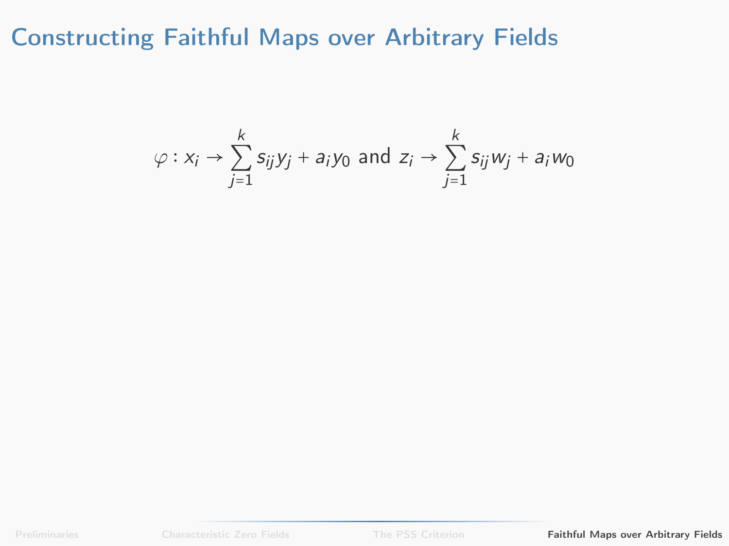# Constructing Faithful Maps over Arbitrary Fields

$$\varphi : x_i \to \sum_{j=1}^{k} s_{ij} y_j + a_i y_0 \text{ and } z_i \to \sum_{j=1}^{k} s_{ij} w_j + a_i w_0$$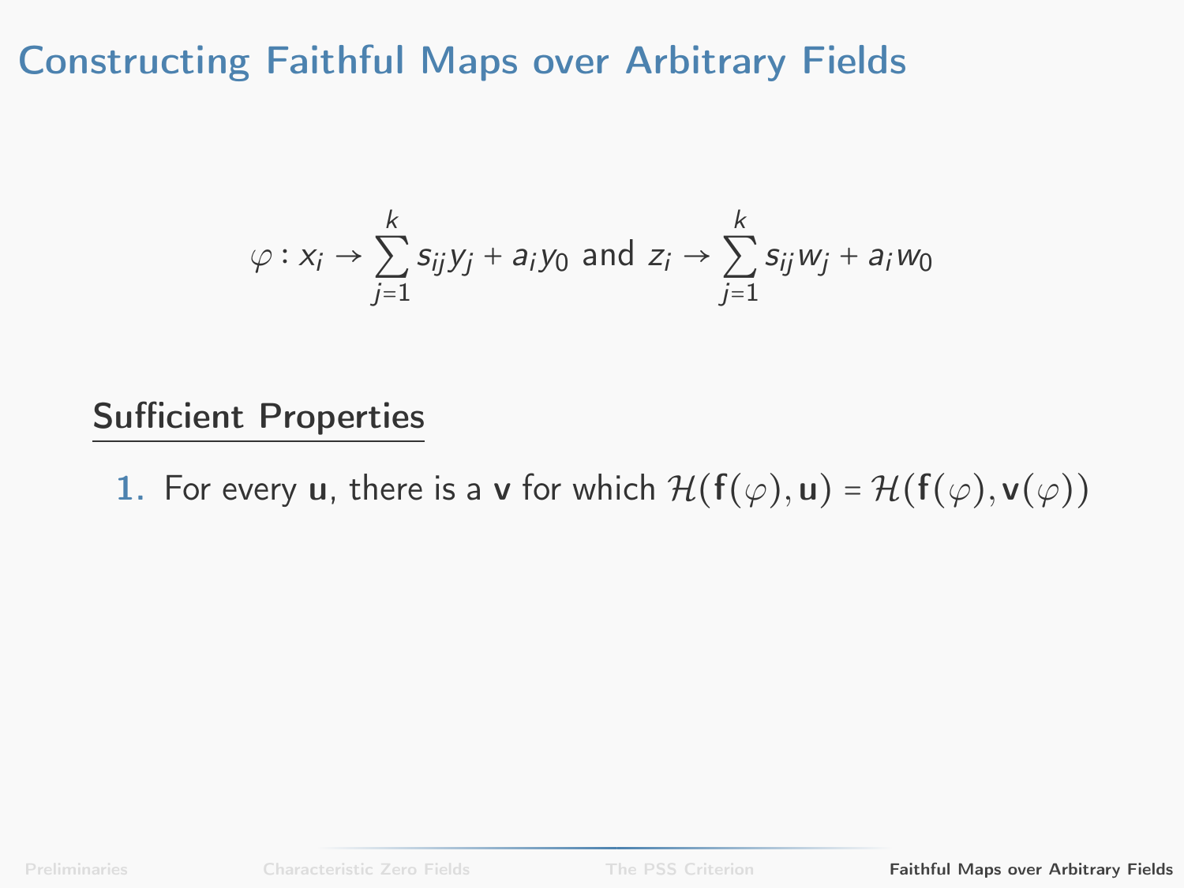# Constructing Faithful Maps over Arbitrary Fields

$$\varphi : x_i \to \sum_{j=1}^{k} s_{ij} y_j + a_i y_0 \text{ and } z_i \to \sum_{j=1}^{k} s_{ij} w_j + a_i w_0$$

## Sufficient Properties

1. For every $\mathbf{u}$, there is a $\mathbf{v}$ for which $\mathcal{H}(\mathbf{f}(\varphi), \mathbf{u}) = \mathcal{H}(\mathbf{f}(\varphi), \mathbf{v}(\varphi))$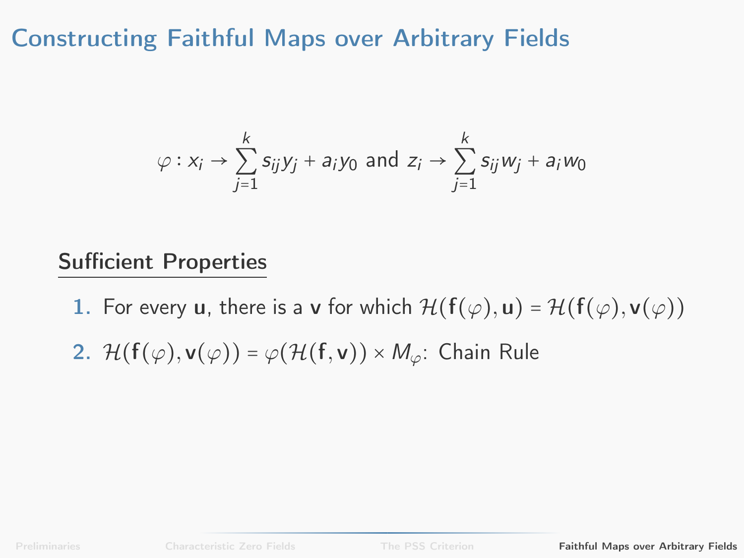# Constructing Faithful Maps over Arbitrary Fields

$$\varphi : x_i \to \sum_{j=1}^{k} s_{ij} y_j + a_i y_0 \text{ and } z_i \to \sum_{j=1}^{k} s_{ij} w_j + a_i w_0$$

## Sufficient Properties

1. For every $\mathbf{u}$, there is a $\mathbf{v}$ for which $\mathcal{H}(\mathbf{f}(\varphi), \mathbf{u}) = \mathcal{H}(\mathbf{f}(\varphi), \mathbf{v}(\varphi))$
2. $\mathcal{H}(\mathbf{f}(\varphi), \mathbf{v}(\varphi)) = \varphi(\mathcal{H}(\mathbf{f}, \mathbf{v})) \times M_\varphi$: Chain Rule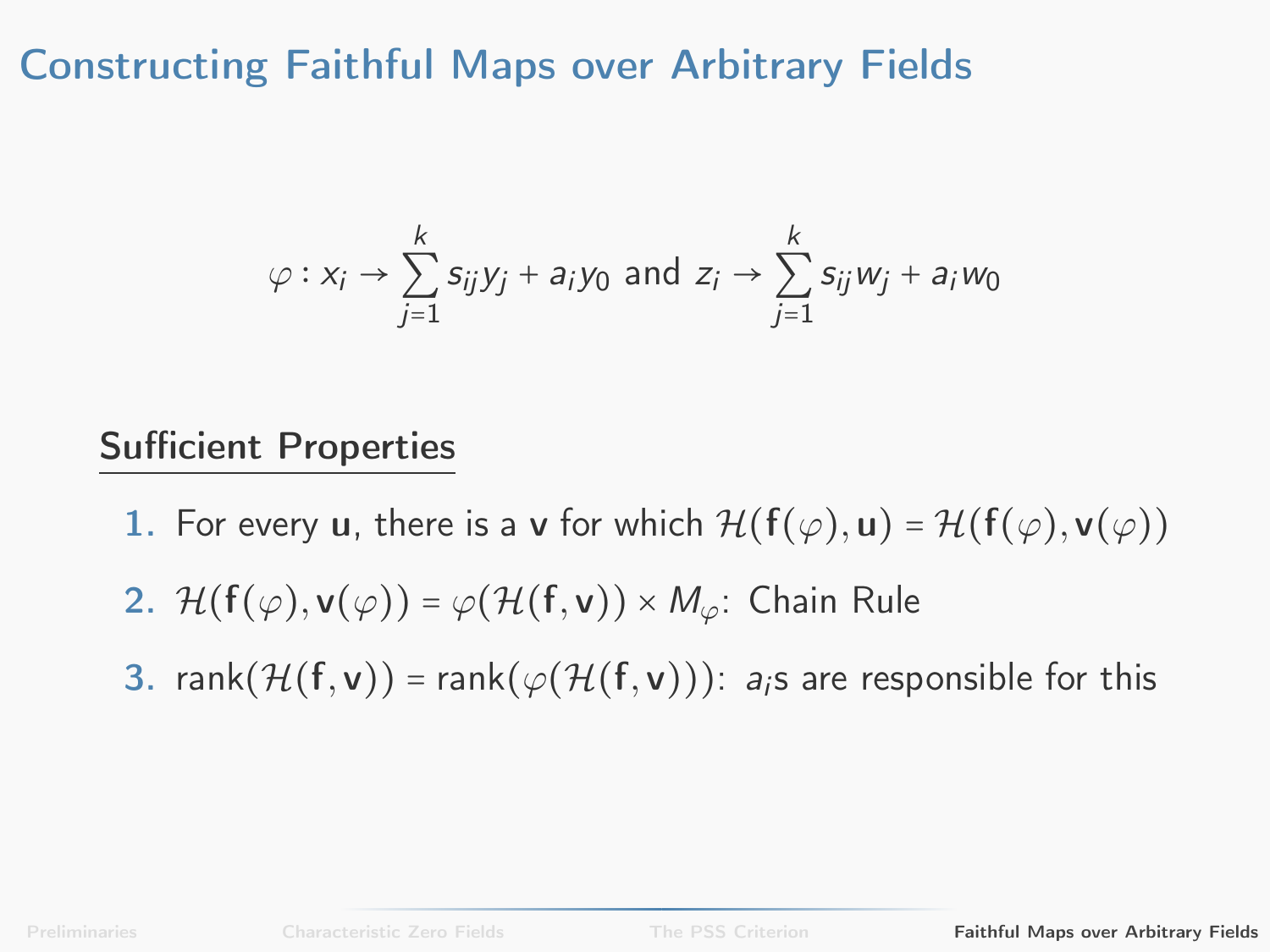# Constructing Faithful Maps over Arbitrary Fields

$$\varphi : x_i \to \sum_{j=1}^{k} s_{ij} y_j + a_i y_0 \text{ and } z_i \to \sum_{j=1}^{k} s_{ij} w_j + a_i w_0$$

## Sufficient Properties

1. For every $\mathbf{u}$, there is a $\mathbf{v}$ for which $\mathcal{H}(\mathbf{f}(\varphi), \mathbf{u}) = \mathcal{H}(\mathbf{f}(\varphi), \mathbf{v}(\varphi))$
2. $\mathcal{H}(\mathbf{f}(\varphi), \mathbf{v}(\varphi)) = \varphi(\mathcal{H}(\mathbf{f}, \mathbf{v})) \times M_\varphi$: Chain Rule
3. $\text{rank}(\mathcal{H}(\mathbf{f}, \mathbf{v})) = \text{rank}(\varphi(\mathcal{H}(\mathbf{f}, \mathbf{v})))$: $a_i$s are responsible for this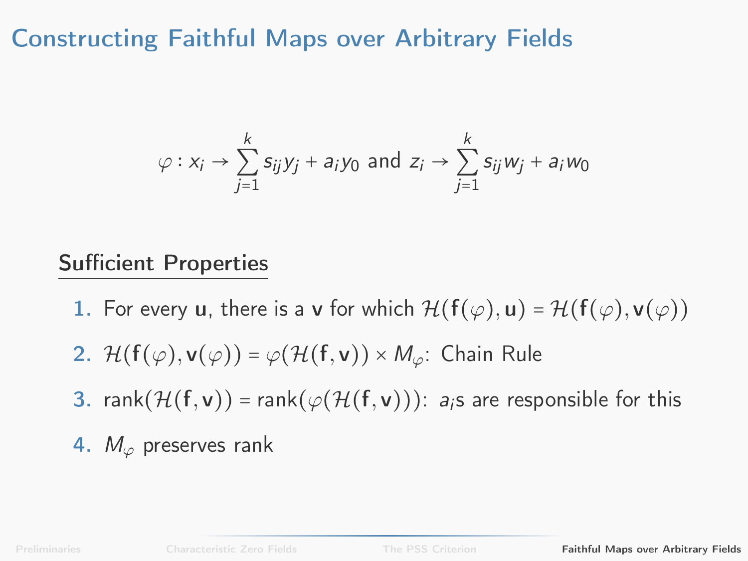# Constructing Faithful Maps over Arbitrary Fields

$$\varphi : x_i \to \sum_{j=1}^{k} s_{ij} y_j + a_i y_0 \text{ and } z_i \to \sum_{j=1}^{k} s_{ij} w_j + a_i w_0$$

## Sufficient Properties

1. For every $\mathbf{u}$, there is a $\mathbf{v}$ for which $\mathcal{H}(\mathbf{f}(\varphi), \mathbf{u}) = \mathcal{H}(\mathbf{f}(\varphi), \mathbf{v}(\varphi))$
2. $\mathcal{H}(\mathbf{f}(\varphi), \mathbf{v}(\varphi)) = \varphi(\mathcal{H}(\mathbf{f}, \mathbf{v})) \times M_\varphi$: Chain Rule
3. $\text{rank}(\mathcal{H}(\mathbf{f}, \mathbf{v})) = \text{rank}(\varphi(\mathcal{H}(\mathbf{f}, \mathbf{v})))$: $a_i$s are responsible for this
4. $M_\varphi$ preserves rank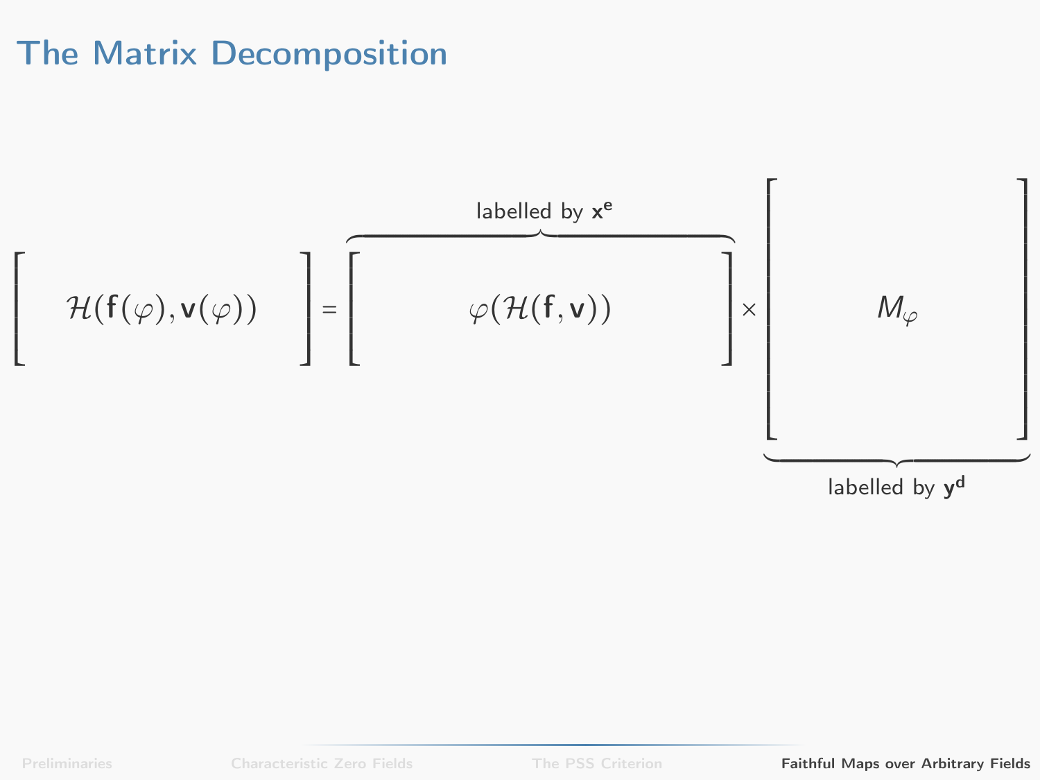# The Matrix Decomposition

$$\Big[\ \mathcal{H}(\mathbf{f}(\varphi), \mathbf{v}(\varphi))\ \Big] = \overbrace{\Big[\ \varphi(\mathcal{H}(\mathbf{f}, \mathbf{v}))\ \Big]}^{\text{labelled by } \mathbf{x}^{\mathbf{e}}} \times \underbrace{\Big[\ M_\varphi\ \Big]}_{\text{labelled by } \mathbf{y}^{\mathbf{d}}}$$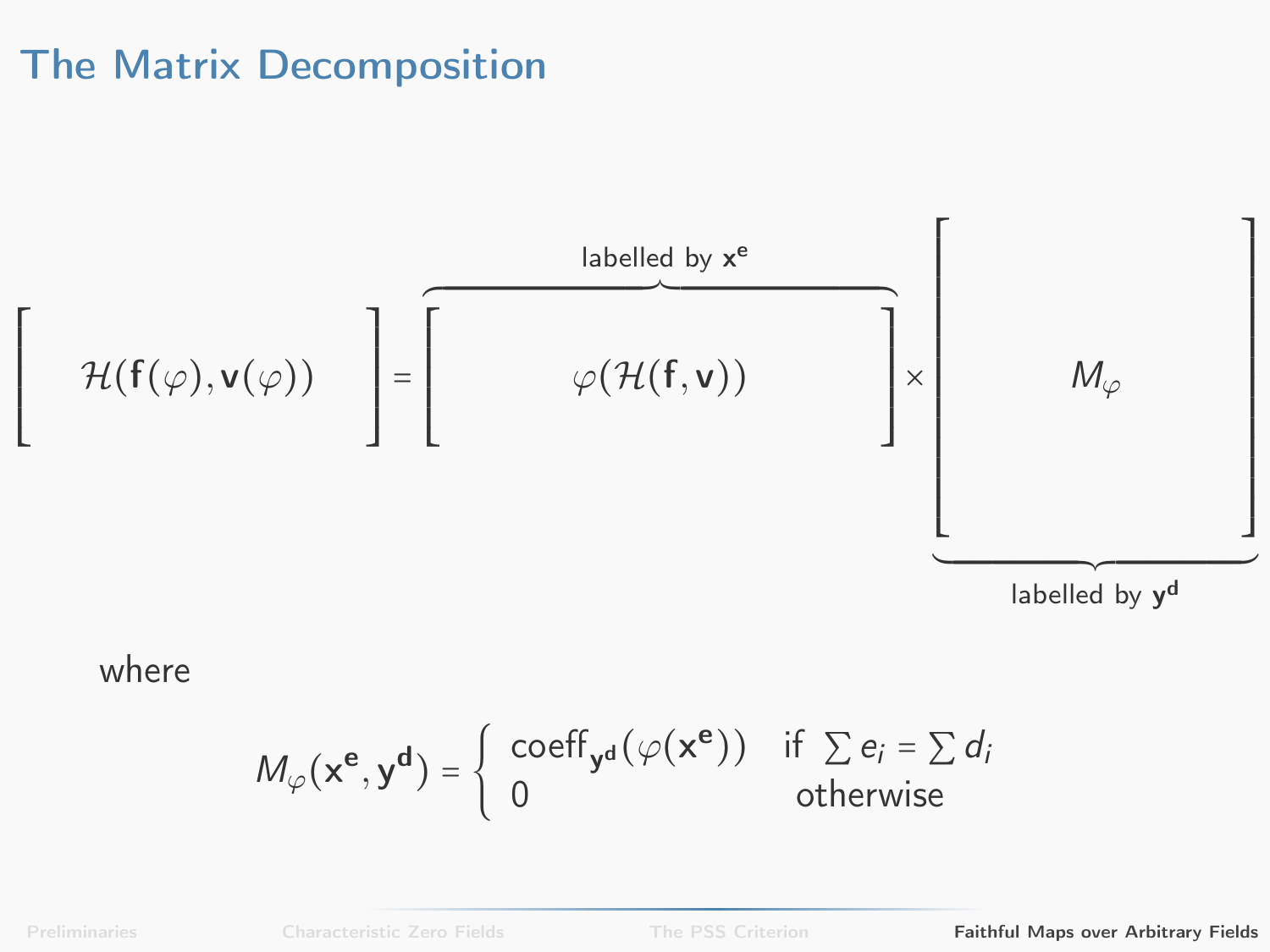# The Matrix Decomposition

$$\Big[ \quad \mathcal{H}(\mathbf{f}(\varphi), \mathbf{v}(\varphi)) \quad \Big] = \overbrace{\Big[ \quad \varphi(\mathcal{H}(\mathbf{f}, \mathbf{v})) \quad \Big]}^{\text{labelled by } \mathbf{x}^{\mathbf{e}}} \times \underbrace{\begin{bmatrix} \\ \quad M_\varphi \quad \\ \\ \end{bmatrix}}_{\text{labelled by } \mathbf{y}^{\mathbf{d}}}$$

where

$$M_\varphi(\mathbf{x}^{\mathbf{e}}, \mathbf{y}^{\mathbf{d}}) = \begin{cases} \operatorname{coeff}_{\mathbf{y}^{\mathbf{d}}}(\varphi(\mathbf{x}^{\mathbf{e}})) & \text{if } \sum e_i = \sum d_i \\ 0 & \text{otherwise} \end{cases}$$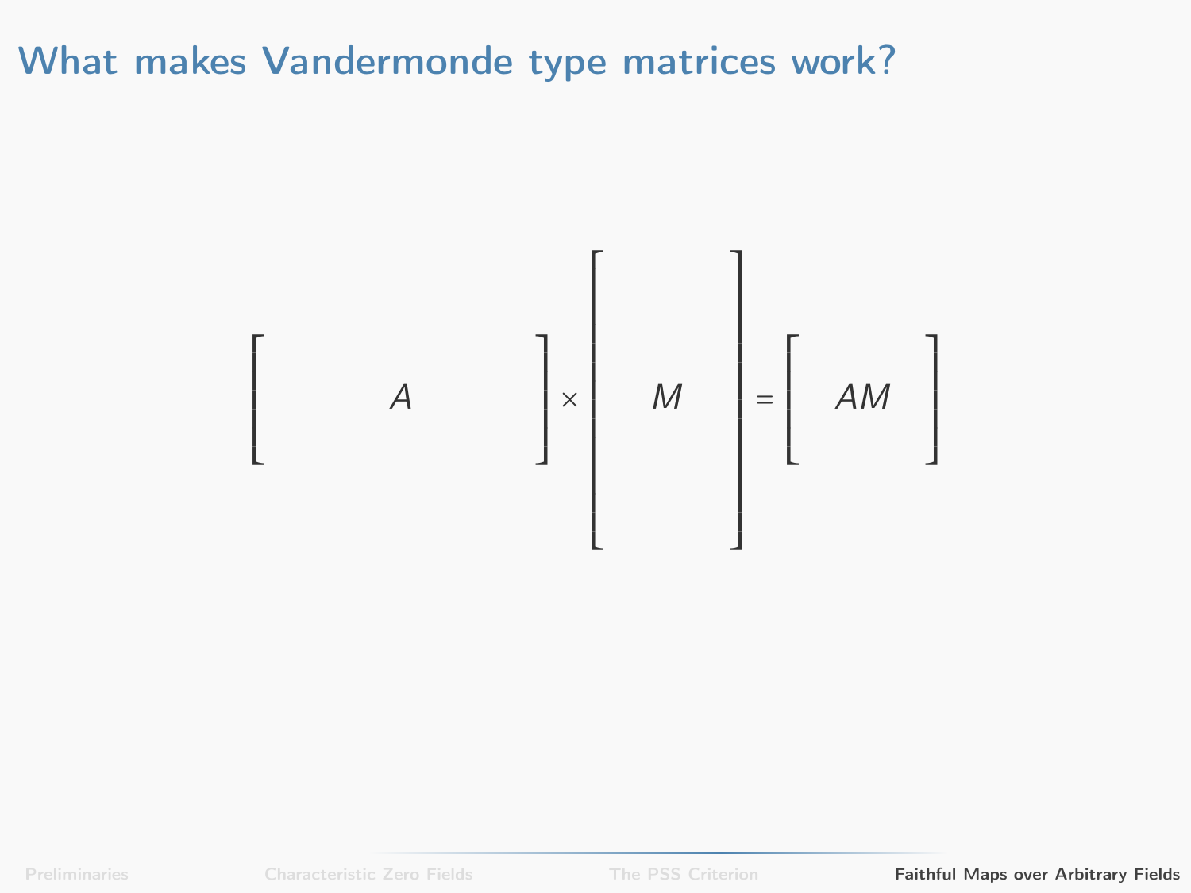# What makes Vandermonde type matrices work?

$$\begin{bmatrix} \quad & A & \quad \end{bmatrix} \times \begin{bmatrix} \\ M \\ \\ \end{bmatrix} = \begin{bmatrix} AM \end{bmatrix}$$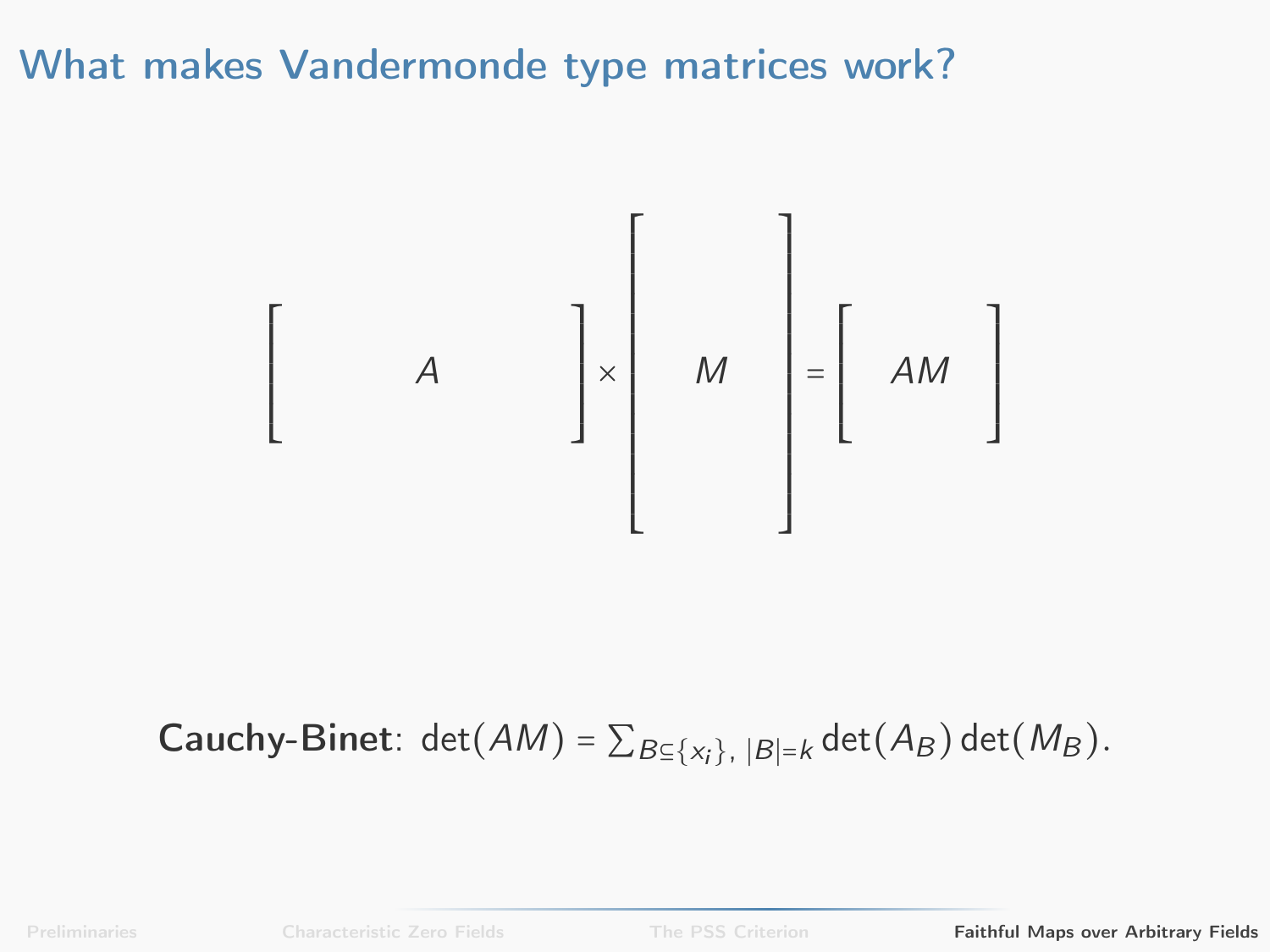# What makes Vandermonde type matrices work?

$$\begin{bmatrix} & A & \end{bmatrix} \times \begin{bmatrix} \\ M \\ \\ \end{bmatrix} = \begin{bmatrix} AM \end{bmatrix}$$

**Cauchy-Binet**: $\det(AM) = \sum_{B \subseteq \{x_i\},\ |B|=k} \det(A_B)\det(M_B)$.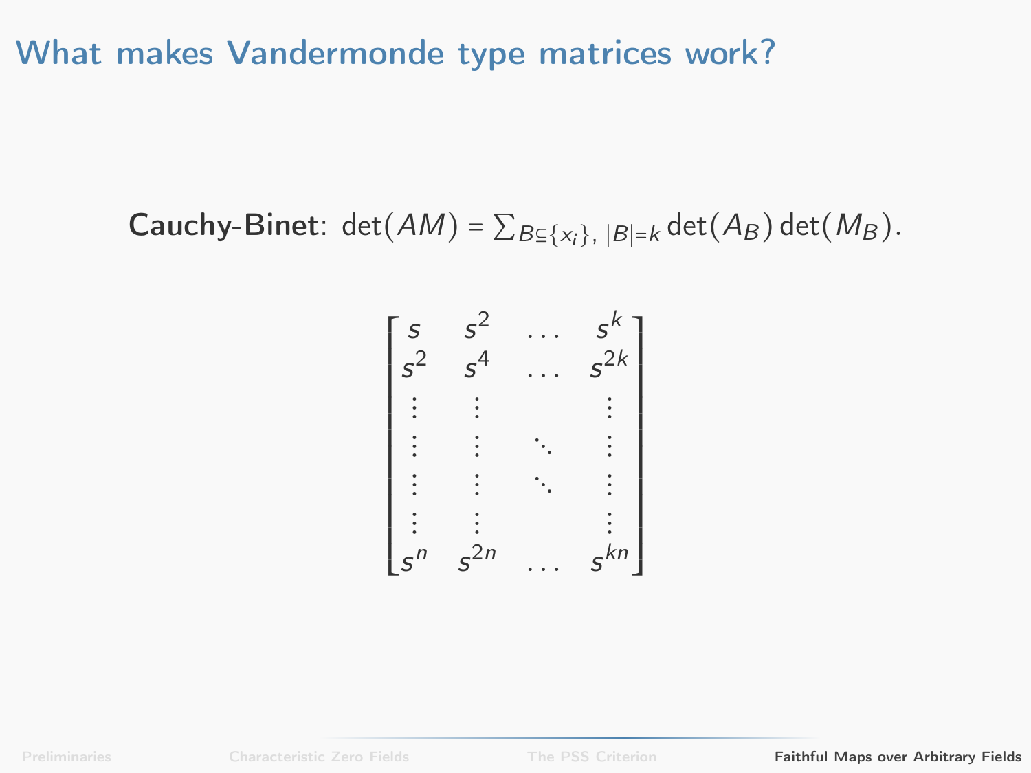# What makes Vandermonde type matrices work?

**Cauchy-Binet**: $\det(AM) = \sum_{B \subseteq \{x_i\},\ |B|=k} \det(A_B) \det(M_B)$.

$$
\begin{bmatrix}
s & s^2 & \dots & s^k \\
s^2 & s^4 & \dots & s^{2k} \\
\vdots & \vdots & & \vdots \\
\vdots & \vdots & \ddots & \vdots \\
\vdots & \vdots & \ddots & \vdots \\
\vdots & \vdots & & \vdots \\
s^n & s^{2n} & \dots & s^{kn}
\end{bmatrix}
$$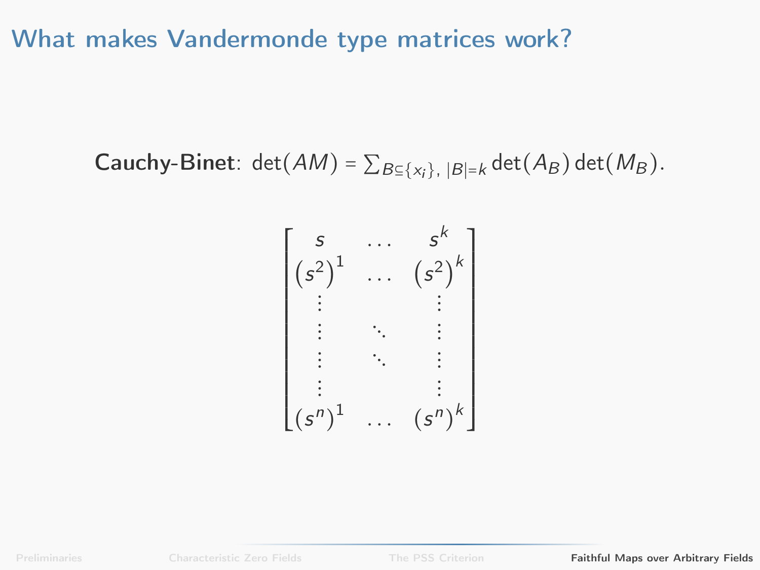# What makes Vandermonde type matrices work?

**Cauchy-Binet**: $\det(AM) = \sum_{B \subseteq \{x_i\},\ |B|=k} \det(A_B)\det(M_B)$.

$$
\begin{bmatrix}
s & \dots & s^k \\
(s^2)^1 & \dots & (s^2)^k \\
\vdots & & \vdots \\
\vdots & \ddots & \vdots \\
\vdots & \ddots & \vdots \\
\vdots & & \vdots \\
(s^n)^1 & \dots & (s^n)^k
\end{bmatrix}
$$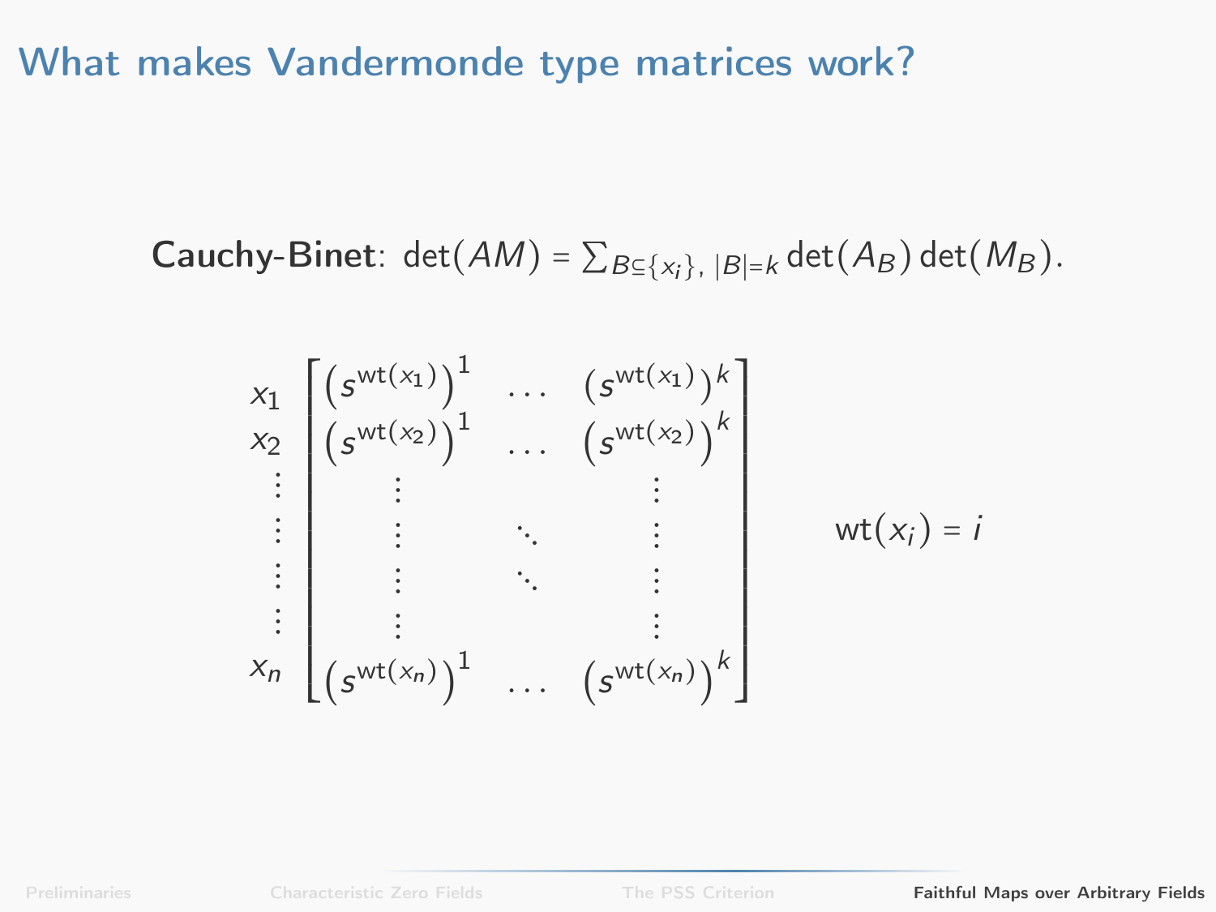# What makes Vandermonde type matrices work?

**Cauchy-Binet**: $\det(AM) = \sum_{B \subseteq \{x_i\},\ |B|=k} \det(A_B)\det(M_B)$.

$$
\begin{array}{c}
x_1 \\ x_2 \\ \vdots \\ \vdots \\ \vdots \\ \vdots \\ x_n
\end{array}
\begin{bmatrix}
\left(s^{\mathrm{wt}(x_1)}\right)^1 & \dots & \left(s^{\mathrm{wt}(x_1)}\right)^k \\
\left(s^{\mathrm{wt}(x_2)}\right)^1 & \dots & \left(s^{\mathrm{wt}(x_2)}\right)^k \\
\vdots & & \vdots \\
\vdots & \ddots & \vdots \\
\vdots & \ddots & \vdots \\
\vdots & & \vdots \\
\left(s^{\mathrm{wt}(x_n)}\right)^1 & \dots & \left(s^{\mathrm{wt}(x_n)}\right)^k
\end{bmatrix}
\qquad \mathrm{wt}(x_i) = i
$$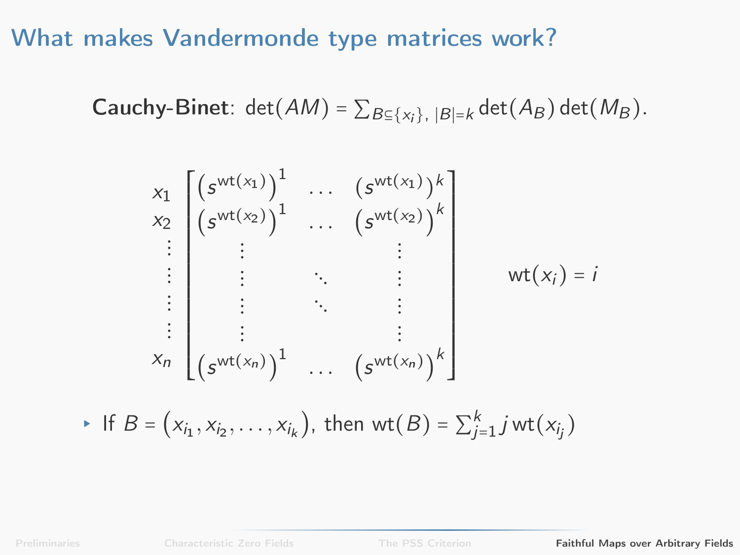# What makes Vandermonde type matrices work?

**Cauchy-Binet**: $\det(AM) = \sum_{B \subseteq \{x_i\},\ |B|=k} \det(A_B)\det(M_B)$.

$$
\begin{matrix} x_1 \\ x_2 \\ \vdots \\ \vdots \\ \vdots \\ \vdots \\ x_n \end{matrix}
\begin{bmatrix}
\left(s^{\mathrm{wt}(x_1)}\right)^1 & \dots & \left(s^{\mathrm{wt}(x_1)}\right)^k \\
\left(s^{\mathrm{wt}(x_2)}\right)^1 & \dots & \left(s^{\mathrm{wt}(x_2)}\right)^k \\
\vdots & & \vdots \\
\vdots & \ddots & \vdots \\
\vdots & \ddots & \vdots \\
\vdots & & \vdots \\
\left(s^{\mathrm{wt}(x_n)}\right)^1 & \dots & \left(s^{\mathrm{wt}(x_n)}\right)^k
\end{bmatrix}
\qquad \mathrm{wt}(x_i) = i
$$

- If $B = \left(x_{i_1}, x_{i_2}, \dots, x_{i_k}\right)$, then $\mathrm{wt}(B) = \sum_{j=1}^{k} j\,\mathrm{wt}(x_{i_j})$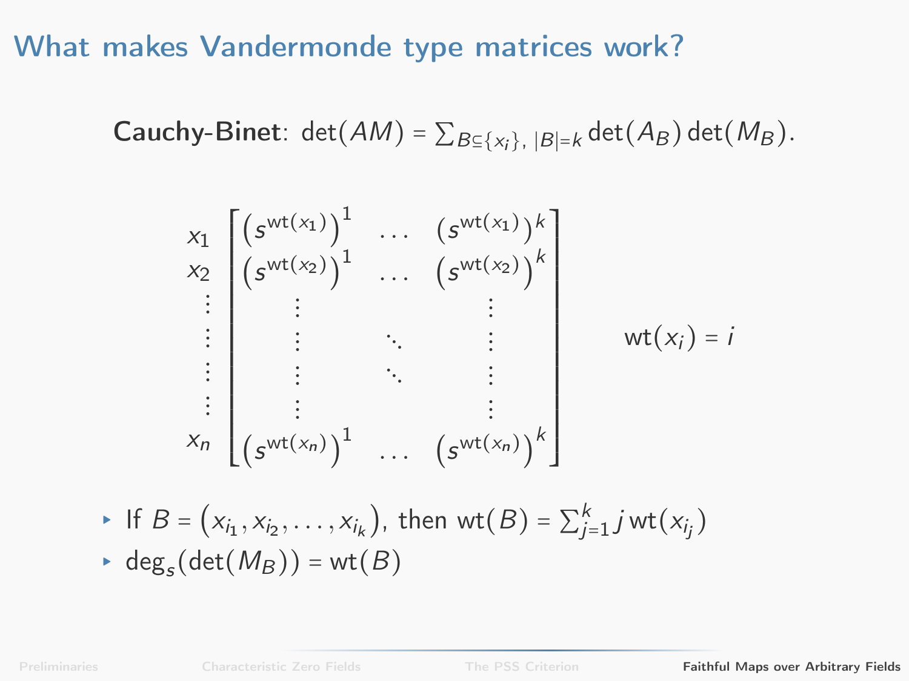# What makes Vandermonde type matrices work?

**Cauchy-Binet**: $\det(AM) = \sum_{B \subseteq \{x_i\},\ |B|=k} \det(A_B)\det(M_B)$.

$$
\begin{array}{c}
x_1 \\ x_2 \\ \vdots \\ \vdots \\ \vdots \\ \vdots \\ x_n
\end{array}
\begin{bmatrix}
\left(s^{\mathrm{wt}(x_1)}\right)^1 & \cdots & \left(s^{\mathrm{wt}(x_1)}\right)^k \\
\left(s^{\mathrm{wt}(x_2)}\right)^1 & \cdots & \left(s^{\mathrm{wt}(x_2)}\right)^k \\
\vdots & & \vdots \\
\vdots & \ddots & \vdots \\
\vdots & \ddots & \vdots \\
\vdots & & \vdots \\
\left(s^{\mathrm{wt}(x_n)}\right)^1 & \cdots & \left(s^{\mathrm{wt}(x_n)}\right)^k
\end{bmatrix}
\qquad \mathrm{wt}(x_i) = i
$$

- If $B = \left(x_{i_1}, x_{i_2}, \ldots, x_{i_k}\right)$, then $\mathrm{wt}(B) = \sum_{j=1}^{k} j\, \mathrm{wt}(x_{i_j})$
- $\deg_s(\det(M_B)) = \mathrm{wt}(B)$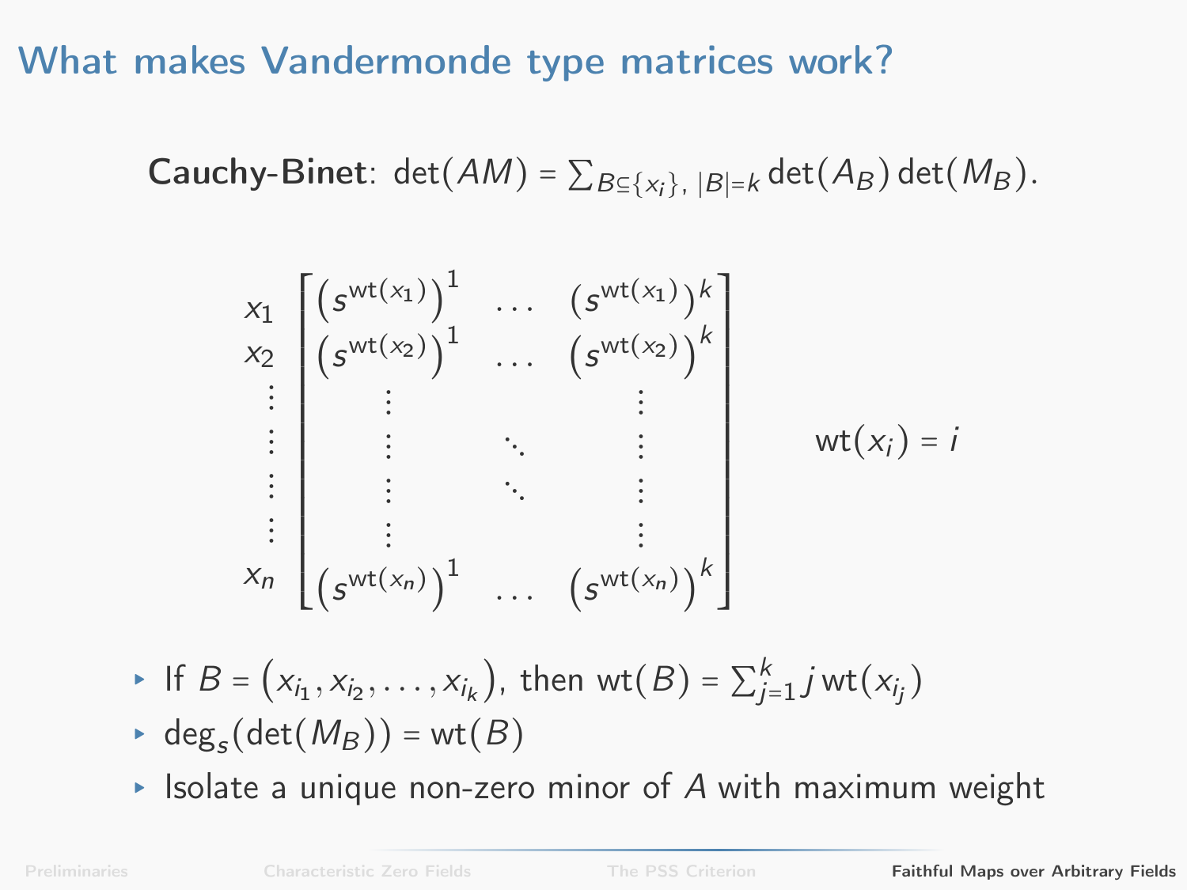# What makes Vandermonde type matrices work?

**Cauchy-Binet**: $\det(AM) = \sum_{B \subseteq \{x_i\},\ |B|=k} \det(A_B)\det(M_B)$.

$$
\begin{array}{c}
x_1 \\ x_2 \\ \vdots \\ \vdots \\ \vdots \\ \vdots \\ x_n
\end{array}
\begin{bmatrix}
\left(s^{\mathrm{wt}(x_1)}\right)^1 & \dots & \left(s^{\mathrm{wt}(x_1)}\right)^k \\
\left(s^{\mathrm{wt}(x_2)}\right)^1 & \dots & \left(s^{\mathrm{wt}(x_2)}\right)^k \\
\vdots & & \vdots \\
\vdots & \ddots & \vdots \\
\vdots & \ddots & \vdots \\
\vdots & & \vdots \\
\left(s^{\mathrm{wt}(x_n)}\right)^1 & \dots & \left(s^{\mathrm{wt}(x_n)}\right)^k
\end{bmatrix}
\qquad \mathrm{wt}(x_i) = i
$$

- If $B = \left(x_{i_1}, x_{i_2}, \dots, x_{i_k}\right)$, then $\mathrm{wt}(B) = \sum_{j=1}^{k} j\,\mathrm{wt}(x_{i_j})$
- $\deg_s(\det(M_B)) = \mathrm{wt}(B)$
- Isolate a unique non-zero minor of $A$ with maximum weight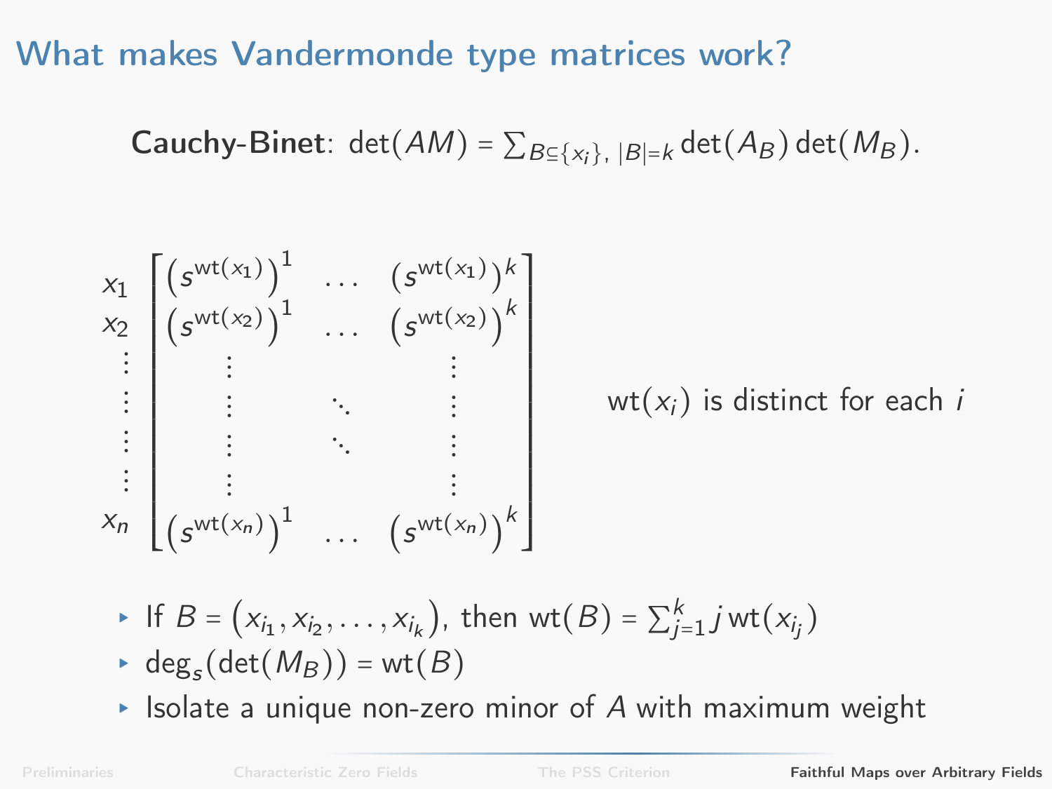# What makes Vandermonde type matrices work?

**Cauchy-Binet**: $\det(AM) = \sum_{B \subseteq \{x_i\},\ |B|=k} \det(A_B)\det(M_B)$.

$$
\begin{array}{c}
x_1 \\ x_2 \\ \vdots \\ \vdots \\ \vdots \\ \vdots \\ x_n
\end{array}
\begin{bmatrix}
\left(s^{\mathrm{wt}(x_1)}\right)^1 & \dots & \left(s^{\mathrm{wt}(x_1)}\right)^k \\
\left(s^{\mathrm{wt}(x_2)}\right)^1 & \dots & \left(s^{\mathrm{wt}(x_2)}\right)^k \\
\vdots & & \vdots \\
\vdots & \ddots & \vdots \\
\vdots & \ddots & \vdots \\
\vdots & & \vdots \\
\left(s^{\mathrm{wt}(x_n)}\right)^1 & \dots & \left(s^{\mathrm{wt}(x_n)}\right)^k
\end{bmatrix}
$$

$\mathrm{wt}(x_i)$ is distinct for each $i$

- If $B = (x_{i_1}, x_{i_2}, \dots, x_{i_k})$, then $\mathrm{wt}(B) = \sum_{j=1}^{k} j\,\mathrm{wt}(x_{i_j})$
- $\deg_s(\det(M_B)) = \mathrm{wt}(B)$
- Isolate a unique non-zero minor of $A$ with maximum weight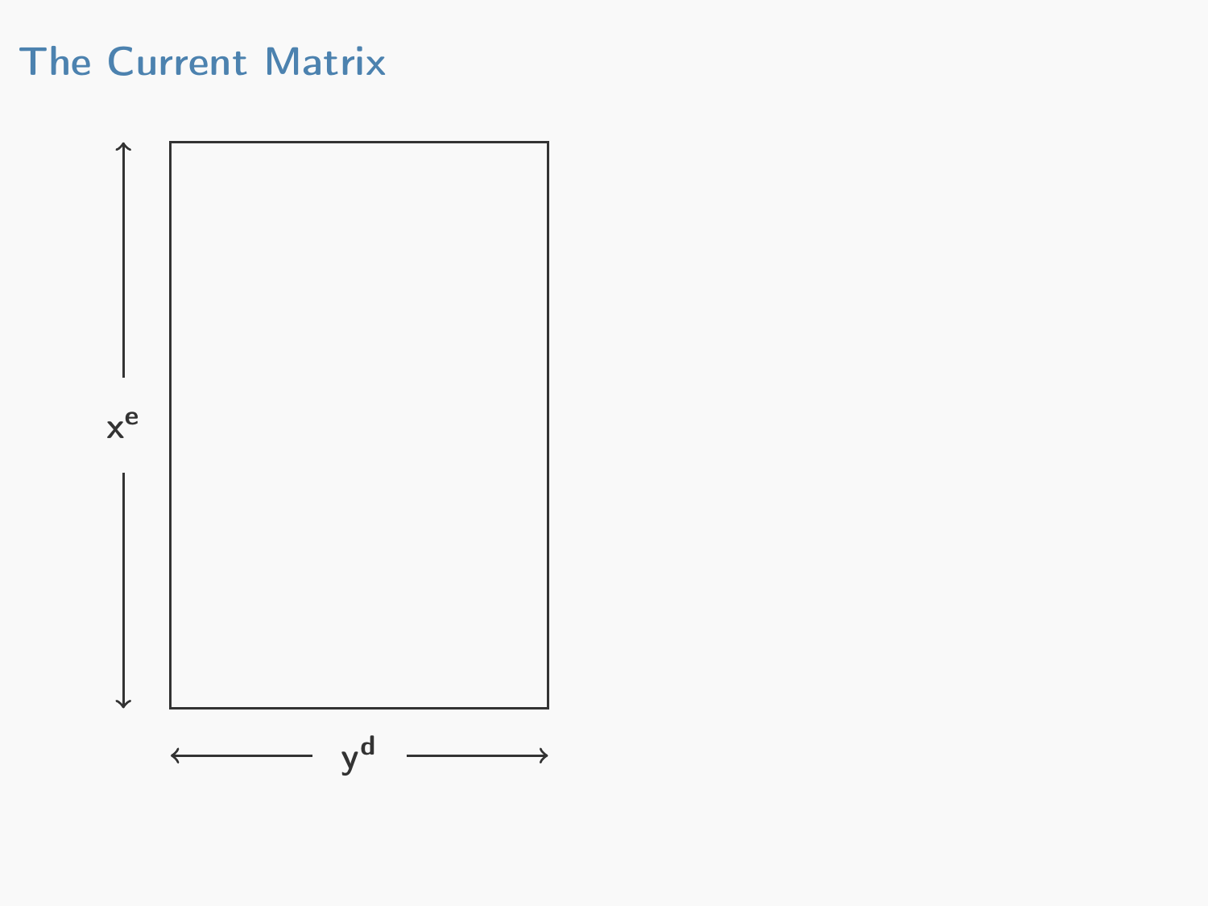# The Current Matrix

$x^e$

$y^d$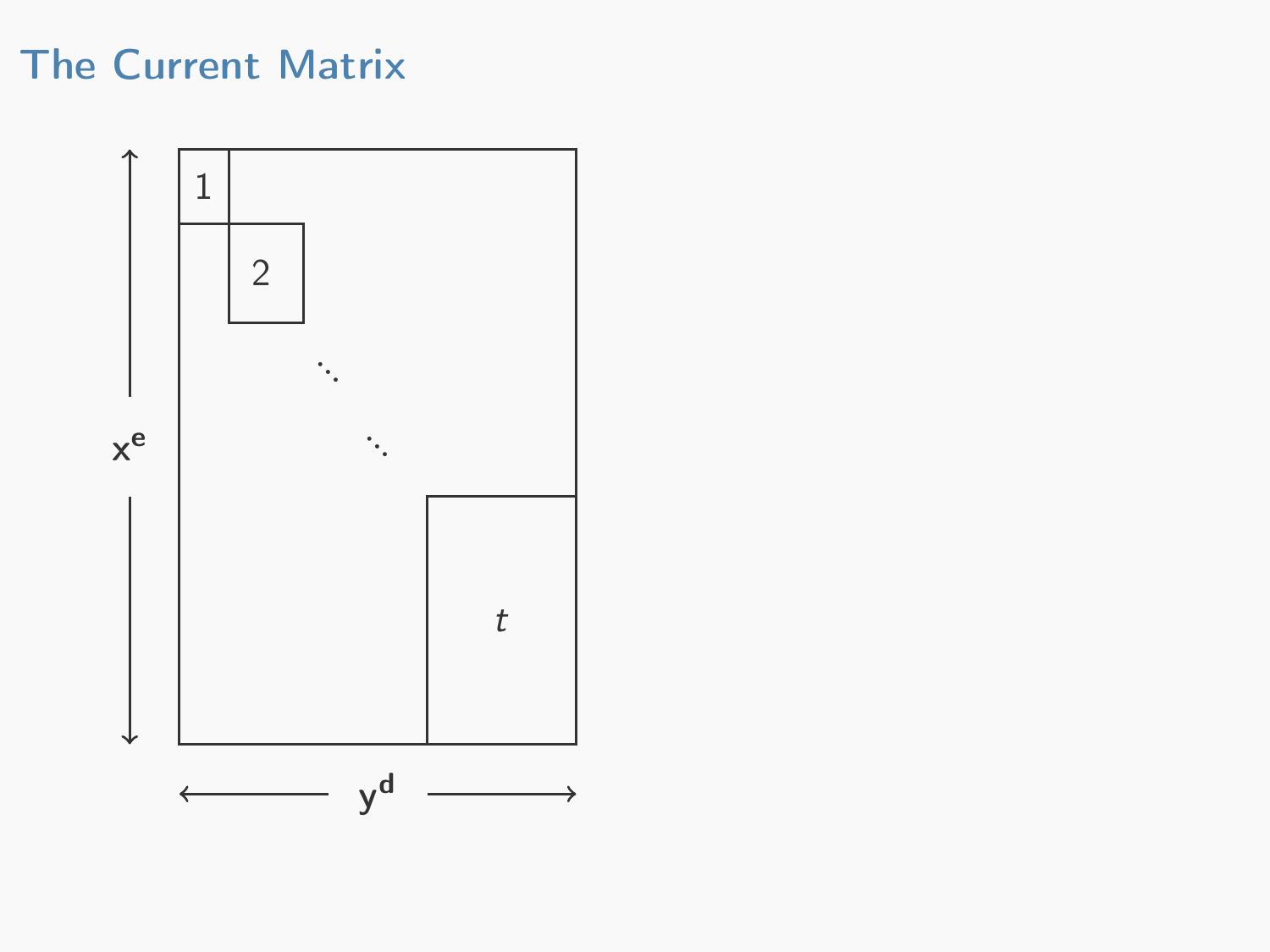# The Current Matrix

$\mathbf{x}^{\mathbf{e}}$ (rows) × $\mathbf{y}^{\mathbf{d}}$ (columns)

Blocks along the diagonal: 1, 2, ⋱, ⋱, $t$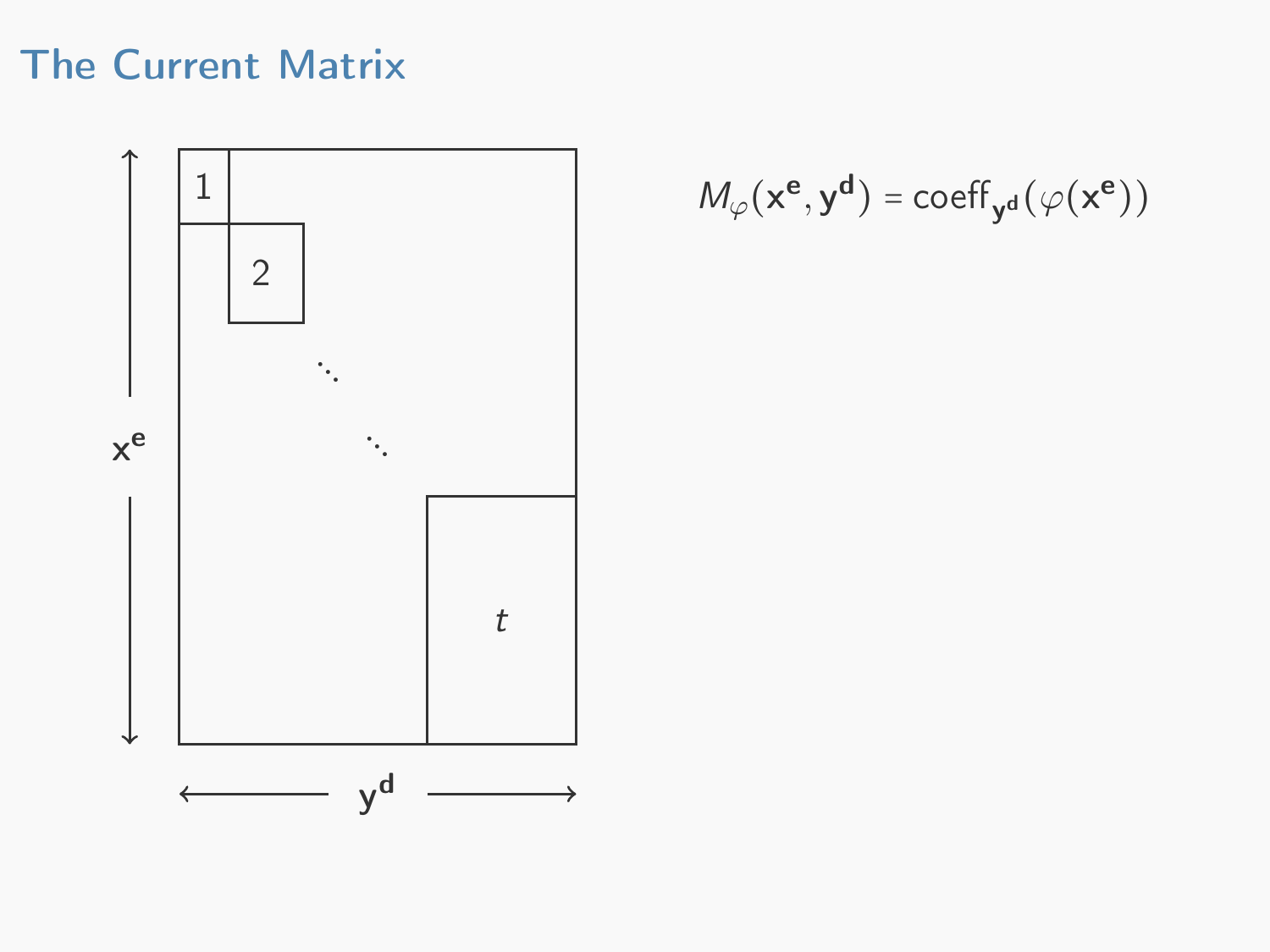## The Current Matrix

$$M_\varphi(\mathbf{x^e}, \mathbf{y^d}) = \mathrm{coeff}_{\mathbf{y^d}}(\varphi(\mathbf{x^e}))$$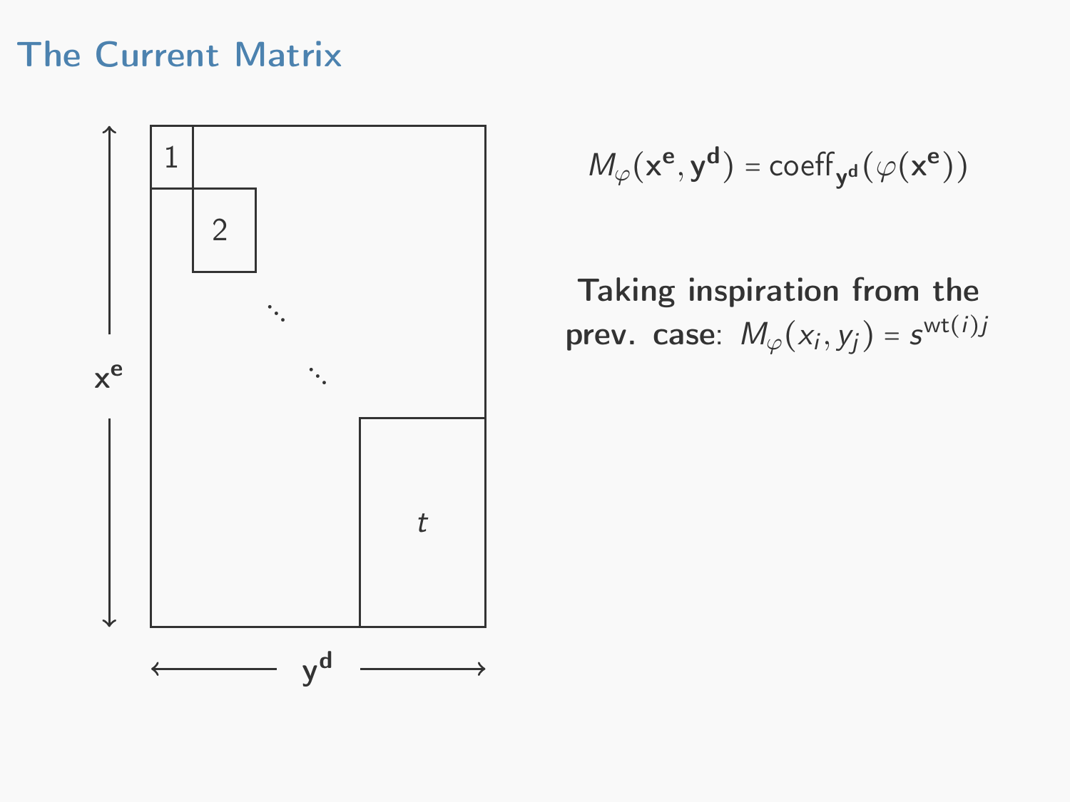# The Current Matrix

$\mathbf{x^e}$

$\mathbf{y^d}$

1

2

$\ddots$

$\ddots$

$t$

$$M_\varphi(\mathbf{x^e}, \mathbf{y^d}) = \text{coeff}_{\mathbf{y^d}}(\varphi(\mathbf{x^e}))$$

**Taking inspiration from the prev. case**: $M_\varphi(x_i, y_j) = s^{\text{wt}(i)j}$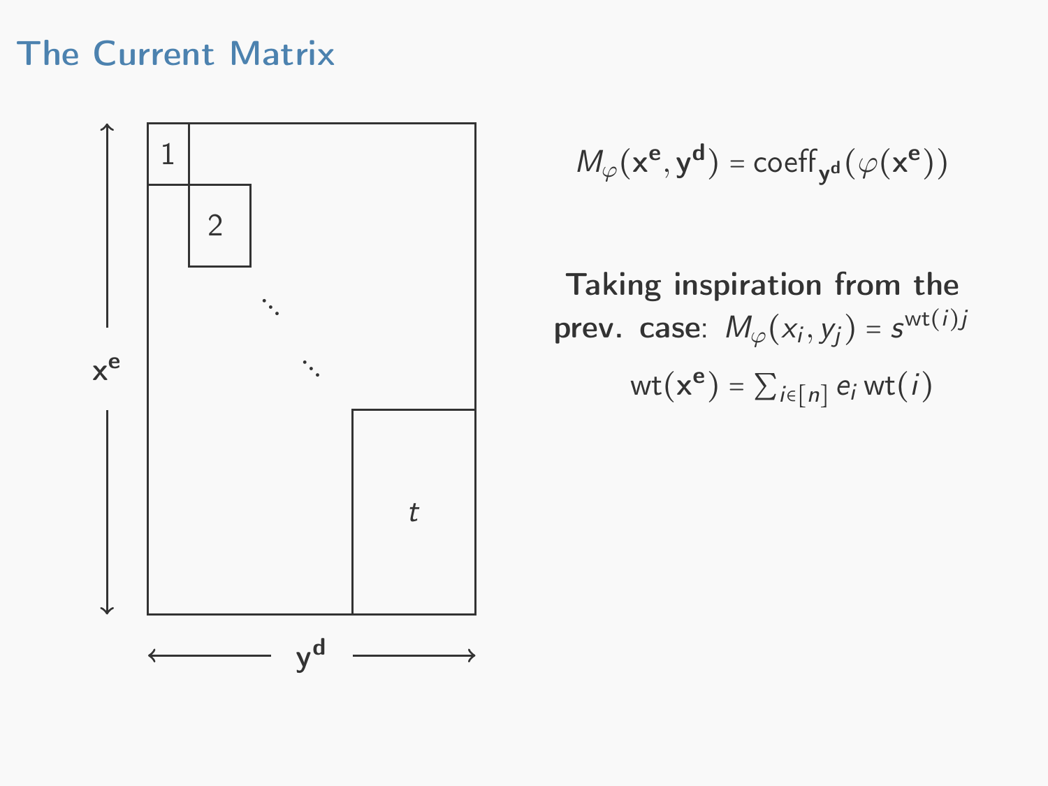## The Current Matrix

$$M_\varphi(\mathbf{x}^\mathbf{e}, \mathbf{y}^\mathbf{d}) = \mathrm{coeff}_{\mathbf{y}^\mathbf{d}}(\varphi(\mathbf{x}^\mathbf{e}))$$

**Taking inspiration from the prev. case:** $M_\varphi(x_i, y_j) = s^{\mathrm{wt}(i)j}$

$$\mathrm{wt}(\mathbf{x}^\mathbf{e}) = \sum_{i \in [n]} e_i \,\mathrm{wt}(i)$$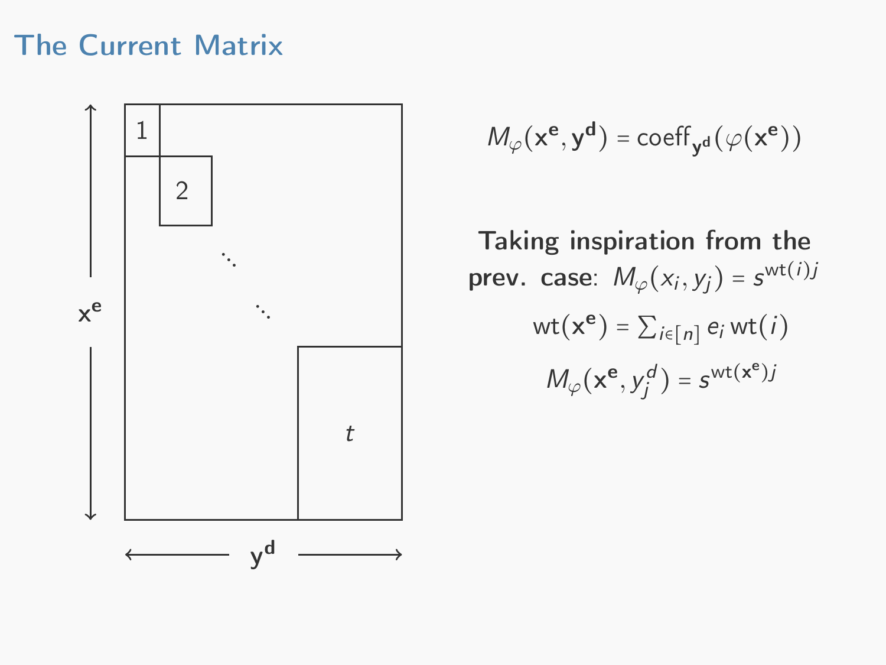# The Current Matrix

$$M_\varphi(\mathbf{x}^\mathbf{e}, \mathbf{y}^\mathbf{d}) = \text{coeff}_{\mathbf{y}^\mathbf{d}}(\varphi(\mathbf{x}^\mathbf{e}))$$

**Taking inspiration from the prev. case:** $M_\varphi(x_i, y_j) = s^{\text{wt}(i)j}$

$$\text{wt}(\mathbf{x}^\mathbf{e}) = \sum_{i \in [n]} e_i \, \text{wt}(i)$$

$$M_\varphi(\mathbf{x}^\mathbf{e}, y_j^d) = s^{\text{wt}(\mathbf{x}^\mathbf{e})j}$$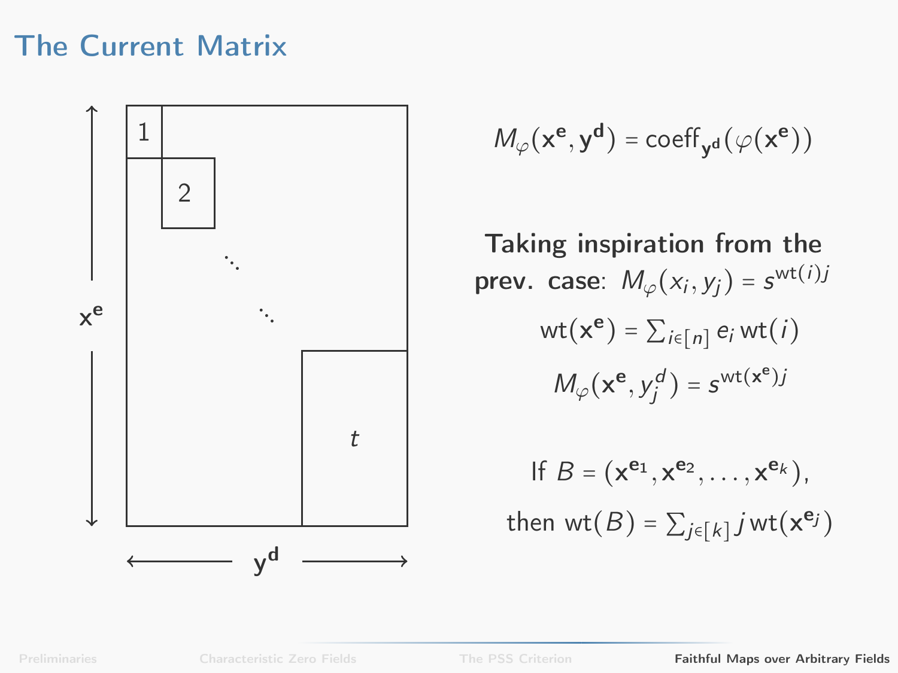# The Current Matrix

$\mathbf{x}^{\mathbf{e}}$

$\mathbf{y}^{\mathbf{d}}$

1

2

$\ddots$

$\ddots$

$t$

$$M_\varphi(\mathbf{x}^{\mathbf{e}}, \mathbf{y}^{\mathbf{d}}) = \text{coeff}_{\mathbf{y}^{\mathbf{d}}}(\varphi(\mathbf{x}^{\mathbf{e}}))$$

**Taking inspiration from the prev. case:** $M_\varphi(x_i, y_j) = s^{\text{wt}(i)j}$

$$\text{wt}(\mathbf{x}^{\mathbf{e}}) = \textstyle\sum_{i \in [n]} e_i \, \text{wt}(i)$$

$$M_\varphi(\mathbf{x}^{\mathbf{e}}, y_j^d) = s^{\text{wt}(\mathbf{x}^{\mathbf{e}})j}$$

If $B = (\mathbf{x}^{\mathbf{e}_1}, \mathbf{x}^{\mathbf{e}_2}, \ldots, \mathbf{x}^{\mathbf{e}_k})$,

then $\text{wt}(B) = \sum_{j \in [k]} j \, \text{wt}(\mathbf{x}^{\mathbf{e}_j})$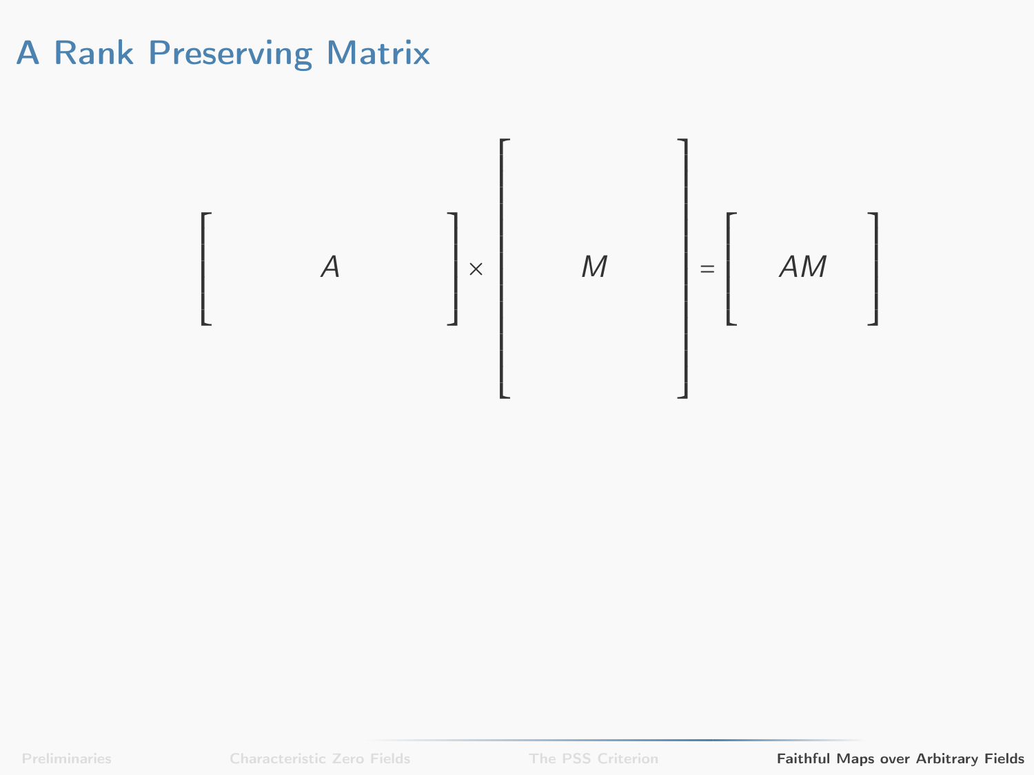# A Rank Preserving Matrix

$$\begin{bmatrix} \quad & A & \quad \end{bmatrix} \times \begin{bmatrix} \\ & M & \\ \\ \end{bmatrix} = \begin{bmatrix} & AM & \end{bmatrix}$$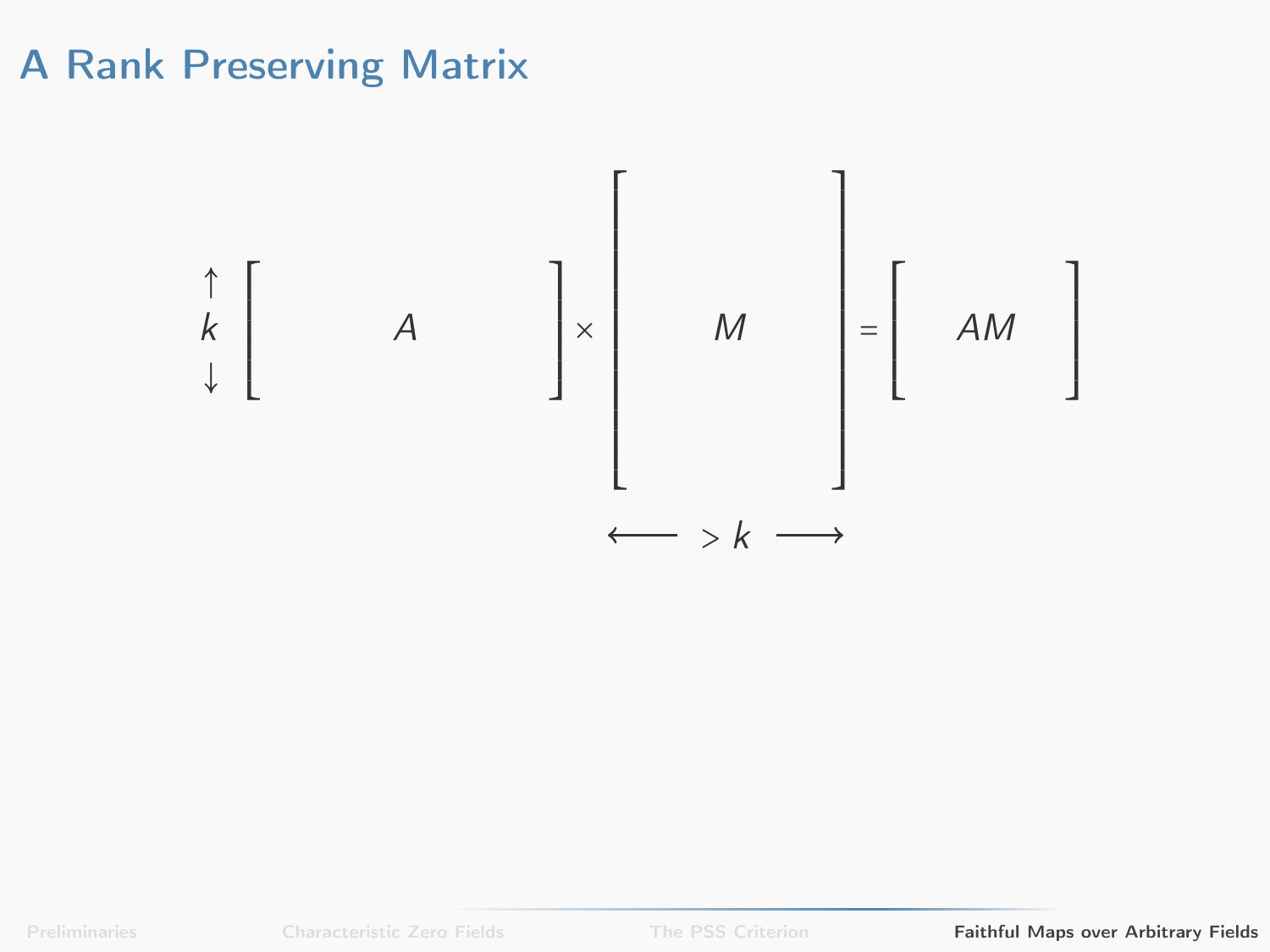# A Rank Preserving Matrix

$$\underset{\uparrow k \downarrow}{}\begin{bmatrix} \quad A \quad \end{bmatrix} \times \begin{bmatrix} \quad M \quad \end{bmatrix} = \begin{bmatrix} \quad AM \quad \end{bmatrix}$$

$$\longleftarrow \; > k \; \longrightarrow$$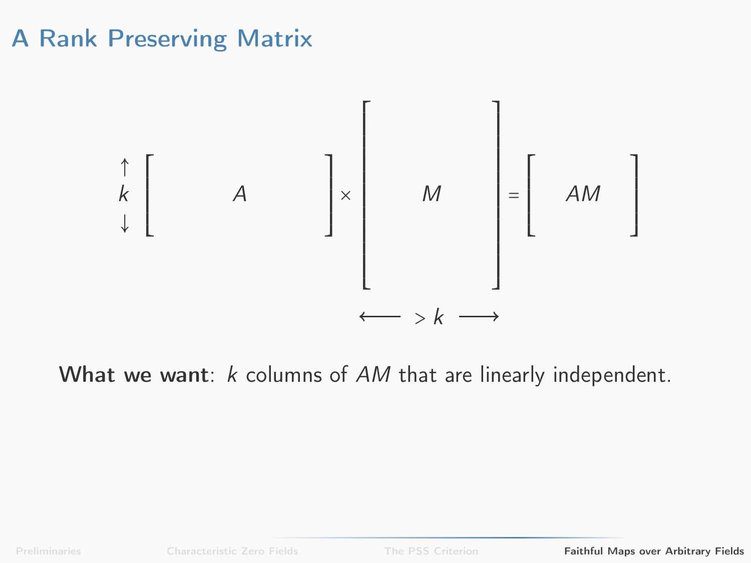# A Rank Preserving Matrix

$$\left.\begin{matrix}\uparrow\\ k\\ \downarrow\end{matrix}\right. \begin{bmatrix} \quad & A & \quad \end{bmatrix} \times \begin{bmatrix} \\ \quad & M & \quad \\ \\ \end{bmatrix} = \begin{bmatrix} \quad & AM & \quad \end{bmatrix}$$

$$\longleftarrow \; > k \; \longrightarrow$$

**What we want**: $k$ columns of $AM$ that are linearly independent.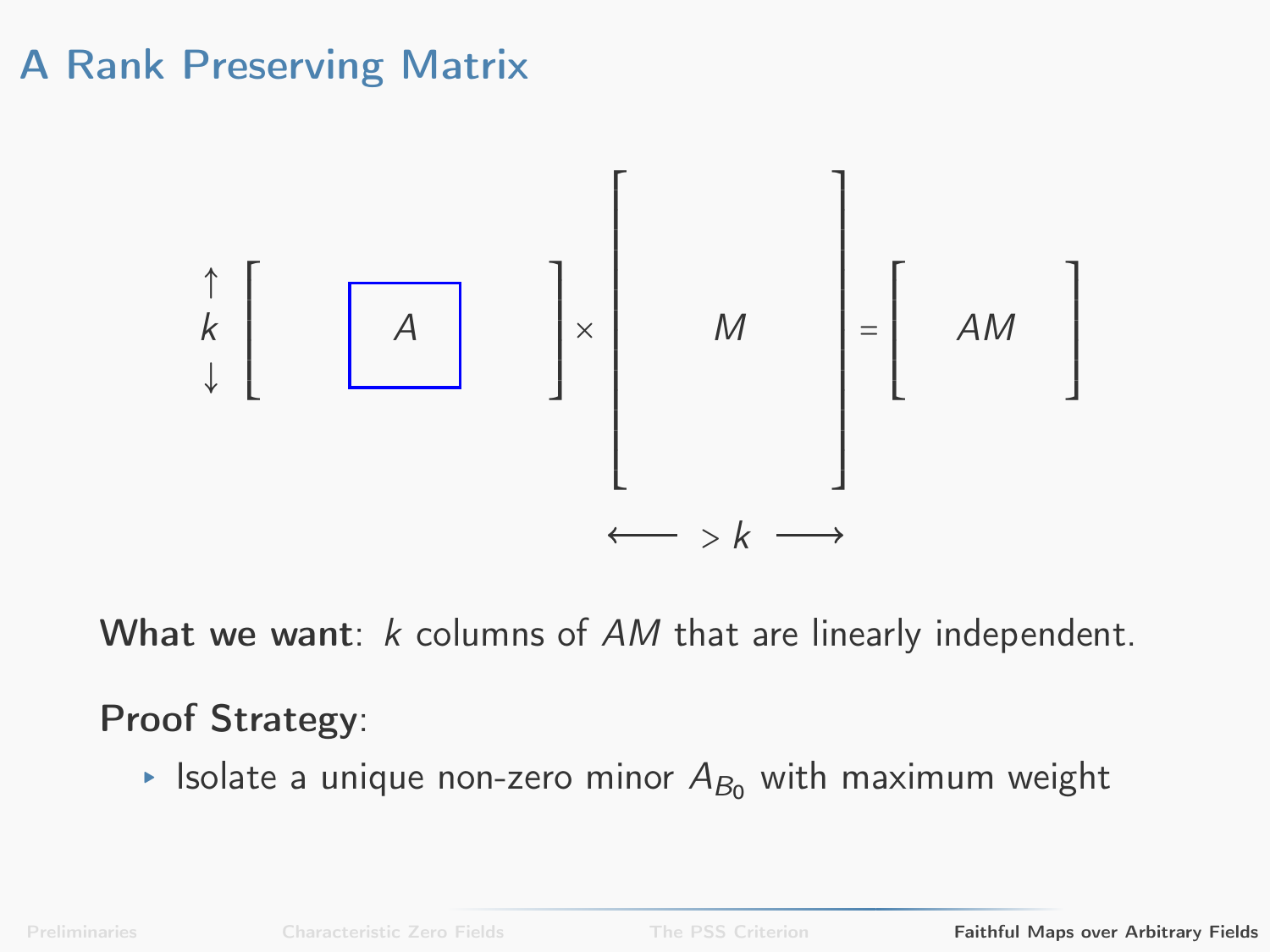# A Rank Preserving Matrix

$$k \left[ \quad \boxed{A} \quad \right] \times \left[ \quad M \quad \right] = \left[ \quad AM \quad \right]$$

$$\longleftarrow \; > k \; \longrightarrow$$

**What we want**: $k$ columns of $AM$ that are linearly independent.

**Proof Strategy**:

- Isolate a unique non-zero minor $A_{B_0}$ with maximum weight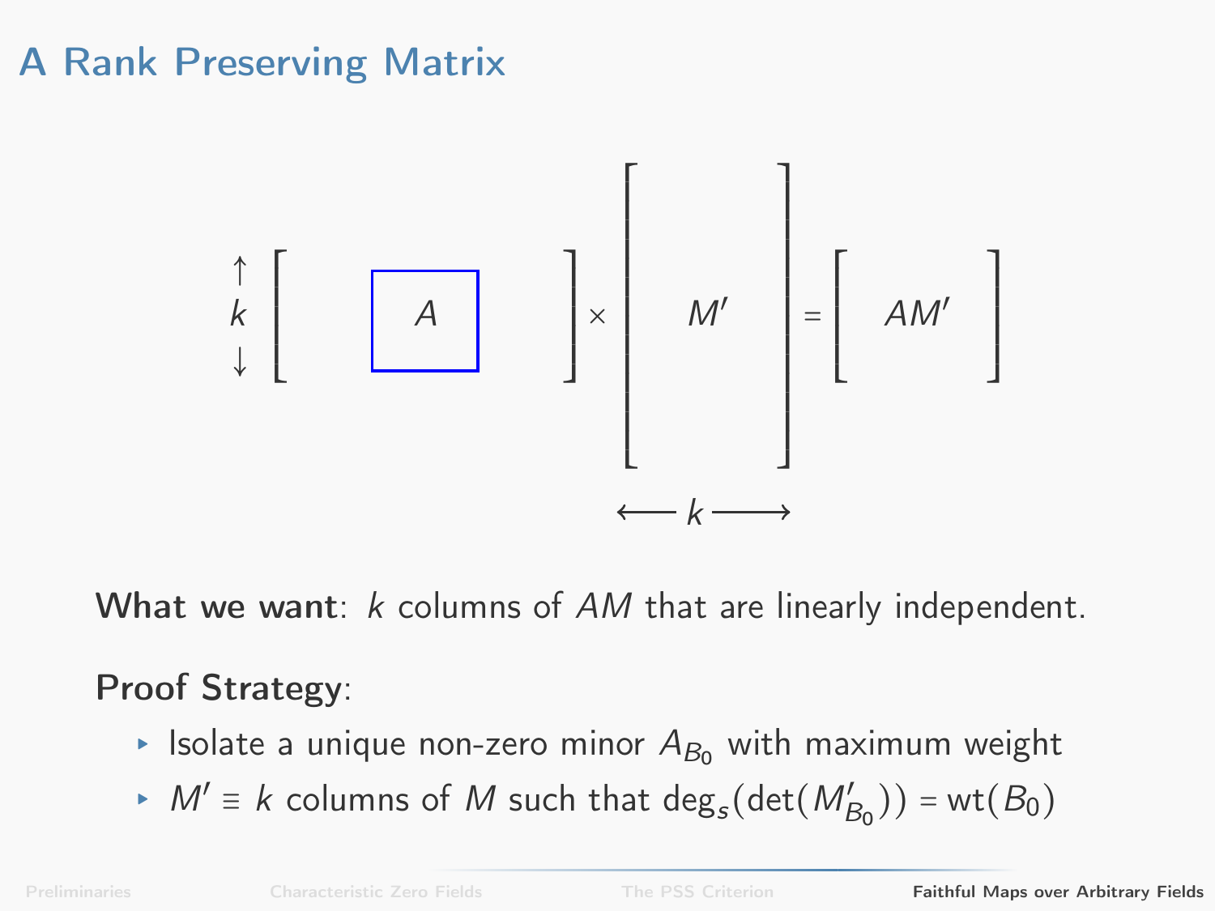# A Rank Preserving Matrix

$$\overset{\uparrow}{\underset{\downarrow}{k}} \begin{bmatrix} & \boxed{A} & \end{bmatrix} \times \begin{bmatrix} \\ M' \\ \\ \end{bmatrix} = \begin{bmatrix} AM' \end{bmatrix}$$

$$\longleftarrow k \longrightarrow$$

**What we want**: $k$ columns of $AM$ that are linearly independent.

**Proof Strategy**:

- Isolate a unique non-zero minor $A_{B_0}$ with maximum weight
- $M' \equiv k$ columns of $M$ such that $\deg_s(\det(M'_{B_0})) = \mathrm{wt}(B_0)$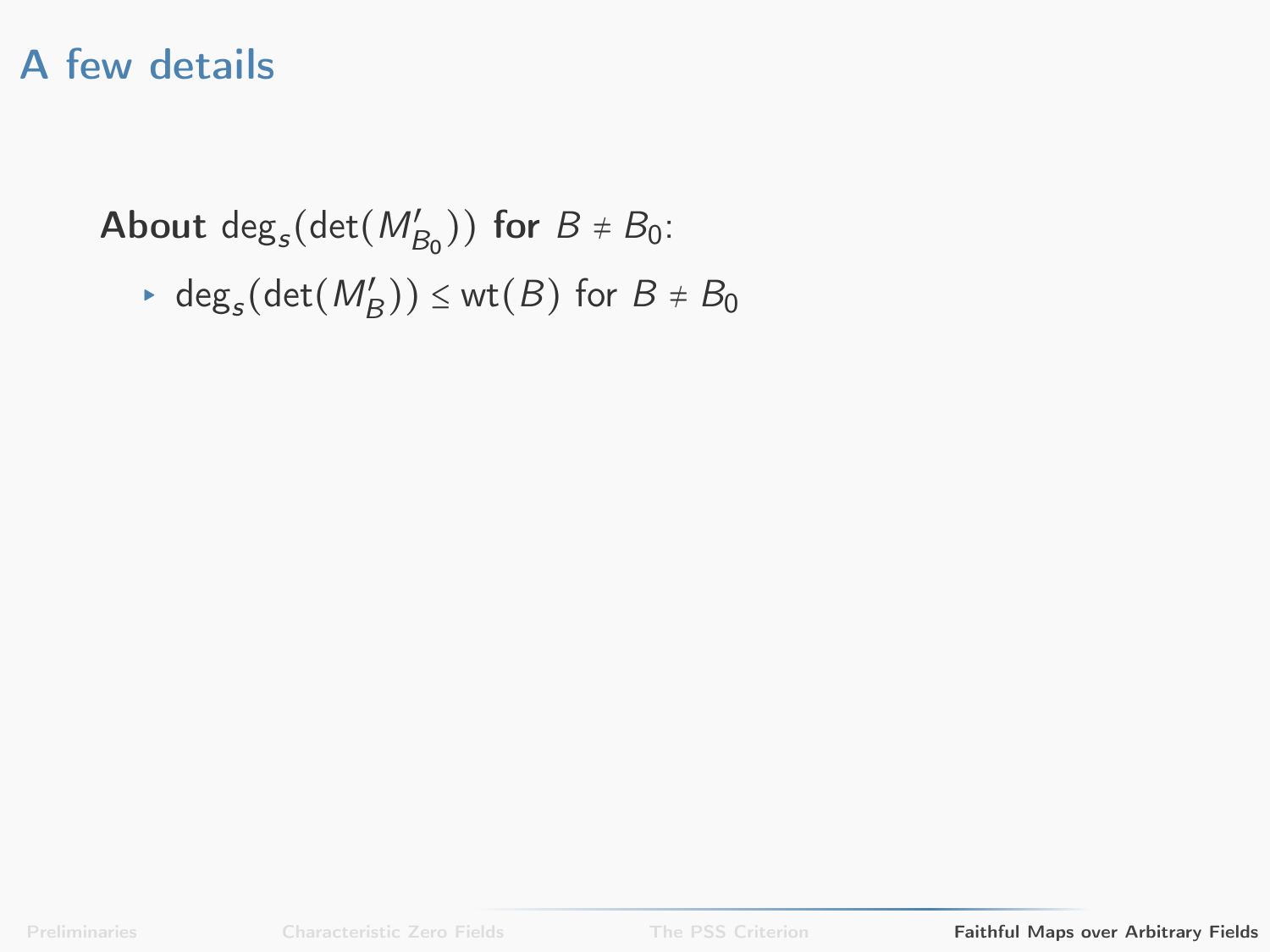# A few details

**About** $\deg_s(\det(M'_{B_0}))$ **for** $B \neq B_0$:

- $\deg_s(\det(M'_B)) \leq \mathrm{wt}(B)$ for $B \neq B_0$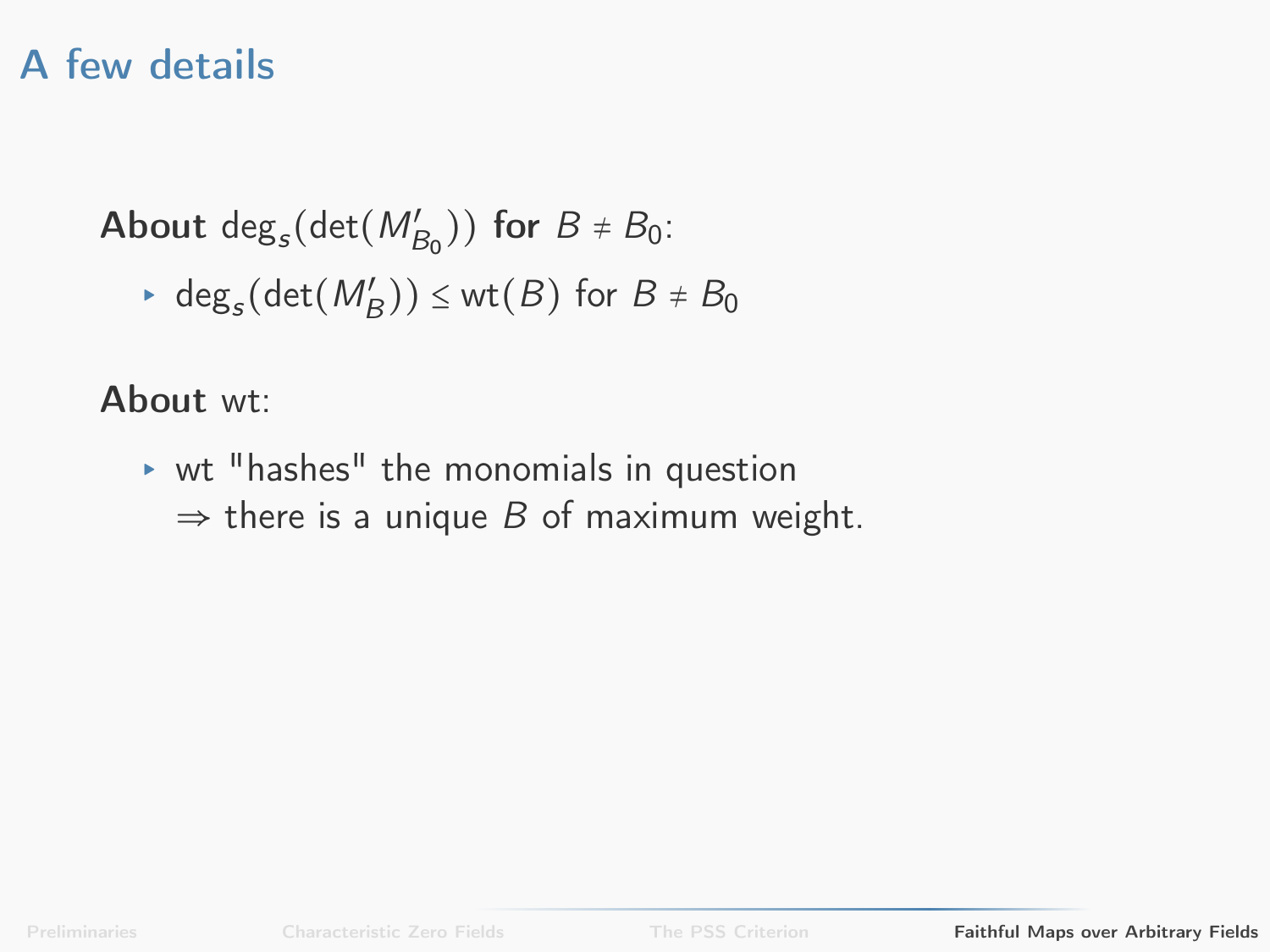# A few details

**About** $\deg_s(\det(M'_{B_0}))$ **for** $B \neq B_0$:

- $\deg_s(\det(M'_B)) \leq \text{wt}(B)$ for $B \neq B_0$

**About** wt:

- wt "hashes" the monomials in question
  $\Rightarrow$ there is a unique $B$ of maximum weight.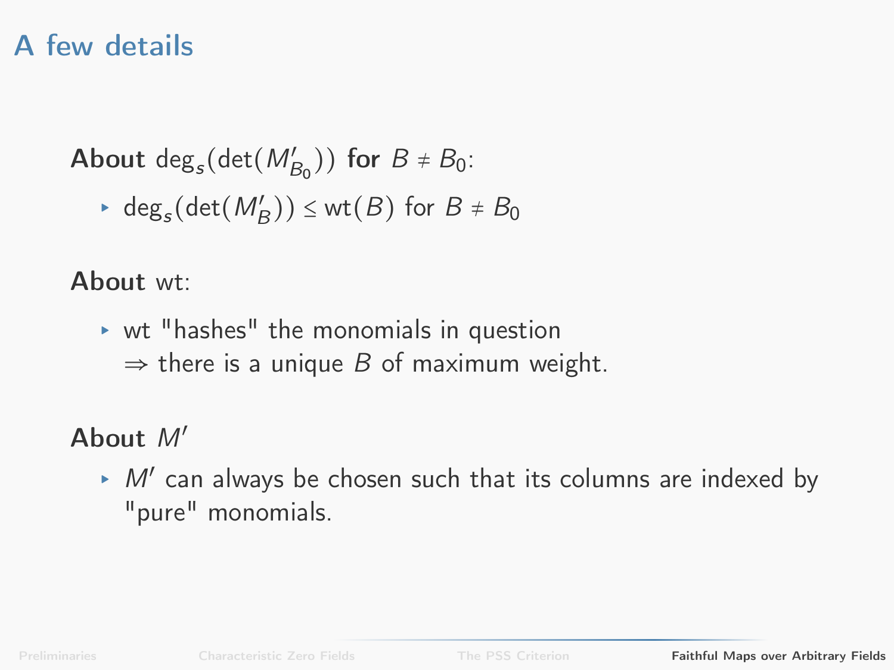# A few details

**About** $\deg_s(\det(M'_{B_0}))$ **for** $B \neq B_0$:

- $\deg_s(\det(M'_B)) \leq \text{wt}(B)$ for $B \neq B_0$

**About** wt:

- wt "hashes" the monomials in question
  $\Rightarrow$ there is a unique $B$ of maximum weight.

**About** $M'$

- $M'$ can always be chosen such that its columns are indexed by "pure" monomials.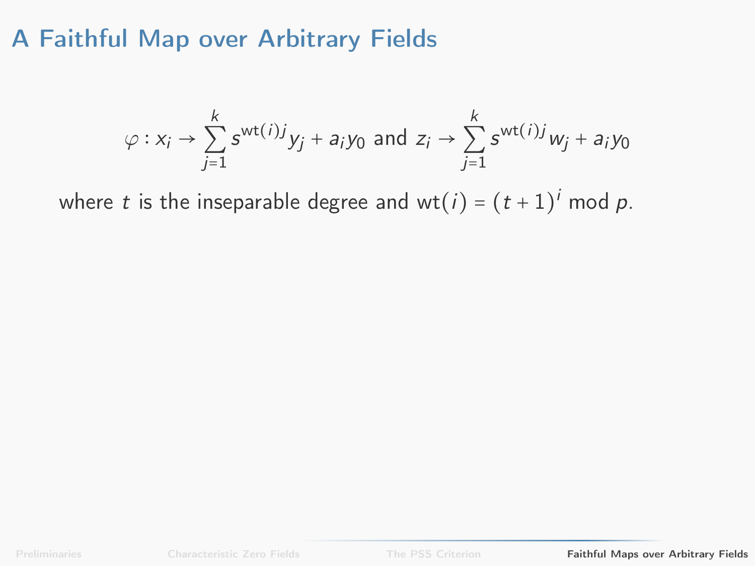# A Faithful Map over Arbitrary Fields

$$\varphi : x_i \to \sum_{j=1}^{k} s^{\mathrm{wt}(i)j} y_j + a_i y_0 \text{ and } z_i \to \sum_{j=1}^{k} s^{\mathrm{wt}(i)j} w_j + a_i y_0$$

where $t$ is the inseparable degree and $\mathrm{wt}(i) = (t+1)^i \bmod p$.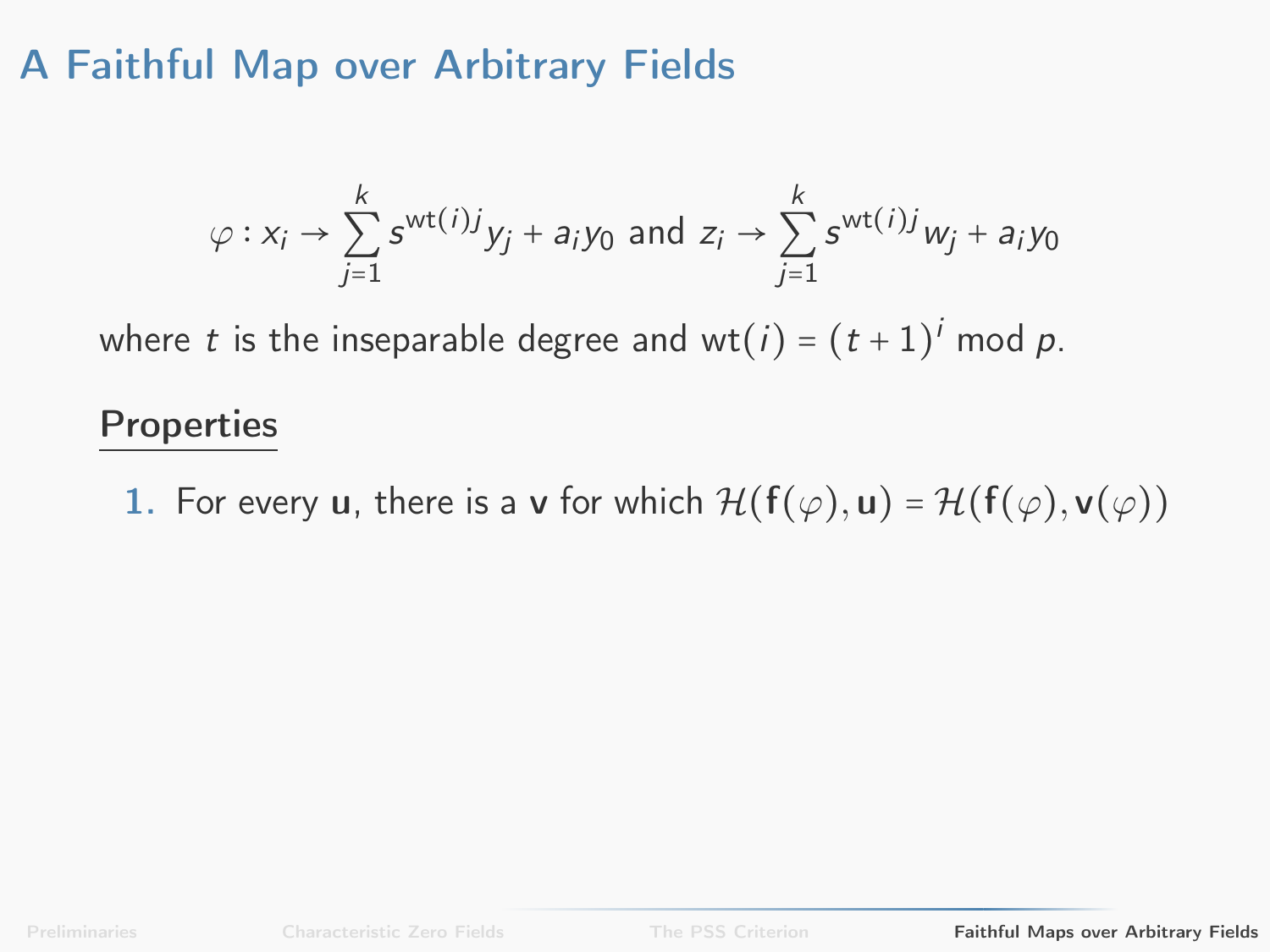# A Faithful Map over Arbitrary Fields

$$\varphi : x_i \to \sum_{j=1}^{k} s^{\mathrm{wt}(i)j} y_j + a_i y_0 \text{ and } z_i \to \sum_{j=1}^{k} s^{\mathrm{wt}(i)j} w_j + a_i y_0$$

where $t$ is the inseparable degree and $\mathrm{wt}(i) = (t+1)^i \bmod p$.

## Properties

1. For every $\mathbf{u}$, there is a $\mathbf{v}$ for which $\mathcal{H}(\mathbf{f}(\varphi), \mathbf{u}) = \mathcal{H}(\mathbf{f}(\varphi), \mathbf{v}(\varphi))$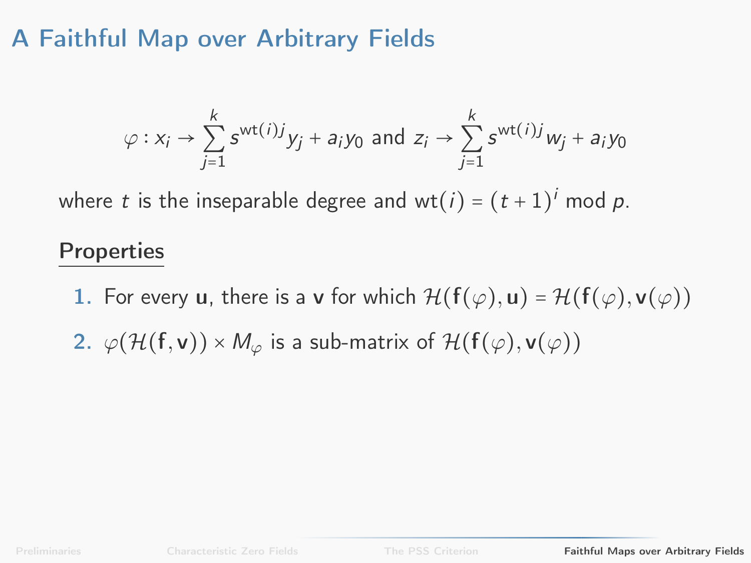# A Faithful Map over Arbitrary Fields

$$\varphi : x_i \to \sum_{j=1}^{k} s^{\mathrm{wt}(i)j} y_j + a_i y_0 \text{ and } z_i \to \sum_{j=1}^{k} s^{\mathrm{wt}(i)j} w_j + a_i y_0$$

where $t$ is the inseparable degree and $\mathrm{wt}(i) = (t+1)^i \bmod p$.

## Properties

1. For every $\mathbf{u}$, there is a $\mathbf{v}$ for which $\mathcal{H}(\mathbf{f}(\varphi), \mathbf{u}) = \mathcal{H}(\mathbf{f}(\varphi), \mathbf{v}(\varphi))$
2. $\varphi(\mathcal{H}(\mathbf{f}, \mathbf{v})) \times M_\varphi$ is a sub-matrix of $\mathcal{H}(\mathbf{f}(\varphi), \mathbf{v}(\varphi))$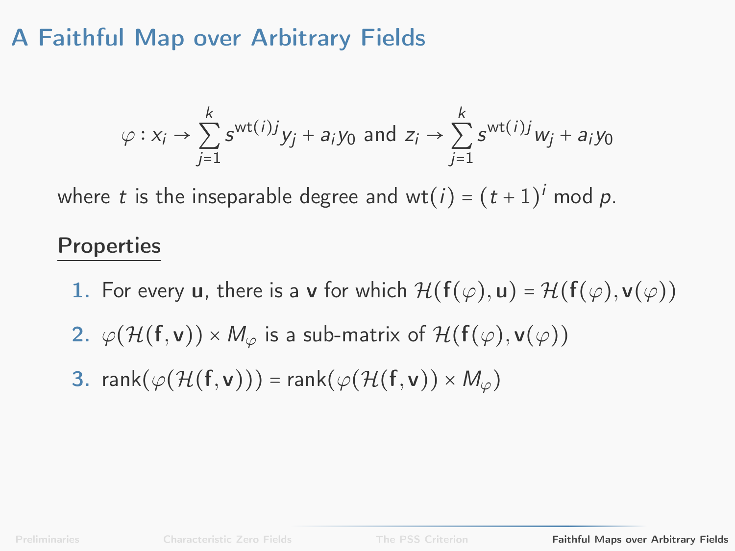# A Faithful Map over Arbitrary Fields

$$\varphi : x_i \rightarrow \sum_{j=1}^{k} s^{\mathrm{wt}(i)j} y_j + a_i y_0 \text{ and } z_i \rightarrow \sum_{j=1}^{k} s^{\mathrm{wt}(i)j} w_j + a_i y_0$$

where $t$ is the inseparable degree and $\mathrm{wt}(i) = (t+1)^i \bmod p$.

## Properties

1. For every $\mathbf{u}$, there is a $\mathbf{v}$ for which $\mathcal{H}(\mathbf{f}(\varphi), \mathbf{u}) = \mathcal{H}(\mathbf{f}(\varphi), \mathbf{v}(\varphi))$
2. $\varphi(\mathcal{H}(\mathbf{f}, \mathbf{v})) \times M_\varphi$ is a sub-matrix of $\mathcal{H}(\mathbf{f}(\varphi), \mathbf{v}(\varphi))$
3. $\mathrm{rank}(\varphi(\mathcal{H}(\mathbf{f}, \mathbf{v}))) = \mathrm{rank}(\varphi(\mathcal{H}(\mathbf{f}, \mathbf{v})) \times M_\varphi)$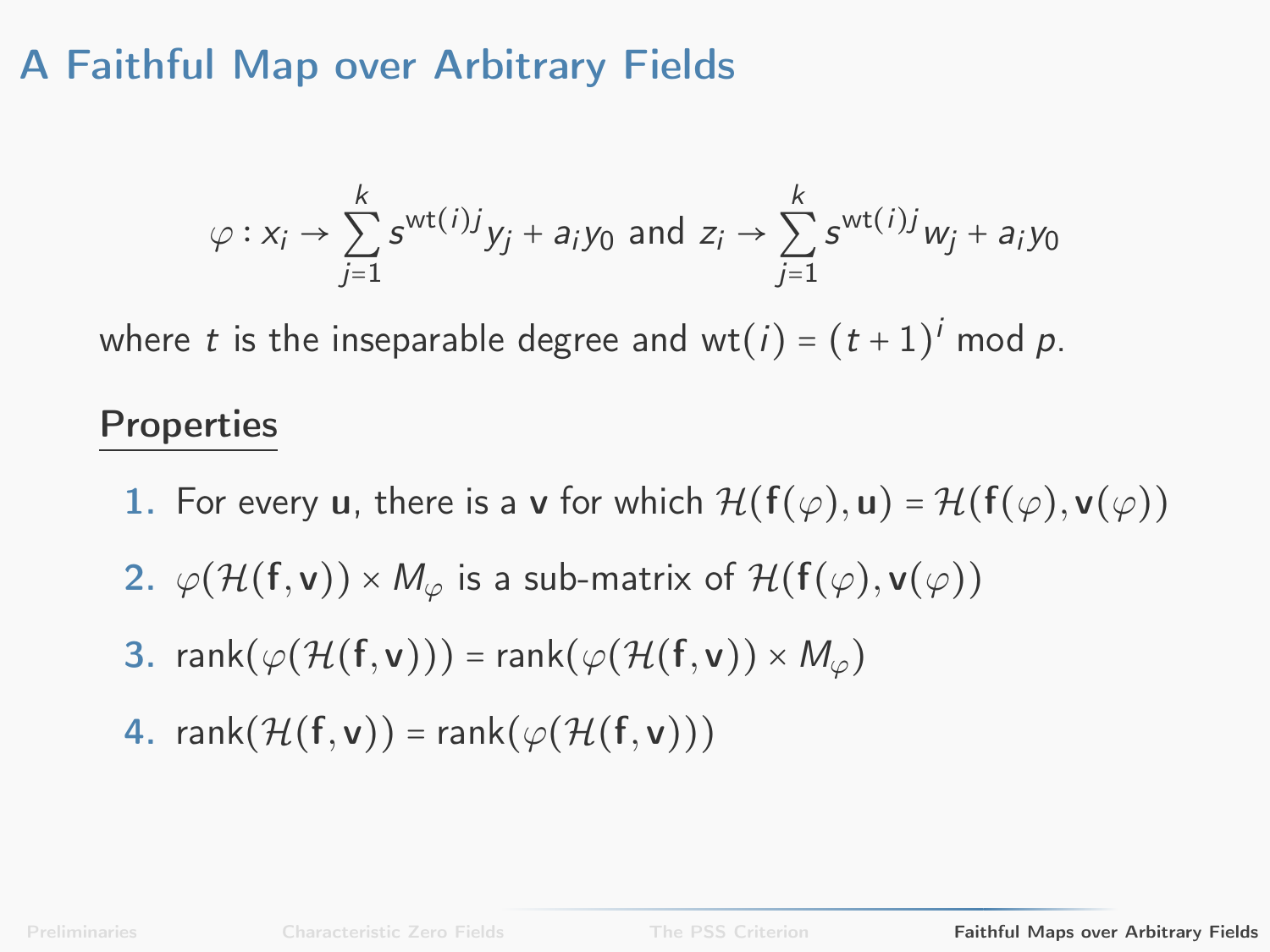# A Faithful Map over Arbitrary Fields

$$\varphi : x_i \to \sum_{j=1}^{k} s^{\mathrm{wt}(i)j} y_j + a_i y_0 \text{ and } z_i \to \sum_{j=1}^{k} s^{\mathrm{wt}(i)j} w_j + a_i y_0$$

where $t$ is the inseparable degree and $\mathrm{wt}(i) = (t+1)^i \bmod p$.

## Properties

1. For every $\mathbf{u}$, there is a $\mathbf{v}$ for which $\mathcal{H}(\mathbf{f}(\varphi), \mathbf{u}) = \mathcal{H}(\mathbf{f}(\varphi), \mathbf{v}(\varphi))$
2. $\varphi(\mathcal{H}(\mathbf{f}, \mathbf{v})) \times M_\varphi$ is a sub-matrix of $\mathcal{H}(\mathbf{f}(\varphi), \mathbf{v}(\varphi))$
3. $\mathrm{rank}(\varphi(\mathcal{H}(\mathbf{f}, \mathbf{v}))) = \mathrm{rank}(\varphi(\mathcal{H}(\mathbf{f}, \mathbf{v})) \times M_\varphi)$
4. $\mathrm{rank}(\mathcal{H}(\mathbf{f}, \mathbf{v})) = \mathrm{rank}(\varphi(\mathcal{H}(\mathbf{f}, \mathbf{v})))$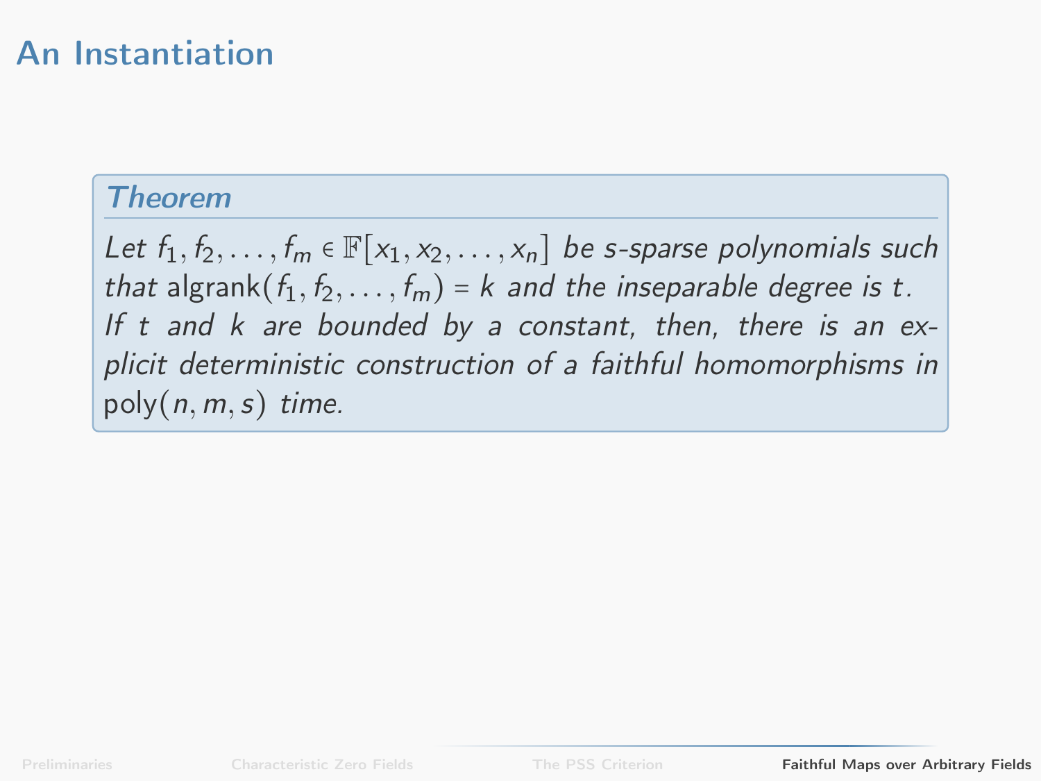# An Instantiation

**Theorem**

*Let $f_1, f_2, \ldots, f_m \in \mathbb{F}[x_1, x_2, \ldots, x_n]$ be s-sparse polynomials such that $\text{algrank}(f_1, f_2, \ldots, f_m) = k$ and the inseparable degree is $t$. If $t$ and $k$ are bounded by a constant, then, there is an explicit deterministic construction of a faithful homomorphisms in $\text{poly}(n, m, s)$ time.*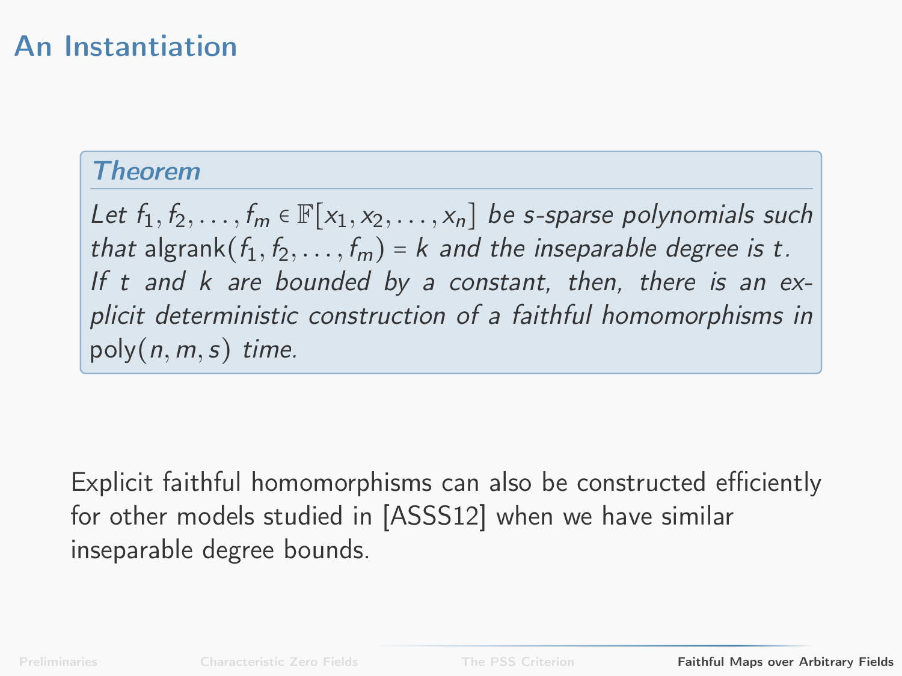# An Instantiation

**Theorem**

*Let $f_1, f_2, \ldots, f_m \in \mathbb{F}[x_1, x_2, \ldots, x_n]$ be s-sparse polynomials such that $\mathrm{algrank}(f_1, f_2, \ldots, f_m) = k$ and the inseparable degree is $t$. If $t$ and $k$ are bounded by a constant, then, there is an explicit deterministic construction of a faithful homomorphisms in $\mathrm{poly}(n, m, s)$ time.*

Explicit faithful homomorphisms can also be constructed efficiently for other models studied in [ASSS12] when we have similar inseparable degree bounds.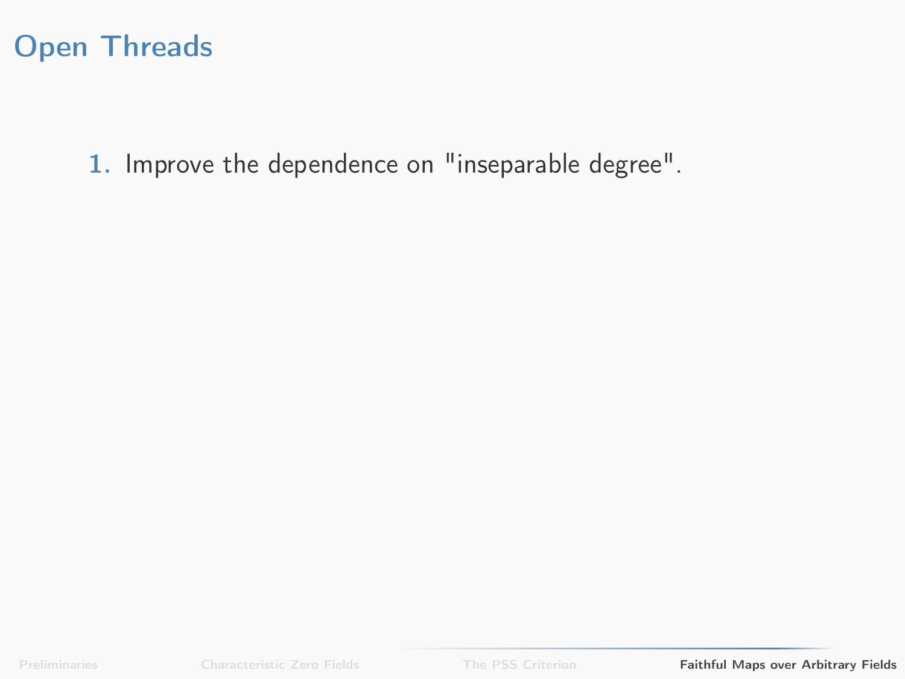# Open Threads

1. Improve the dependence on "inseparable degree".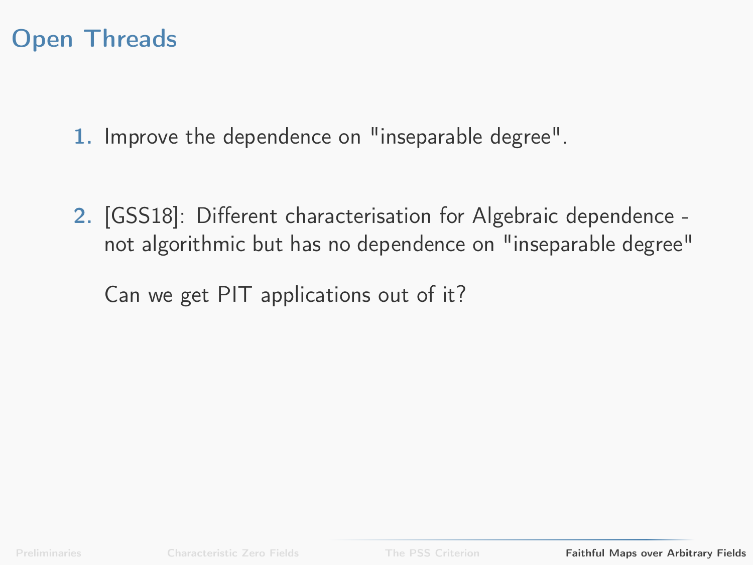# Open Threads

1. Improve the dependence on "inseparable degree".

2. [GSS18]: Different characterisation for Algebraic dependence - not algorithmic but has no dependence on "inseparable degree"

   Can we get PIT applications out of it?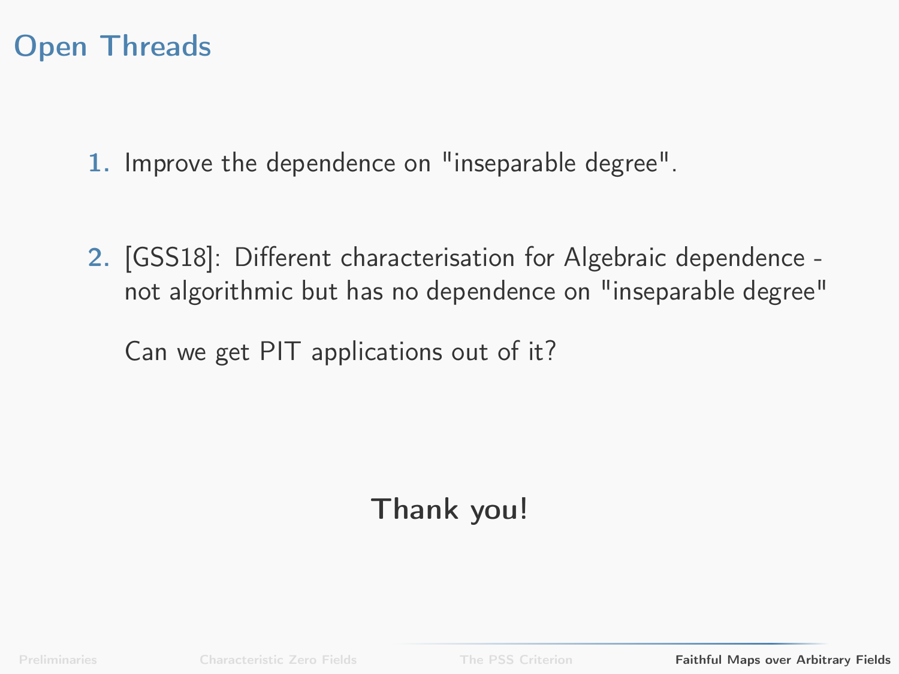# Open Threads

1. Improve the dependence on "inseparable degree".

2. [GSS18]: Different characterisation for Algebraic dependence - not algorithmic but has no dependence on "inseparable degree"

   Can we get PIT applications out of it?

**Thank you!**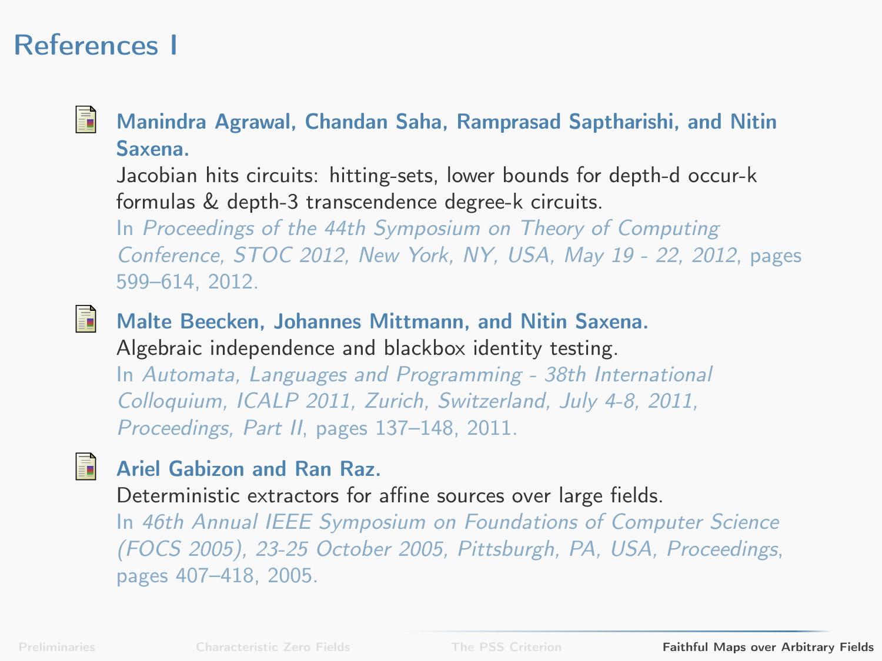# References I

- **Manindra Agrawal, Chandan Saha, Ramprasad Saptharishi, and Nitin Saxena.**
  Jacobian hits circuits: hitting-sets, lower bounds for depth-d occur-k formulas & depth-3 transcendence degree-k circuits.
  In *Proceedings of the 44th Symposium on Theory of Computing Conference, STOC 2012, New York, NY, USA, May 19 - 22, 2012*, pages 599–614, 2012.

- **Malte Beecken, Johannes Mittmann, and Nitin Saxena.**
  Algebraic independence and blackbox identity testing.
  In *Automata, Languages and Programming - 38th International Colloquium, ICALP 2011, Zurich, Switzerland, July 4-8, 2011, Proceedings, Part II*, pages 137–148, 2011.

- **Ariel Gabizon and Ran Raz.**
  Deterministic extractors for affine sources over large fields.
  In *46th Annual IEEE Symposium on Foundations of Computer Science (FOCS 2005), 23-25 October 2005, Pittsburgh, PA, USA, Proceedings*, pages 407–418, 2005.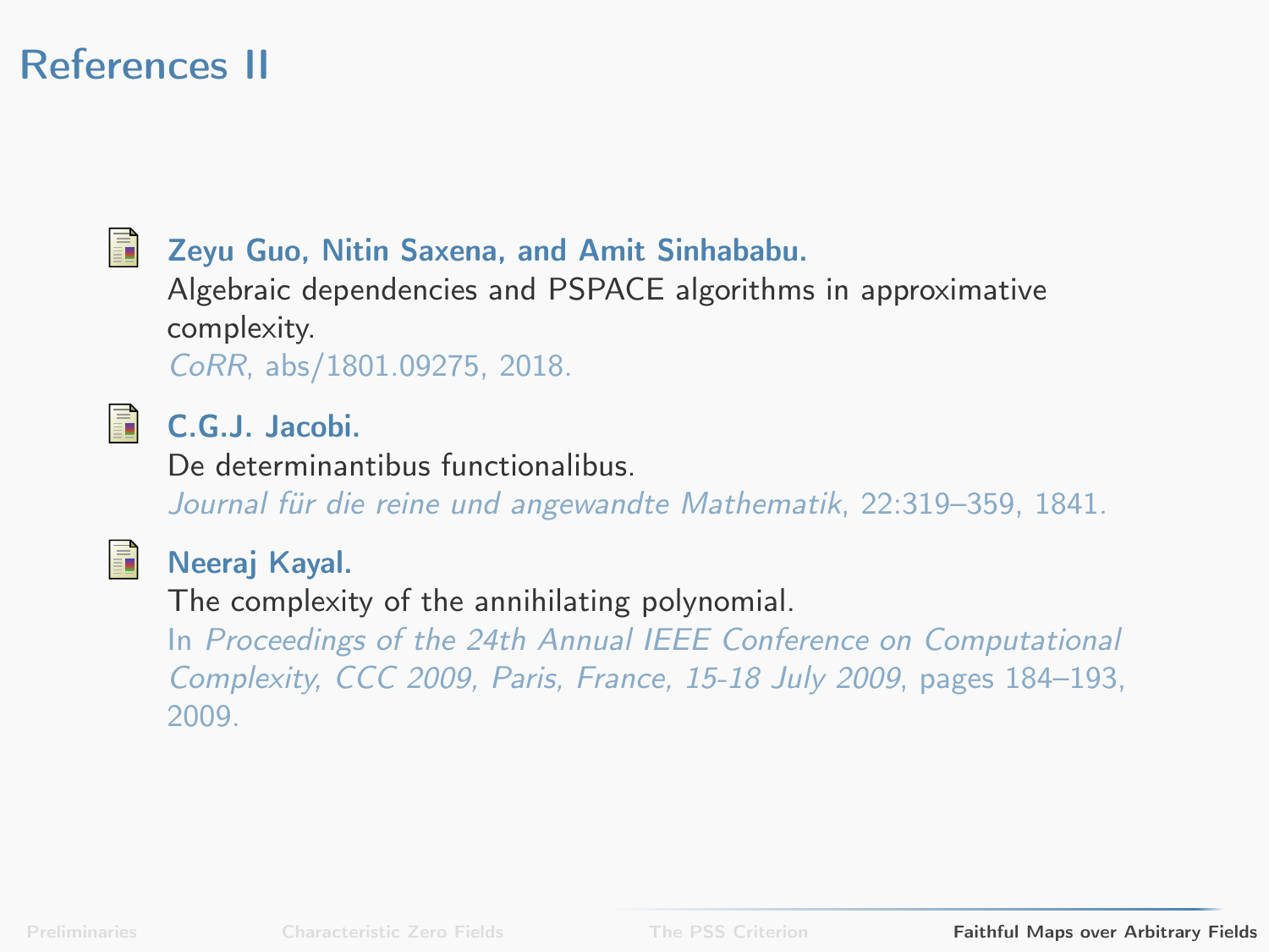# References II

**Zeyu Guo, Nitin Saxena, and Amit Sinhababu.**
Algebraic dependencies and PSPACE algorithms in approximative complexity.
*CoRR*, abs/1801.09275, 2018.

**C.G.J. Jacobi.**
De determinantibus functionalibus.
*Journal für die reine und angewandte Mathematik*, 22:319–359, 1841.

**Neeraj Kayal.**
The complexity of the annihilating polynomial.
In *Proceedings of the 24th Annual IEEE Conference on Computational Complexity, CCC 2009, Paris, France, 15-18 July 2009*, pages 184–193, 2009.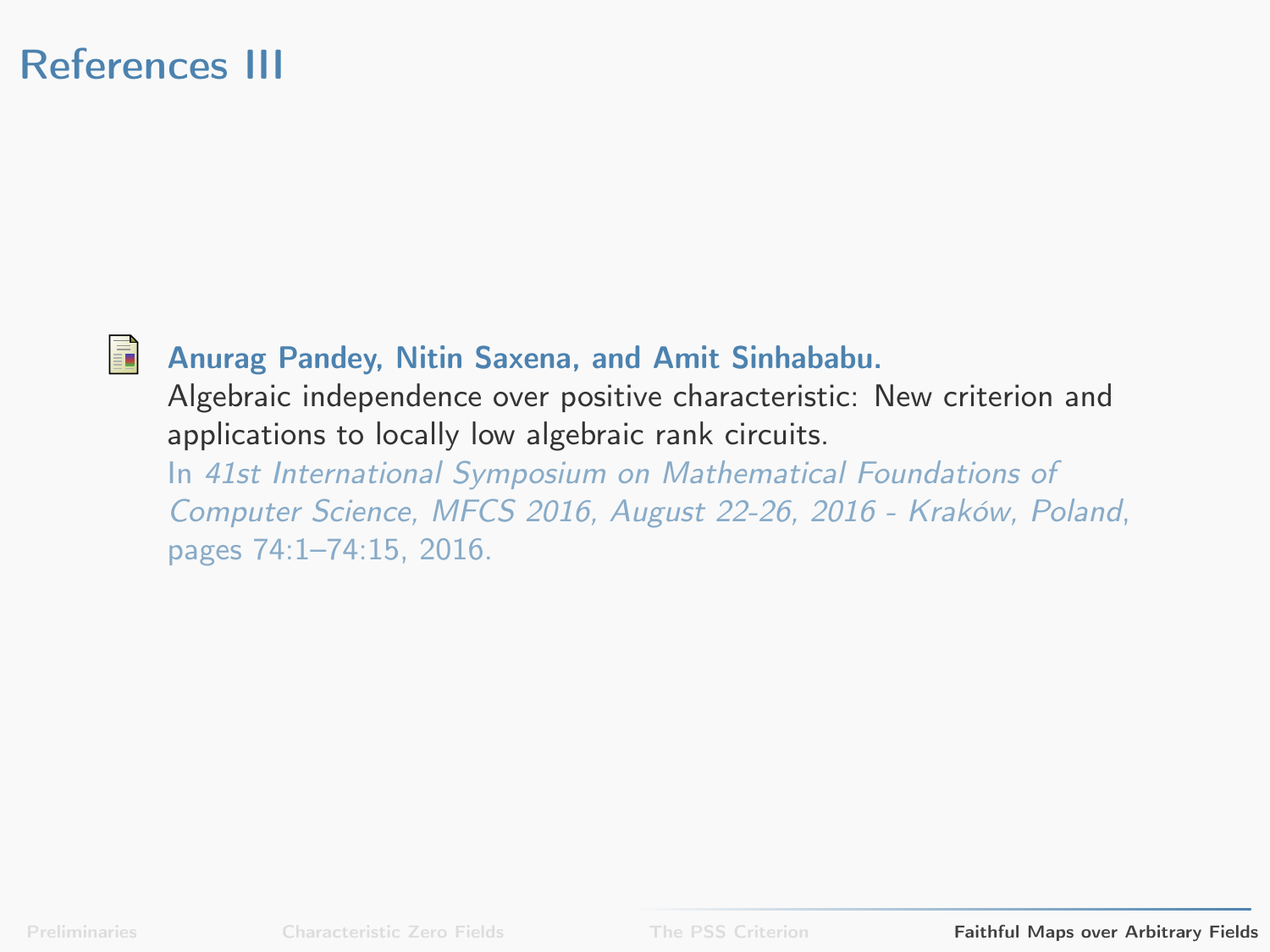# References III

**Anurag Pandey, Nitin Saxena, and Amit Sinhababu.**
Algebraic independence over positive characteristic: New criterion and applications to locally low algebraic rank circuits.
In *41st International Symposium on Mathematical Foundations of Computer Science, MFCS 2016, August 22-26, 2016 - Kraków, Poland*, pages 74:1–74:15, 2016.